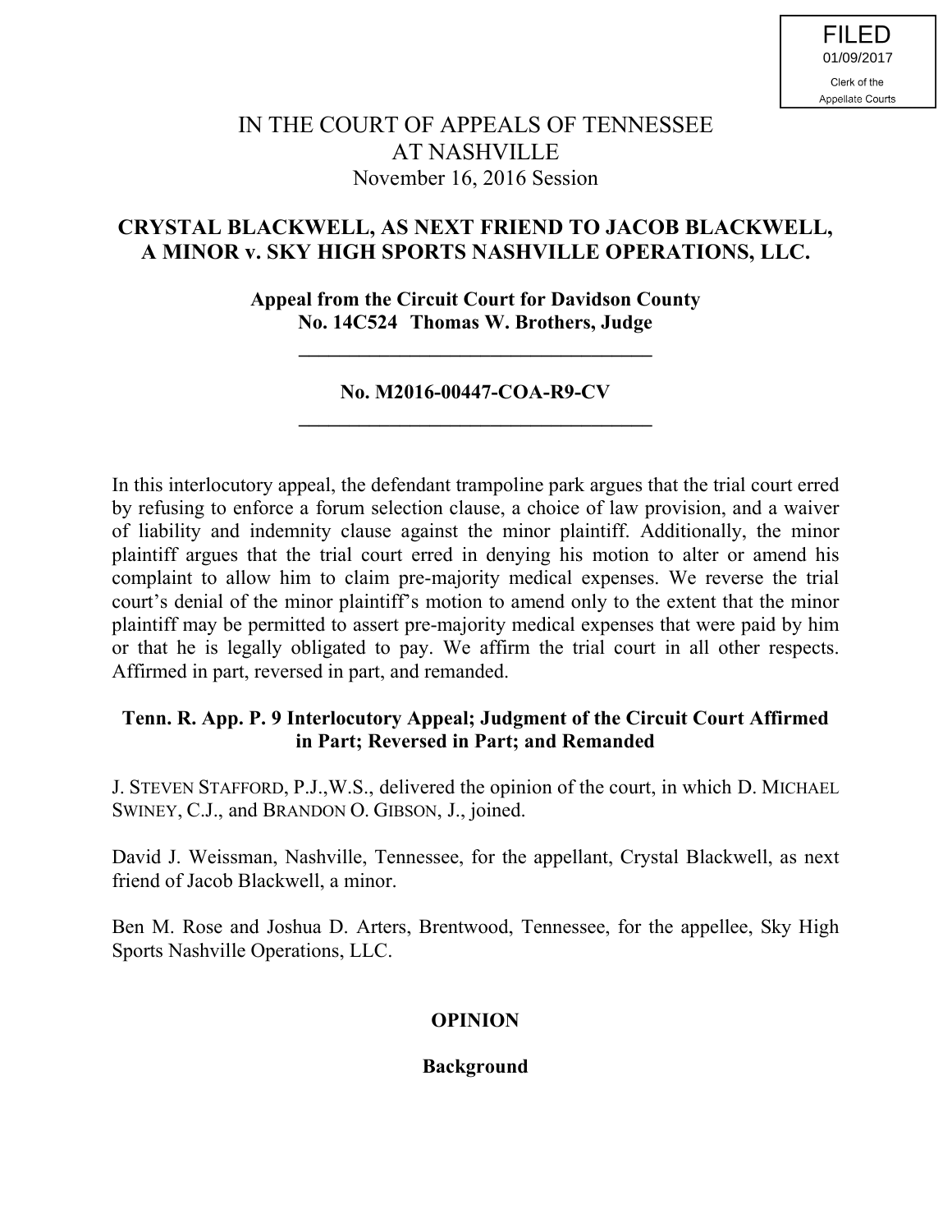FILED
01/09/2017
Clerk of the
Appellate Courts

# IN THE COURT OF APPEALS OF TENNESSEE AT NASHVILLE

November 16, 2016 Session

## CRYSTAL BLACKWELL, AS NEXT FRIEND TO JACOB BLACKWELL, A MINOR v. SKY HIGH SPORTS NASHVILLE OPERATIONS, LLC.

**Appeal from the Circuit Court for Davidson County**
**No. 14C524 Thomas W. Brothers, Judge**

---

**No. M2016-00447-COA-R9-CV**

---

In this interlocutory appeal, the defendant trampoline park argues that the trial court erred by refusing to enforce a forum selection clause, a choice of law provision, and a waiver of liability and indemnity clause against the minor plaintiff. Additionally, the minor plaintiff argues that the trial court erred in denying his motion to alter or amend his complaint to allow him to claim pre-majority medical expenses. We reverse the trial court's denial of the minor plaintiff's motion to amend only to the extent that the minor plaintiff may be permitted to assert pre-majority medical expenses that were paid by him or that he is legally obligated to pay. We affirm the trial court in all other respects. Affirmed in part, reversed in part, and remanded.

**Tenn. R. App. P. 9 Interlocutory Appeal; Judgment of the Circuit Court Affirmed in Part; Reversed in Part; and Remanded**

J. STEVEN STAFFORD, P.J.,W.S., delivered the opinion of the court, in which D. MICHAEL SWINEY, C.J., and BRANDON O. GIBSON, J., joined.

David J. Weissman, Nashville, Tennessee, for the appellant, Crystal Blackwell, as next friend of Jacob Blackwell, a minor.

Ben M. Rose and Joshua D. Arters, Brentwood, Tennessee, for the appellee, Sky High Sports Nashville Operations, LLC.

## OPINION

### Background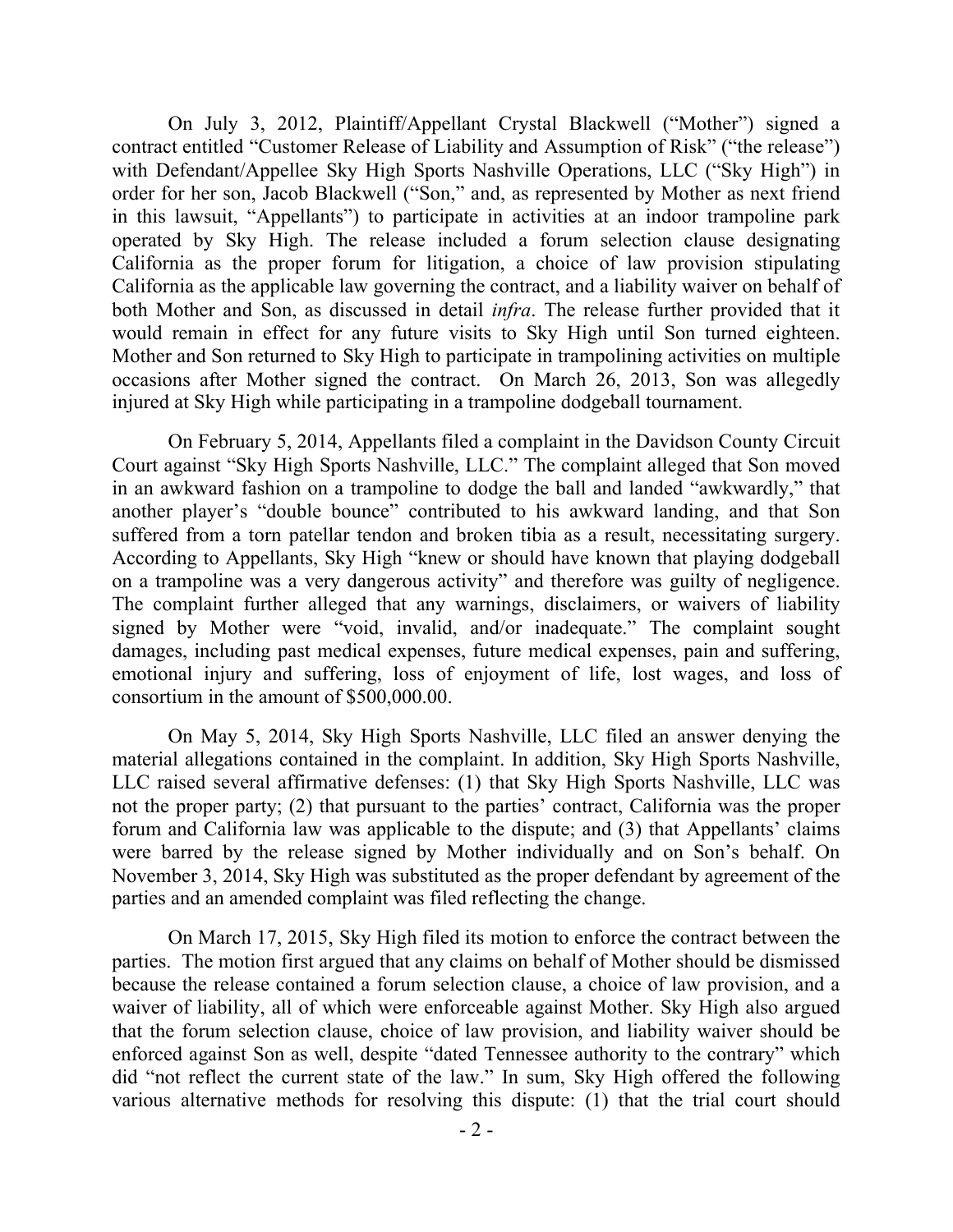On July 3, 2012, Plaintiff/Appellant Crystal Blackwell ("Mother") signed a contract entitled "Customer Release of Liability and Assumption of Risk" ("the release") with Defendant/Appellee Sky High Sports Nashville Operations, LLC ("Sky High") in order for her son, Jacob Blackwell ("Son," and, as represented by Mother as next friend in this lawsuit, "Appellants") to participate in activities at an indoor trampoline park operated by Sky High. The release included a forum selection clause designating California as the proper forum for litigation, a choice of law provision stipulating California as the applicable law governing the contract, and a liability waiver on behalf of both Mother and Son, as discussed in detail *infra*. The release further provided that it would remain in effect for any future visits to Sky High until Son turned eighteen. Mother and Son returned to Sky High to participate in trampolining activities on multiple occasions after Mother signed the contract. On March 26, 2013, Son was allegedly injured at Sky High while participating in a trampoline dodgeball tournament.

On February 5, 2014, Appellants filed a complaint in the Davidson County Circuit Court against "Sky High Sports Nashville, LLC." The complaint alleged that Son moved in an awkward fashion on a trampoline to dodge the ball and landed "awkwardly," that another player's "double bounce" contributed to his awkward landing, and that Son suffered from a torn patellar tendon and broken tibia as a result, necessitating surgery. According to Appellants, Sky High "knew or should have known that playing dodgeball on a trampoline was a very dangerous activity" and therefore was guilty of negligence. The complaint further alleged that any warnings, disclaimers, or waivers of liability signed by Mother were "void, invalid, and/or inadequate." The complaint sought damages, including past medical expenses, future medical expenses, pain and suffering, emotional injury and suffering, loss of enjoyment of life, lost wages, and loss of consortium in the amount of $500,000.00.

On May 5, 2014, Sky High Sports Nashville, LLC filed an answer denying the material allegations contained in the complaint. In addition, Sky High Sports Nashville, LLC raised several affirmative defenses: (1) that Sky High Sports Nashville, LLC was not the proper party; (2) that pursuant to the parties' contract, California was the proper forum and California law was applicable to the dispute; and (3) that Appellants' claims were barred by the release signed by Mother individually and on Son's behalf. On November 3, 2014, Sky High was substituted as the proper defendant by agreement of the parties and an amended complaint was filed reflecting the change.

On March 17, 2015, Sky High filed its motion to enforce the contract between the parties. The motion first argued that any claims on behalf of Mother should be dismissed because the release contained a forum selection clause, a choice of law provision, and a waiver of liability, all of which were enforceable against Mother. Sky High also argued that the forum selection clause, choice of law provision, and liability waiver should be enforced against Son as well, despite "dated Tennessee authority to the contrary" which did "not reflect the current state of the law." In sum, Sky High offered the following various alternative methods for resolving this dispute: (1) that the trial court should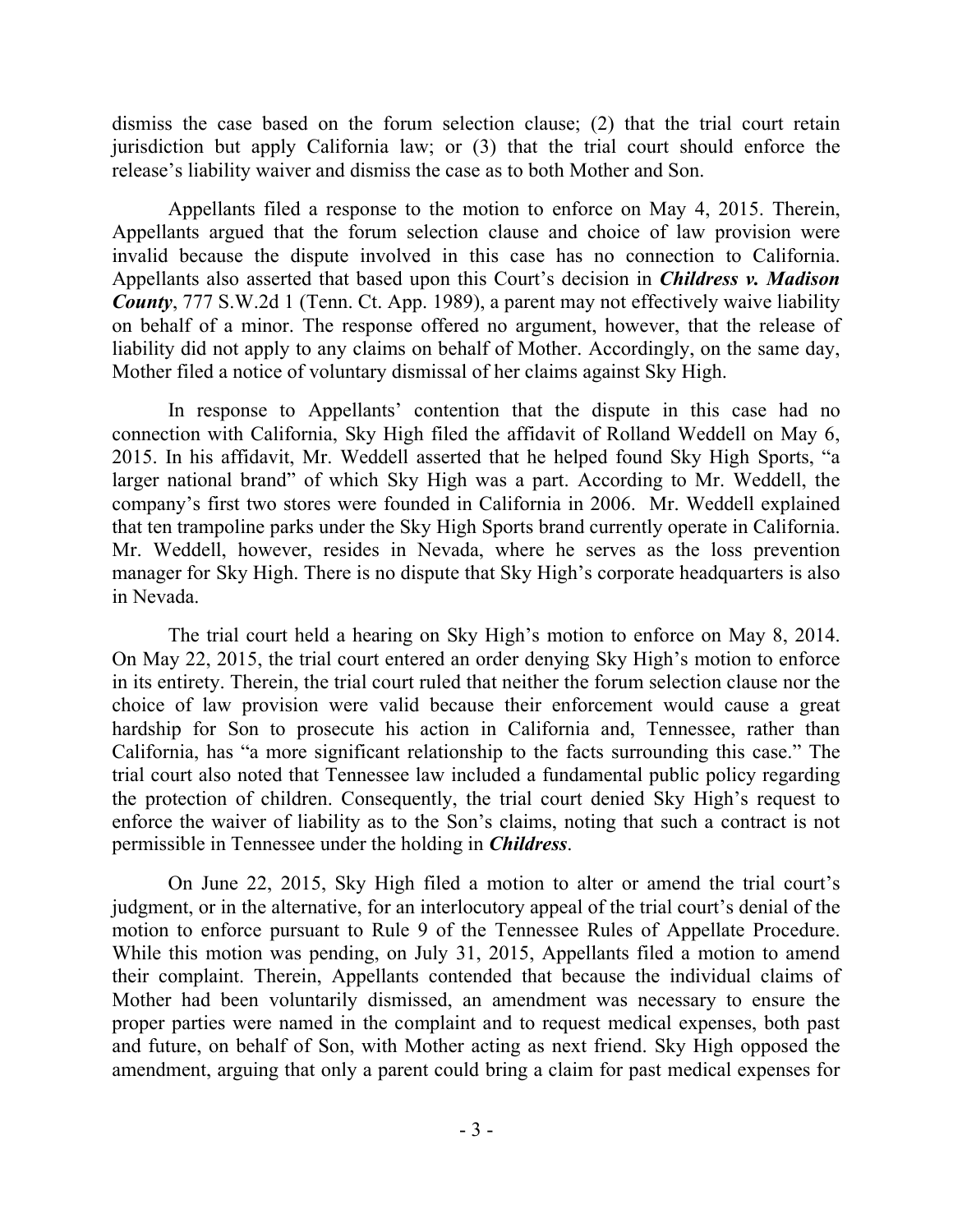dismiss the case based on the forum selection clause; (2) that the trial court retain jurisdiction but apply California law; or (3) that the trial court should enforce the release's liability waiver and dismiss the case as to both Mother and Son.

Appellants filed a response to the motion to enforce on May 4, 2015. Therein, Appellants argued that the forum selection clause and choice of law provision were invalid because the dispute involved in this case has no connection to California. Appellants also asserted that based upon this Court's decision in ***Childress v. Madison County***, 777 S.W.2d 1 (Tenn. Ct. App. 1989), a parent may not effectively waive liability on behalf of a minor. The response offered no argument, however, that the release of liability did not apply to any claims on behalf of Mother. Accordingly, on the same day, Mother filed a notice of voluntary dismissal of her claims against Sky High.

In response to Appellants' contention that the dispute in this case had no connection with California, Sky High filed the affidavit of Rolland Weddell on May 6, 2015. In his affidavit, Mr. Weddell asserted that he helped found Sky High Sports, "a larger national brand" of which Sky High was a part. According to Mr. Weddell, the company's first two stores were founded in California in 2006. Mr. Weddell explained that ten trampoline parks under the Sky High Sports brand currently operate in California. Mr. Weddell, however, resides in Nevada, where he serves as the loss prevention manager for Sky High. There is no dispute that Sky High's corporate headquarters is also in Nevada.

The trial court held a hearing on Sky High's motion to enforce on May 8, 2014. On May 22, 2015, the trial court entered an order denying Sky High's motion to enforce in its entirety. Therein, the trial court ruled that neither the forum selection clause nor the choice of law provision were valid because their enforcement would cause a great hardship for Son to prosecute his action in California and, Tennessee, rather than California, has "a more significant relationship to the facts surrounding this case." The trial court also noted that Tennessee law included a fundamental public policy regarding the protection of children. Consequently, the trial court denied Sky High's request to enforce the waiver of liability as to the Son's claims, noting that such a contract is not permissible in Tennessee under the holding in ***Childress***.

On June 22, 2015, Sky High filed a motion to alter or amend the trial court's judgment, or in the alternative, for an interlocutory appeal of the trial court's denial of the motion to enforce pursuant to Rule 9 of the Tennessee Rules of Appellate Procedure. While this motion was pending, on July 31, 2015, Appellants filed a motion to amend their complaint. Therein, Appellants contended that because the individual claims of Mother had been voluntarily dismissed, an amendment was necessary to ensure the proper parties were named in the complaint and to request medical expenses, both past and future, on behalf of Son, with Mother acting as next friend. Sky High opposed the amendment, arguing that only a parent could bring a claim for past medical expenses for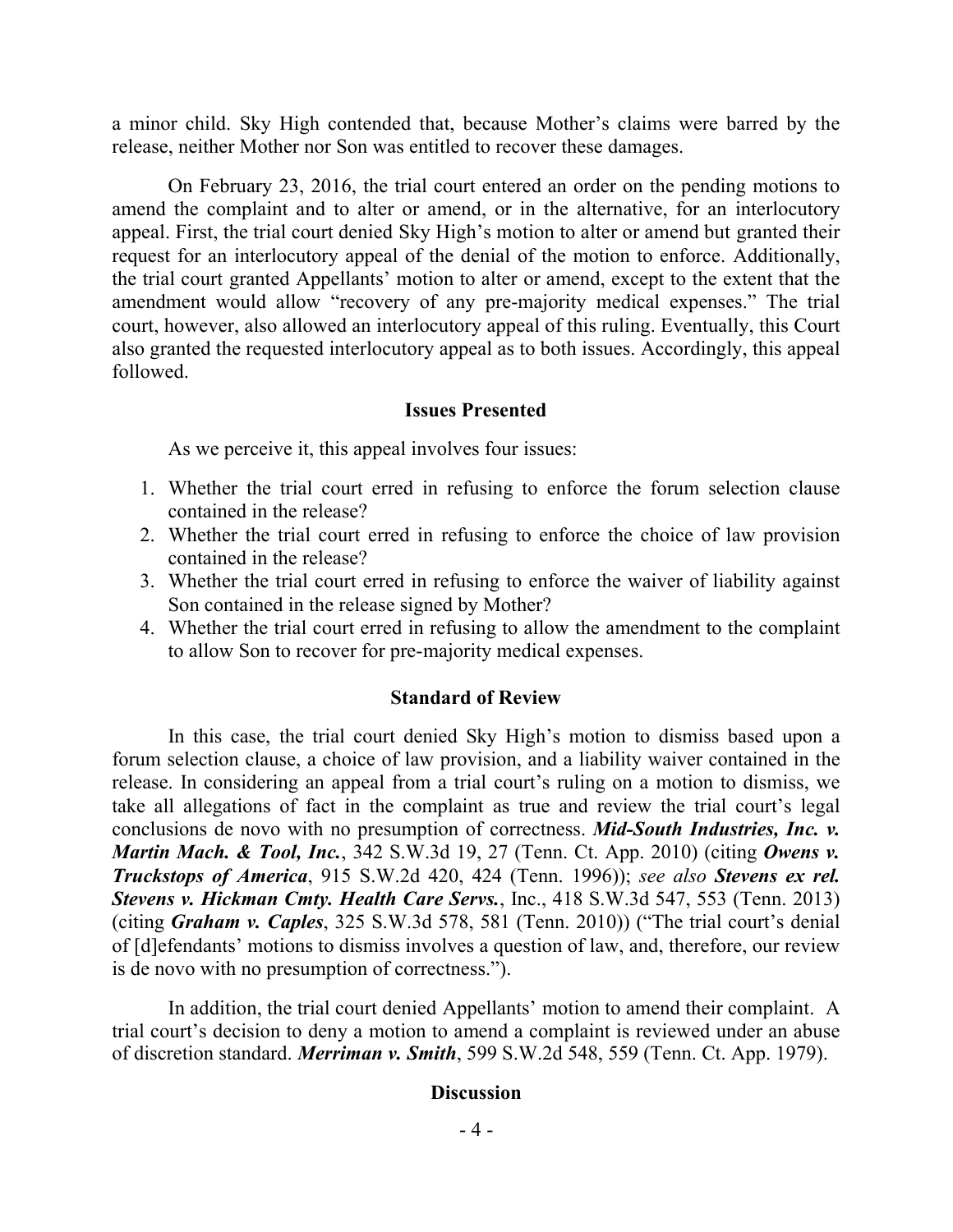a minor child. Sky High contended that, because Mother's claims were barred by the release, neither Mother nor Son was entitled to recover these damages.

On February 23, 2016, the trial court entered an order on the pending motions to amend the complaint and to alter or amend, or in the alternative, for an interlocutory appeal. First, the trial court denied Sky High's motion to alter or amend but granted their request for an interlocutory appeal of the denial of the motion to enforce. Additionally, the trial court granted Appellants' motion to alter or amend, except to the extent that the amendment would allow "recovery of any pre-majority medical expenses." The trial court, however, also allowed an interlocutory appeal of this ruling. Eventually, this Court also granted the requested interlocutory appeal as to both issues. Accordingly, this appeal followed.

## Issues Presented

As we perceive it, this appeal involves four issues:

1. Whether the trial court erred in refusing to enforce the forum selection clause contained in the release?
2. Whether the trial court erred in refusing to enforce the choice of law provision contained in the release?
3. Whether the trial court erred in refusing to enforce the waiver of liability against Son contained in the release signed by Mother?
4. Whether the trial court erred in refusing to allow the amendment to the complaint to allow Son to recover for pre-majority medical expenses.

## Standard of Review

In this case, the trial court denied Sky High's motion to dismiss based upon a forum selection clause, a choice of law provision, and a liability waiver contained in the release. In considering an appeal from a trial court's ruling on a motion to dismiss, we take all allegations of fact in the complaint as true and review the trial court's legal conclusions de novo with no presumption of correctness. ***Mid-South Industries, Inc. v. Martin Mach. & Tool, Inc.***, 342 S.W.3d 19, 27 (Tenn. Ct. App. 2010) (citing ***Owens v. Truckstops of America***, 915 S.W.2d 420, 424 (Tenn. 1996)); *see also* ***Stevens ex rel. Stevens v. Hickman Cmty. Health Care Servs.***, Inc., 418 S.W.3d 547, 553 (Tenn. 2013) (citing ***Graham v. Caples***, 325 S.W.3d 578, 581 (Tenn. 2010)) ("The trial court's denial of [d]efendants' motions to dismiss involves a question of law, and, therefore, our review is de novo with no presumption of correctness.").

In addition, the trial court denied Appellants' motion to amend their complaint. A trial court's decision to deny a motion to amend a complaint is reviewed under an abuse of discretion standard. ***Merriman v. Smith***, 599 S.W.2d 548, 559 (Tenn. Ct. App. 1979).

## Discussion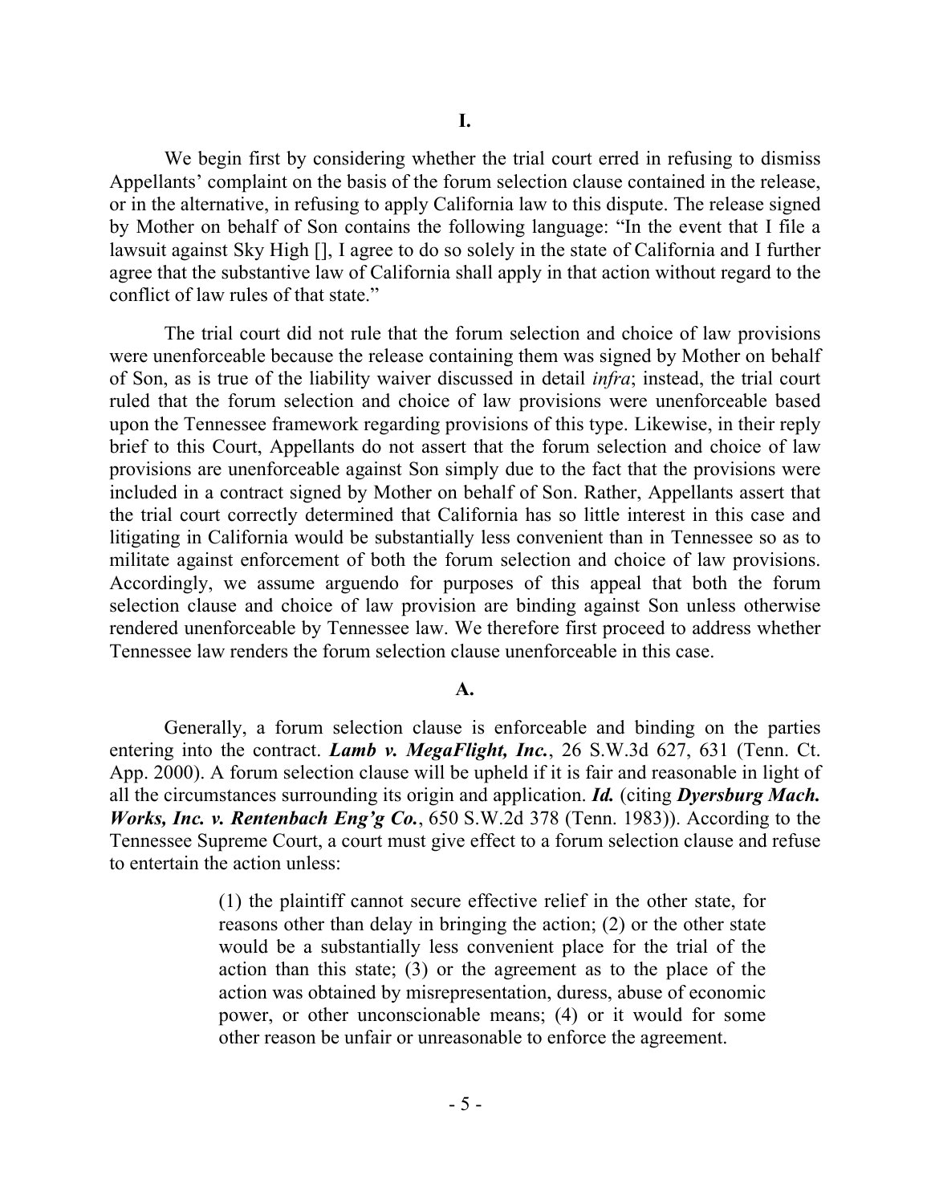## I.

We begin first by considering whether the trial court erred in refusing to dismiss Appellants' complaint on the basis of the forum selection clause contained in the release, or in the alternative, in refusing to apply California law to this dispute. The release signed by Mother on behalf of Son contains the following language: "In the event that I file a lawsuit against Sky High [], I agree to do so solely in the state of California and I further agree that the substantive law of California shall apply in that action without regard to the conflict of law rules of that state."

The trial court did not rule that the forum selection and choice of law provisions were unenforceable because the release containing them was signed by Mother on behalf of Son, as is true of the liability waiver discussed in detail *infra*; instead, the trial court ruled that the forum selection and choice of law provisions were unenforceable based upon the Tennessee framework regarding provisions of this type. Likewise, in their reply brief to this Court, Appellants do not assert that the forum selection and choice of law provisions are unenforceable against Son simply due to the fact that the provisions were included in a contract signed by Mother on behalf of Son. Rather, Appellants assert that the trial court correctly determined that California has so little interest in this case and litigating in California would be substantially less convenient than in Tennessee so as to militate against enforcement of both the forum selection and choice of law provisions. Accordingly, we assume arguendo for purposes of this appeal that both the forum selection clause and choice of law provision are binding against Son unless otherwise rendered unenforceable by Tennessee law. We therefore first proceed to address whether Tennessee law renders the forum selection clause unenforceable in this case.

### A.

Generally, a forum selection clause is enforceable and binding on the parties entering into the contract. ***Lamb v. MegaFlight, Inc.***, 26 S.W.3d 627, 631 (Tenn. Ct. App. 2000). A forum selection clause will be upheld if it is fair and reasonable in light of all the circumstances surrounding its origin and application. ***Id.*** (citing ***Dyersburg Mach. Works, Inc. v. Rentenbach Eng'g Co.***, 650 S.W.2d 378 (Tenn. 1983)). According to the Tennessee Supreme Court, a court must give effect to a forum selection clause and refuse to entertain the action unless:

> (1) the plaintiff cannot secure effective relief in the other state, for reasons other than delay in bringing the action; (2) or the other state would be a substantially less convenient place for the trial of the action than this state; (3) or the agreement as to the place of the action was obtained by misrepresentation, duress, abuse of economic power, or other unconscionable means; (4) or it would for some other reason be unfair or unreasonable to enforce the agreement.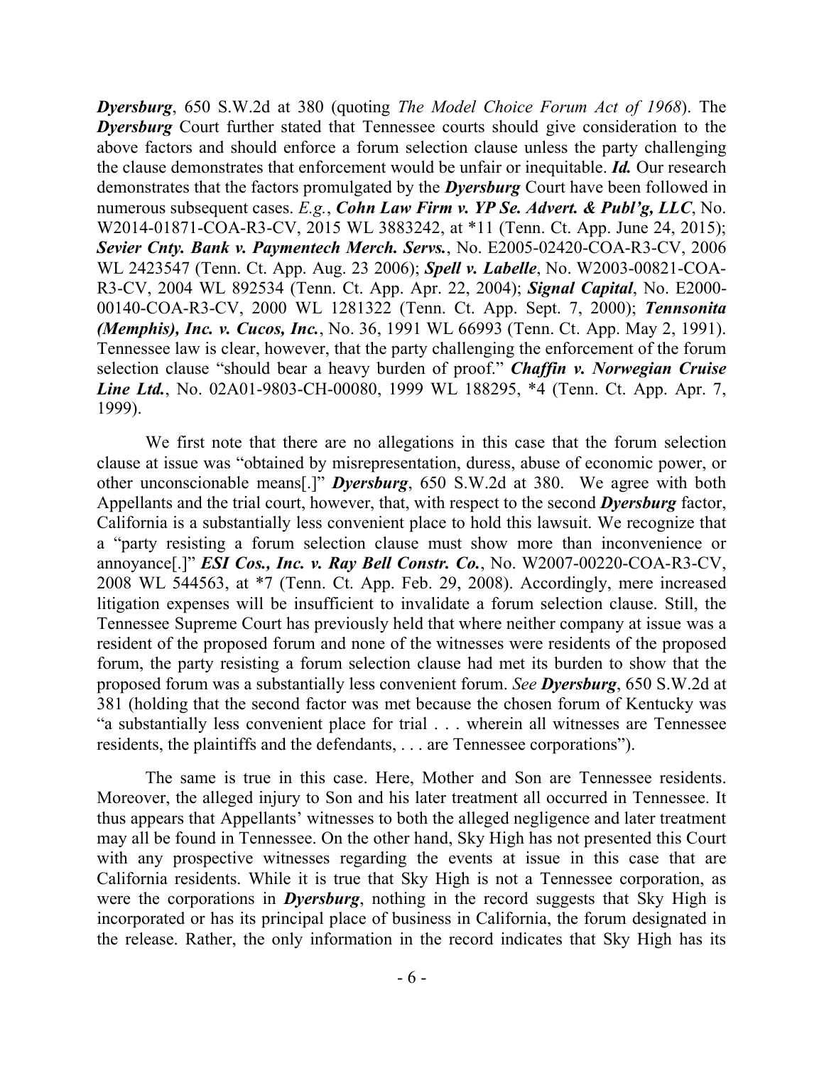***Dyersburg***, 650 S.W.2d at 380 (quoting *The Model Choice Forum Act of 1968*). The ***Dyersburg*** Court further stated that Tennessee courts should give consideration to the above factors and should enforce a forum selection clause unless the party challenging the clause demonstrates that enforcement would be unfair or inequitable. ***Id.*** Our research demonstrates that the factors promulgated by the ***Dyersburg*** Court have been followed in numerous subsequent cases. *E.g.*, ***Cohn Law Firm v. YP Se. Advert. & Publ'g, LLC***, No. W2014-01871-COA-R3-CV, 2015 WL 3883242, at *11 (Tenn. Ct. App. June 24, 2015); ***Sevier Cnty. Bank v. Paymentech Merch. Servs.***, No. E2005-02420-COA-R3-CV, 2006 WL 2423547 (Tenn. Ct. App. Aug. 23 2006); ***Spell v. Labelle***, No. W2003-00821-COA-R3-CV, 2004 WL 892534 (Tenn. Ct. App. Apr. 22, 2004); ***Signal Capital***, No. E2000-00140-COA-R3-CV, 2000 WL 1281322 (Tenn. Ct. App. Sept. 7, 2000); ***Tennsonita (Memphis), Inc. v. Cucos, Inc.***, No. 36, 1991 WL 66993 (Tenn. Ct. App. May 2, 1991). Tennessee law is clear, however, that the party challenging the enforcement of the forum selection clause "should bear a heavy burden of proof." ***Chaffin v. Norwegian Cruise Line Ltd.***, No. 02A01-9803-CH-00080, 1999 WL 188295, *4 (Tenn. Ct. App. Apr. 7, 1999).

We first note that there are no allegations in this case that the forum selection clause at issue was "obtained by misrepresentation, duress, abuse of economic power, or other unconscionable means[.]" ***Dyersburg***, 650 S.W.2d at 380. We agree with both Appellants and the trial court, however, that, with respect to the second ***Dyersburg*** factor, California is a substantially less convenient place to hold this lawsuit. We recognize that a "party resisting a forum selection clause must show more than inconvenience or annoyance[.]" ***ESI Cos., Inc. v. Ray Bell Constr. Co.***, No. W2007-00220-COA-R3-CV, 2008 WL 544563, at *7 (Tenn. Ct. App. Feb. 29, 2008). Accordingly, mere increased litigation expenses will be insufficient to invalidate a forum selection clause. Still, the Tennessee Supreme Court has previously held that where neither company at issue was a resident of the proposed forum and none of the witnesses were residents of the proposed forum, the party resisting a forum selection clause had met its burden to show that the proposed forum was a substantially less convenient forum. *See* ***Dyersburg***, 650 S.W.2d at 381 (holding that the second factor was met because the chosen forum of Kentucky was "a substantially less convenient place for trial . . . wherein all witnesses are Tennessee residents, the plaintiffs and the defendants, . . . are Tennessee corporations").

The same is true in this case. Here, Mother and Son are Tennessee residents. Moreover, the alleged injury to Son and his later treatment all occurred in Tennessee. It thus appears that Appellants' witnesses to both the alleged negligence and later treatment may all be found in Tennessee. On the other hand, Sky High has not presented this Court with any prospective witnesses regarding the events at issue in this case that are California residents. While it is true that Sky High is not a Tennessee corporation, as were the corporations in ***Dyersburg***, nothing in the record suggests that Sky High is incorporated or has its principal place of business in California, the forum designated in the release. Rather, the only information in the record indicates that Sky High has its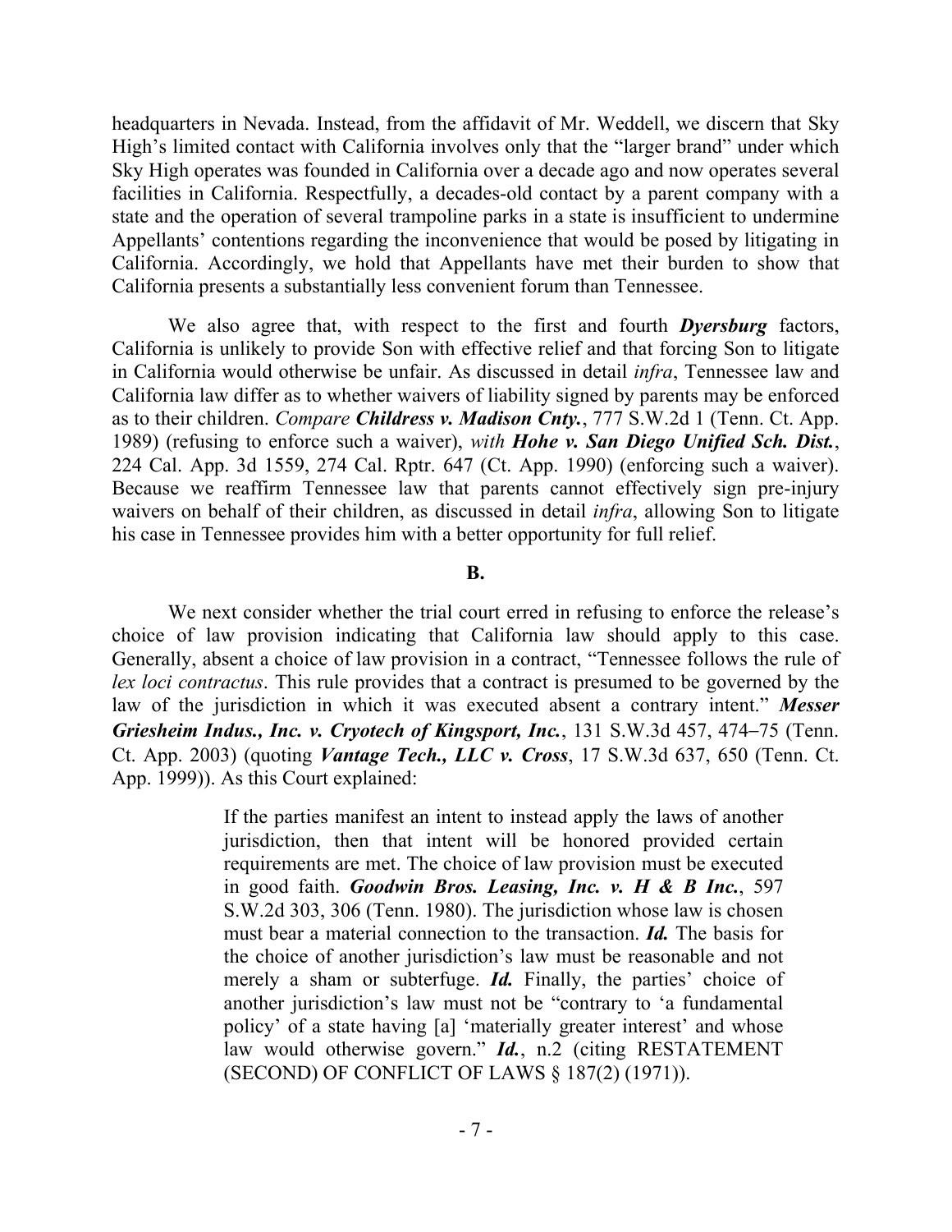headquarters in Nevada. Instead, from the affidavit of Mr. Weddell, we discern that Sky High's limited contact with California involves only that the "larger brand" under which Sky High operates was founded in California over a decade ago and now operates several facilities in California. Respectfully, a decades-old contact by a parent company with a state and the operation of several trampoline parks in a state is insufficient to undermine Appellants' contentions regarding the inconvenience that would be posed by litigating in California. Accordingly, we hold that Appellants have met their burden to show that California presents a substantially less convenient forum than Tennessee.

We also agree that, with respect to the first and fourth ***Dyersburg*** factors, California is unlikely to provide Son with effective relief and that forcing Son to litigate in California would otherwise be unfair. As discussed in detail *infra*, Tennessee law and California law differ as to whether waivers of liability signed by parents may be enforced as to their children. *Compare* ***Childress v. Madison Cnty.***, 777 S.W.2d 1 (Tenn. Ct. App. 1989) (refusing to enforce such a waiver), *with* ***Hohe v. San Diego Unified Sch. Dist.***, 224 Cal. App. 3d 1559, 274 Cal. Rptr. 647 (Ct. App. 1990) (enforcing such a waiver). Because we reaffirm Tennessee law that parents cannot effectively sign pre-injury waivers on behalf of their children, as discussed in detail *infra*, allowing Son to litigate his case in Tennessee provides him with a better opportunity for full relief.

**B.**

We next consider whether the trial court erred in refusing to enforce the release's choice of law provision indicating that California law should apply to this case. Generally, absent a choice of law provision in a contract, "Tennessee follows the rule of *lex loci contractus*. This rule provides that a contract is presumed to be governed by the law of the jurisdiction in which it was executed absent a contrary intent." ***Messer Griesheim Indus., Inc. v. Cryotech of Kingsport, Inc.***, 131 S.W.3d 457, 474–75 (Tenn. Ct. App. 2003) (quoting ***Vantage Tech., LLC v. Cross***, 17 S.W.3d 637, 650 (Tenn. Ct. App. 1999)). As this Court explained:

> If the parties manifest an intent to instead apply the laws of another jurisdiction, then that intent will be honored provided certain requirements are met. The choice of law provision must be executed in good faith. ***Goodwin Bros. Leasing, Inc. v. H & B Inc.***, 597 S.W.2d 303, 306 (Tenn. 1980). The jurisdiction whose law is chosen must bear a material connection to the transaction. ***Id.*** The basis for the choice of another jurisdiction's law must be reasonable and not merely a sham or subterfuge. ***Id.*** Finally, the parties' choice of another jurisdiction's law must not be "contrary to 'a fundamental policy' of a state having [a] 'materially greater interest' and whose law would otherwise govern." ***Id.***, n.2 (citing RESTATEMENT (SECOND) OF CONFLICT OF LAWS § 187(2) (1971)).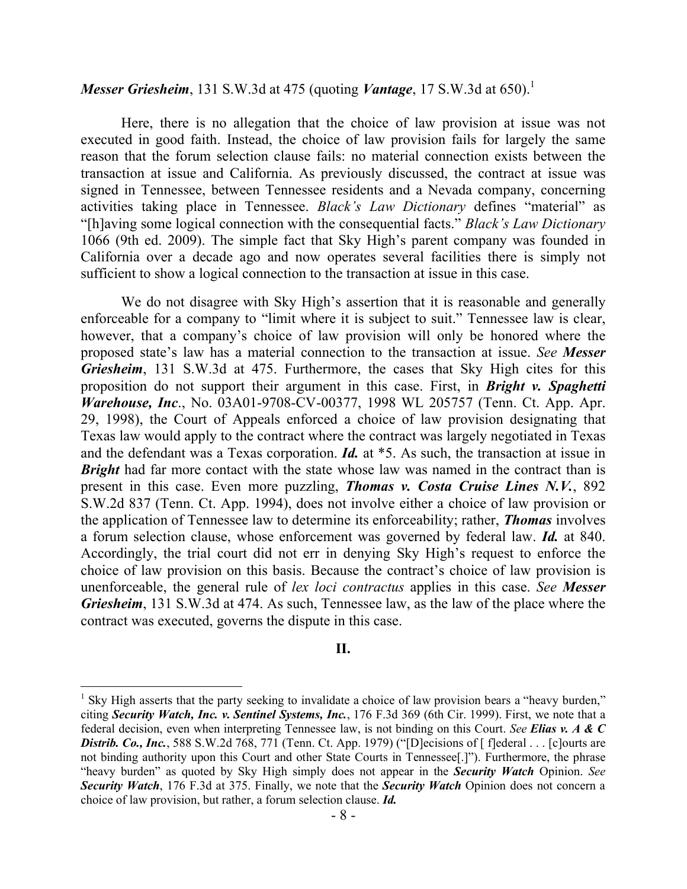***Messer Griesheim***, 131 S.W.3d at 475 (quoting ***Vantage***, 17 S.W.3d at 650).[1]

Here, there is no allegation that the choice of law provision at issue was not executed in good faith. Instead, the choice of law provision fails for largely the same reason that the forum selection clause fails: no material connection exists between the transaction at issue and California. As previously discussed, the contract at issue was signed in Tennessee, between Tennessee residents and a Nevada company, concerning activities taking place in Tennessee. *Black's Law Dictionary* defines "material" as "[h]aving some logical connection with the consequential facts." *Black's Law Dictionary* 1066 (9th ed. 2009). The simple fact that Sky High's parent company was founded in California over a decade ago and now operates several facilities there is simply not sufficient to show a logical connection to the transaction at issue in this case.

We do not disagree with Sky High's assertion that it is reasonable and generally enforceable for a company to "limit where it is subject to suit." Tennessee law is clear, however, that a company's choice of law provision will only be honored where the proposed state's law has a material connection to the transaction at issue. *See* ***Messer Griesheim***, 131 S.W.3d at 475. Furthermore, the cases that Sky High cites for this proposition do not support their argument in this case. First, in ***Bright v. Spaghetti Warehouse, Inc***., No. 03A01-9708-CV-00377, 1998 WL 205757 (Tenn. Ct. App. Apr. 29, 1998), the Court of Appeals enforced a choice of law provision designating that Texas law would apply to the contract where the contract was largely negotiated in Texas and the defendant was a Texas corporation. ***Id.*** at *5. As such, the transaction at issue in ***Bright*** had far more contact with the state whose law was named in the contract than is present in this case. Even more puzzling, ***Thomas v. Costa Cruise Lines N.V.***, 892 S.W.2d 837 (Tenn. Ct. App. 1994), does not involve either a choice of law provision or the application of Tennessee law to determine its enforceability; rather, ***Thomas*** involves a forum selection clause, whose enforcement was governed by federal law. ***Id.*** at 840. Accordingly, the trial court did not err in denying Sky High's request to enforce the choice of law provision on this basis. Because the contract's choice of law provision is unenforceable, the general rule of *lex loci contractus* applies in this case. *See* ***Messer Griesheim***, 131 S.W.3d at 474. As such, Tennessee law, as the law of the place where the contract was executed, governs the dispute in this case.

## II.

---

[1] Sky High asserts that the party seeking to invalidate a choice of law provision bears a "heavy burden," citing ***Security Watch, Inc. v. Sentinel Systems, Inc.***, 176 F.3d 369 (6th Cir. 1999). First, we note that a federal decision, even when interpreting Tennessee law, is not binding on this Court. *See* ***Elias v. A & C Distrib. Co., Inc.***, 588 S.W.2d 768, 771 (Tenn. Ct. App. 1979) ("[D]ecisions of [ f]ederal . . . [c]ourts are not binding authority upon this Court and other State Courts in Tennessee[.]"). Furthermore, the phrase "heavy burden" as quoted by Sky High simply does not appear in the ***Security Watch*** Opinion. *See* ***Security Watch***, 176 F.3d at 375. Finally, we note that the ***Security Watch*** Opinion does not concern a choice of law provision, but rather, a forum selection clause. ***Id.***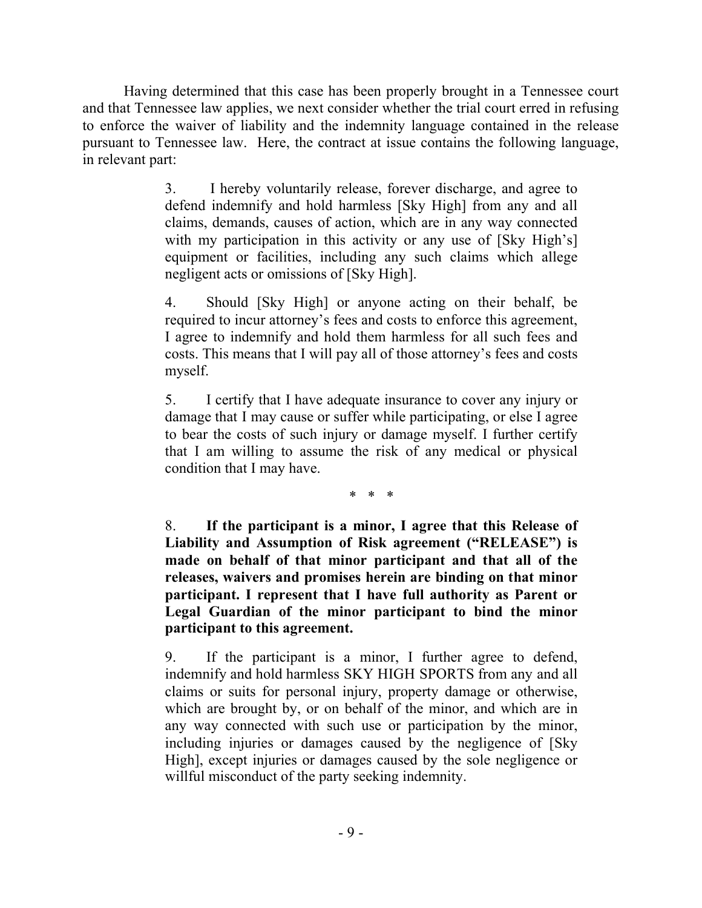Having determined that this case has been properly brought in a Tennessee court and that Tennessee law applies, we next consider whether the trial court erred in refusing to enforce the waiver of liability and the indemnity language contained in the release pursuant to Tennessee law. Here, the contract at issue contains the following language, in relevant part:

> 3. I hereby voluntarily release, forever discharge, and agree to defend indemnify and hold harmless [Sky High] from any and all claims, demands, causes of action, which are in any way connected with my participation in this activity or any use of [Sky High's] equipment or facilities, including any such claims which allege negligent acts or omissions of [Sky High].
>
> 4. Should [Sky High] or anyone acting on their behalf, be required to incur attorney's fees and costs to enforce this agreement, I agree to indemnify and hold them harmless for all such fees and costs. This means that I will pay all of those attorney's fees and costs myself.
>
> 5. I certify that I have adequate insurance to cover any injury or damage that I may cause or suffer while participating, or else I agree to bear the costs of such injury or damage myself. I further certify that I am willing to assume the risk of any medical or physical condition that I may have.
>
> \* \* \*
>
> 8. **If the participant is a minor, I agree that this Release of Liability and Assumption of Risk agreement ("RELEASE") is made on behalf of that minor participant and that all of the releases, waivers and promises herein are binding on that minor participant. I represent that I have full authority as Parent or Legal Guardian of the minor participant to bind the minor participant to this agreement.**
>
> 9. If the participant is a minor, I further agree to defend, indemnify and hold harmless SKY HIGH SPORTS from any and all claims or suits for personal injury, property damage or otherwise, which are brought by, or on behalf of the minor, and which are in any way connected with such use or participation by the minor, including injuries or damages caused by the negligence of [Sky High], except injuries or damages caused by the sole negligence or willful misconduct of the party seeking indemnity.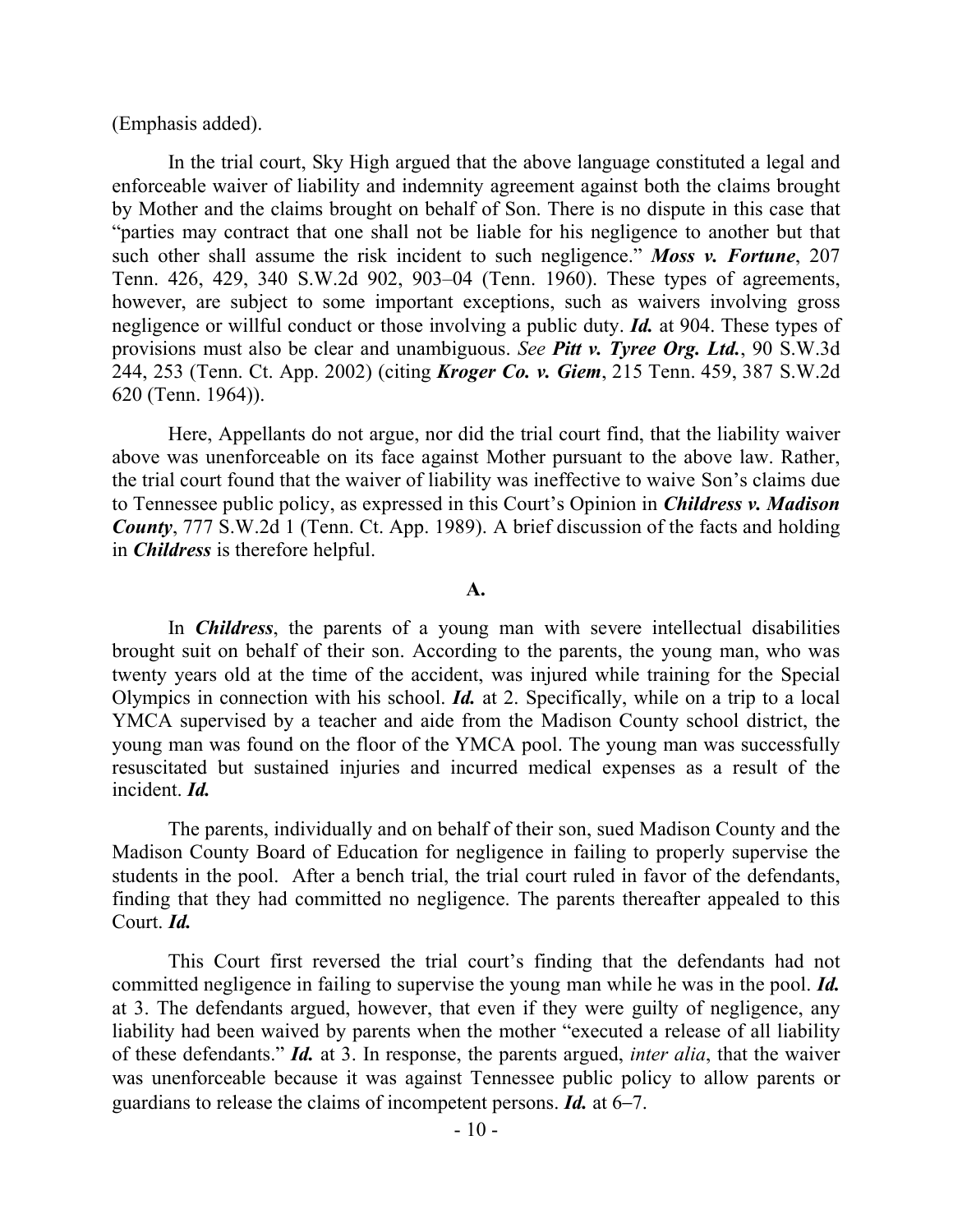(Emphasis added).

In the trial court, Sky High argued that the above language constituted a legal and enforceable waiver of liability and indemnity agreement against both the claims brought by Mother and the claims brought on behalf of Son. There is no dispute in this case that "parties may contract that one shall not be liable for his negligence to another but that such other shall assume the risk incident to such negligence." ***Moss v. Fortune***, 207 Tenn. 426, 429, 340 S.W.2d 902, 903–04 (Tenn. 1960). These types of agreements, however, are subject to some important exceptions, such as waivers involving gross negligence or willful conduct or those involving a public duty. ***Id.*** at 904. These types of provisions must also be clear and unambiguous. *See* ***Pitt v. Tyree Org. Ltd.***, 90 S.W.3d 244, 253 (Tenn. Ct. App. 2002) (citing ***Kroger Co. v. Giem***, 215 Tenn. 459, 387 S.W.2d 620 (Tenn. 1964)).

Here, Appellants do not argue, nor did the trial court find, that the liability waiver above was unenforceable on its face against Mother pursuant to the above law. Rather, the trial court found that the waiver of liability was ineffective to waive Son's claims due to Tennessee public policy, as expressed in this Court's Opinion in ***Childress v. Madison County***, 777 S.W.2d 1 (Tenn. Ct. App. 1989). A brief discussion of the facts and holding in ***Childress*** is therefore helpful.

**A.**

In ***Childress***, the parents of a young man with severe intellectual disabilities brought suit on behalf of their son. According to the parents, the young man, who was twenty years old at the time of the accident, was injured while training for the Special Olympics in connection with his school. ***Id.*** at 2. Specifically, while on a trip to a local YMCA supervised by a teacher and aide from the Madison County school district, the young man was found on the floor of the YMCA pool. The young man was successfully resuscitated but sustained injuries and incurred medical expenses as a result of the incident. ***Id.***

The parents, individually and on behalf of their son, sued Madison County and the Madison County Board of Education for negligence in failing to properly supervise the students in the pool. After a bench trial, the trial court ruled in favor of the defendants, finding that they had committed no negligence. The parents thereafter appealed to this Court. ***Id.***

This Court first reversed the trial court's finding that the defendants had not committed negligence in failing to supervise the young man while he was in the pool. ***Id.*** at 3. The defendants argued, however, that even if they were guilty of negligence, any liability had been waived by parents when the mother "executed a release of all liability of these defendants." ***Id.*** at 3. In response, the parents argued, *inter alia*, that the waiver was unenforceable because it was against Tennessee public policy to allow parents or guardians to release the claims of incompetent persons. ***Id.*** at 6–7.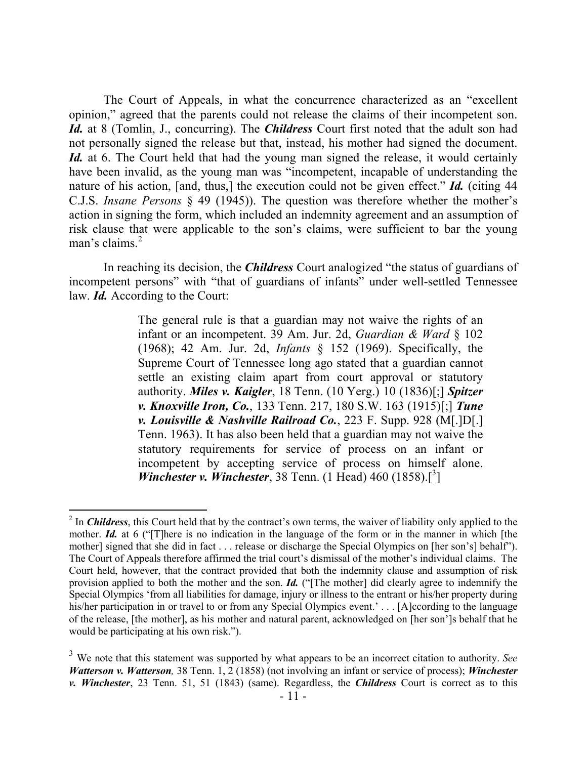The Court of Appeals, in what the concurrence characterized as an "excellent opinion," agreed that the parents could not release the claims of their incompetent son. ***Id.*** at 8 (Tomlin, J., concurring). The ***Childress*** Court first noted that the adult son had not personally signed the release but that, instead, his mother had signed the document. ***Id.*** at 6. The Court held that had the young man signed the release, it would certainly have been invalid, as the young man was "incompetent, incapable of understanding the nature of his action, [and, thus,] the execution could not be given effect." ***Id.*** (citing 44 C.J.S. *Insane Persons* § 49 (1945)). The question was therefore whether the mother's action in signing the form, which included an indemnity agreement and an assumption of risk clause that were applicable to the son's claims, were sufficient to bar the young man's claims.[2]

In reaching its decision, the ***Childress*** Court analogized "the status of guardians of incompetent persons" with "that of guardians of infants" under well-settled Tennessee law. ***Id.*** According to the Court:

> The general rule is that a guardian may not waive the rights of an infant or an incompetent. 39 Am. Jur. 2d, *Guardian & Ward* § 102 (1968); 42 Am. Jur. 2d, *Infants* § 152 (1969). Specifically, the Supreme Court of Tennessee long ago stated that a guardian cannot settle an existing claim apart from court approval or statutory authority. ***Miles v. Kaigler***, 18 Tenn. (10 Yerg.) 10 (1836)[;] ***Spitzer v. Knoxville Iron, Co.***, 133 Tenn. 217, 180 S.W. 163 (1915)[;] ***Tune v. Louisville & Nashville Railroad Co.***, 223 F. Supp. 928 (M[.]D[.] Tenn. 1963). It has also been held that a guardian may not waive the statutory requirements for service of process on an infant or incompetent by accepting service of process on himself alone. ***Winchester v. Winchester***, 38 Tenn. (1 Head) 460 (1858).[[3]]

---

[2] In ***Childress***, this Court held that by the contract's own terms, the waiver of liability only applied to the mother. ***Id.*** at 6 ("[T]here is no indication in the language of the form or in the manner in which [the mother] signed that she did in fact . . . release or discharge the Special Olympics on [her son's] behalf"). The Court of Appeals therefore affirmed the trial court's dismissal of the mother's individual claims. The Court held, however, that the contract provided that both the indemnity clause and assumption of risk provision applied to both the mother and the son. ***Id.*** ("[The mother] did clearly agree to indemnify the Special Olympics 'from all liabilities for damage, injury or illness to the entrant or his/her property during his/her participation in or travel to or from any Special Olympics event.' . . . [A]ccording to the language of the release, [the mother], as his mother and natural parent, acknowledged on [her son']s behalf that he would be participating at his own risk.").

[3] We note that this statement was supported by what appears to be an incorrect citation to authority. *See* ***Watterson v. Watterson,*** 38 Tenn. 1, 2 (1858) (not involving an infant or service of process); ***Winchester v. Winchester***, 23 Tenn. 51, 51 (1843) (same). Regardless, the ***Childress*** Court is correct as to this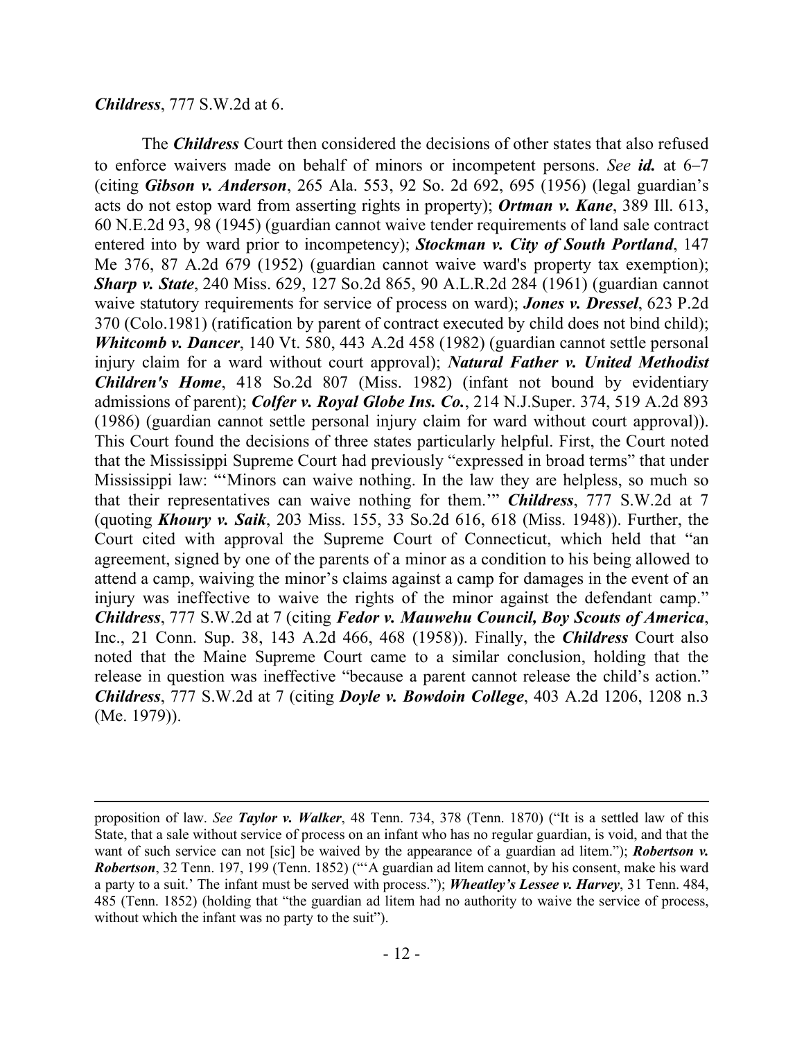***Childress***, 777 S.W.2d at 6.

The ***Childress*** Court then considered the decisions of other states that also refused to enforce waivers made on behalf of minors or incompetent persons. *See **id.*** at 6–7 (citing ***Gibson v. Anderson***, 265 Ala. 553, 92 So. 2d 692, 695 (1956) (legal guardian's acts do not estop ward from asserting rights in property); ***Ortman v. Kane***, 389 Ill. 613, 60 N.E.2d 93, 98 (1945) (guardian cannot waive tender requirements of land sale contract entered into by ward prior to incompetency); ***Stockman v. City of South Portland***, 147 Me 376, 87 A.2d 679 (1952) (guardian cannot waive ward's property tax exemption); ***Sharp v. State***, 240 Miss. 629, 127 So.2d 865, 90 A.L.R.2d 284 (1961) (guardian cannot waive statutory requirements for service of process on ward); ***Jones v. Dressel***, 623 P.2d 370 (Colo.1981) (ratification by parent of contract executed by child does not bind child); ***Whitcomb v. Dancer***, 140 Vt. 580, 443 A.2d 458 (1982) (guardian cannot settle personal injury claim for a ward without court approval); ***Natural Father v. United Methodist Children's Home***, 418 So.2d 807 (Miss. 1982) (infant not bound by evidentiary admissions of parent); ***Colfer v. Royal Globe Ins. Co.***, 214 N.J.Super. 374, 519 A.2d 893 (1986) (guardian cannot settle personal injury claim for ward without court approval)). This Court found the decisions of three states particularly helpful. First, the Court noted that the Mississippi Supreme Court had previously "expressed in broad terms" that under Mississippi law: "'Minors can waive nothing. In the law they are helpless, so much so that their representatives can waive nothing for them.'" ***Childress***, 777 S.W.2d at 7 (quoting ***Khoury v. Saik***, 203 Miss. 155, 33 So.2d 616, 618 (Miss. 1948)). Further, the Court cited with approval the Supreme Court of Connecticut, which held that "an agreement, signed by one of the parents of a minor as a condition to his being allowed to attend a camp, waiving the minor's claims against a camp for damages in the event of an injury was ineffective to waive the rights of the minor against the defendant camp." ***Childress***, 777 S.W.2d at 7 (citing ***Fedor v. Mauwehu Council, Boy Scouts of America***, Inc., 21 Conn. Sup. 38, 143 A.2d 466, 468 (1958)). Finally, the ***Childress*** Court also noted that the Maine Supreme Court came to a similar conclusion, holding that the release in question was ineffective "because a parent cannot release the child's action." ***Childress***, 777 S.W.2d at 7 (citing ***Doyle v. Bowdoin College***, 403 A.2d 1206, 1208 n.3 (Me. 1979)).

---

proposition of law. *See **Taylor v. Walker***, 48 Tenn. 734, 378 (Tenn. 1870) ("It is a settled law of this State, that a sale without service of process on an infant who has no regular guardian, is void, and that the want of such service can not [sic] be waived by the appearance of a guardian ad litem."); ***Robertson v. Robertson***, 32 Tenn. 197, 199 (Tenn. 1852) ("'A guardian ad litem cannot, by his consent, make his ward a party to a suit.' The infant must be served with process."); ***Wheatley's Lessee v. Harvey***, 31 Tenn. 484, 485 (Tenn. 1852) (holding that "the guardian ad litem had no authority to waive the service of process, without which the infant was no party to the suit").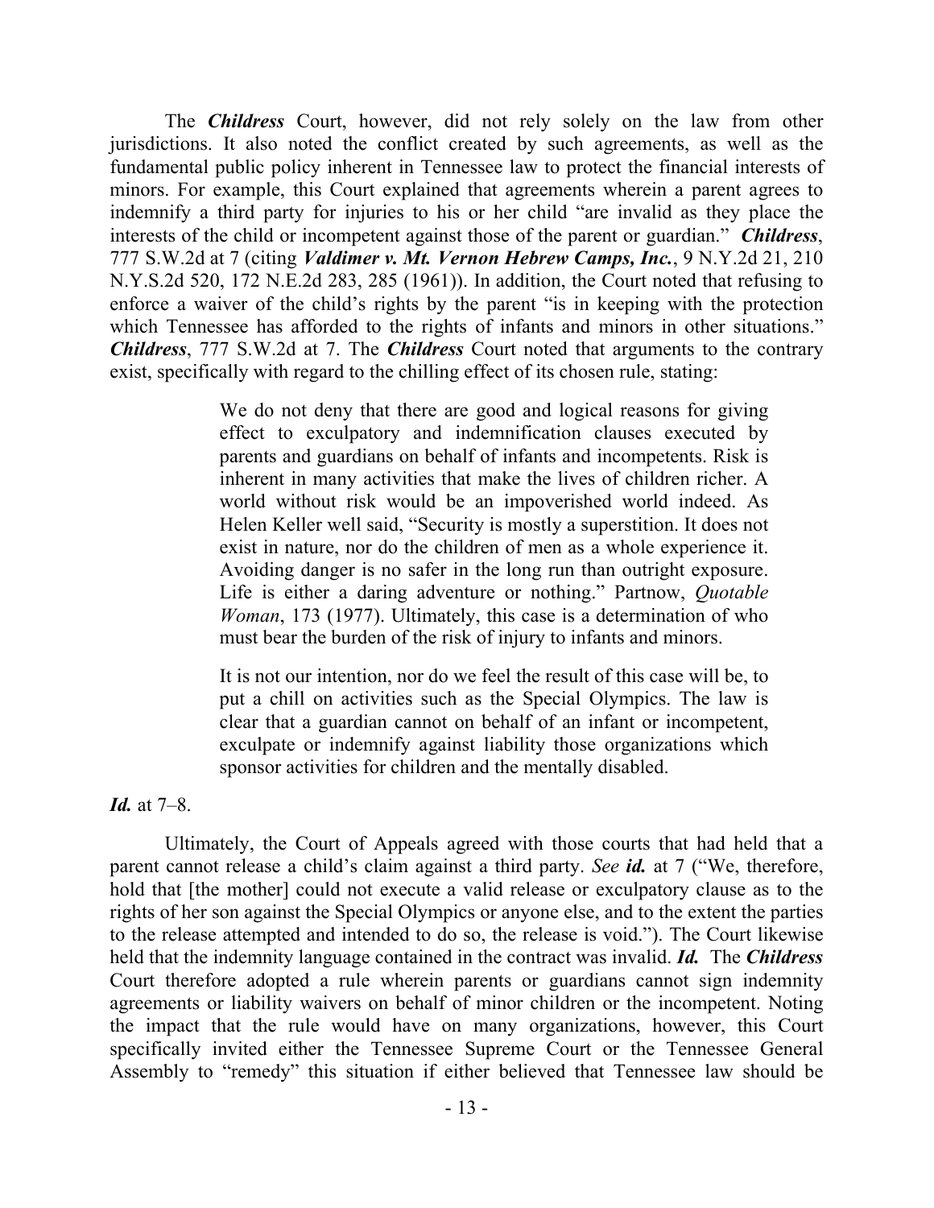The ***Childress*** Court, however, did not rely solely on the law from other jurisdictions. It also noted the conflict created by such agreements, as well as the fundamental public policy inherent in Tennessee law to protect the financial interests of minors. For example, this Court explained that agreements wherein a parent agrees to indemnify a third party for injuries to his or her child "are invalid as they place the interests of the child or incompetent against those of the parent or guardian." ***Childress***, 777 S.W.2d at 7 (citing ***Valdimer v. Mt. Vernon Hebrew Camps, Inc.***, 9 N.Y.2d 21, 210 N.Y.S.2d 520, 172 N.E.2d 283, 285 (1961)). In addition, the Court noted that refusing to enforce a waiver of the child's rights by the parent "is in keeping with the protection which Tennessee has afforded to the rights of infants and minors in other situations." ***Childress***, 777 S.W.2d at 7. The ***Childress*** Court noted that arguments to the contrary exist, specifically with regard to the chilling effect of its chosen rule, stating:

> We do not deny that there are good and logical reasons for giving effect to exculpatory and indemnification clauses executed by parents and guardians on behalf of infants and incompetents. Risk is inherent in many activities that make the lives of children richer. A world without risk would be an impoverished world indeed. As Helen Keller well said, "Security is mostly a superstition. It does not exist in nature, nor do the children of men as a whole experience it. Avoiding danger is no safer in the long run than outright exposure. Life is either a daring adventure or nothing." Partnow, *Quotable Woman*, 173 (1977). Ultimately, this case is a determination of who must bear the burden of the risk of injury to infants and minors.
>
> It is not our intention, nor do we feel the result of this case will be, to put a chill on activities such as the Special Olympics. The law is clear that a guardian cannot on behalf of an infant or incompetent, exculpate or indemnify against liability those organizations which sponsor activities for children and the mentally disabled.

***Id.*** at 7–8.

Ultimately, the Court of Appeals agreed with those courts that had held that a parent cannot release a child's claim against a third party. *See* ***id.*** at 7 ("We, therefore, hold that [the mother] could not execute a valid release or exculpatory clause as to the rights of her son against the Special Olympics or anyone else, and to the extent the parties to the release attempted and intended to do so, the release is void."). The Court likewise held that the indemnity language contained in the contract was invalid. ***Id.*** The ***Childress*** Court therefore adopted a rule wherein parents or guardians cannot sign indemnity agreements or liability waivers on behalf of minor children or the incompetent. Noting the impact that the rule would have on many organizations, however, this Court specifically invited either the Tennessee Supreme Court or the Tennessee General Assembly to "remedy" this situation if either believed that Tennessee law should be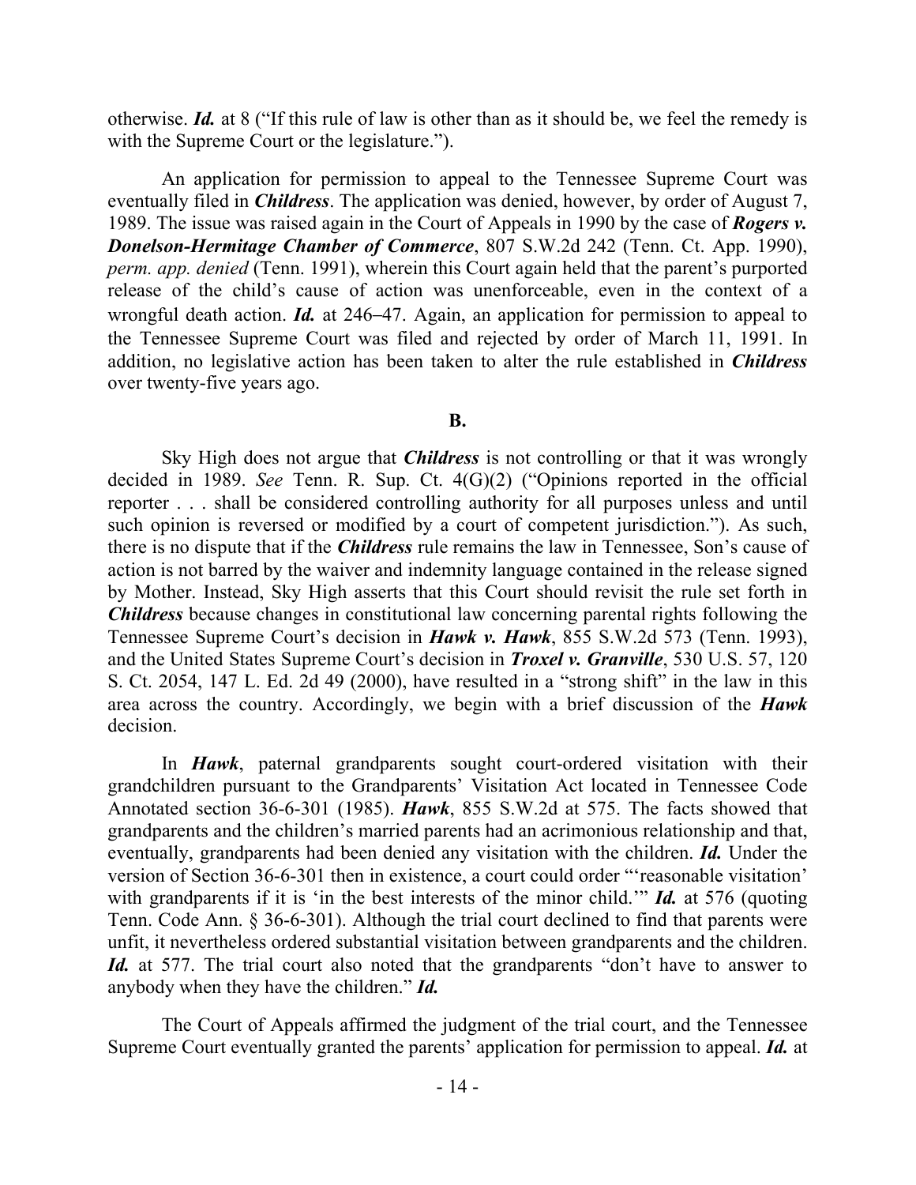otherwise. ***Id.*** at 8 ("If this rule of law is other than as it should be, we feel the remedy is with the Supreme Court or the legislature.").

An application for permission to appeal to the Tennessee Supreme Court was eventually filed in ***Childress***. The application was denied, however, by order of August 7, 1989. The issue was raised again in the Court of Appeals in 1990 by the case of ***Rogers v. Donelson-Hermitage Chamber of Commerce***, 807 S.W.2d 242 (Tenn. Ct. App. 1990), *perm. app. denied* (Tenn. 1991), wherein this Court again held that the parent's purported release of the child's cause of action was unenforceable, even in the context of a wrongful death action. ***Id.*** at 246–47. Again, an application for permission to appeal to the Tennessee Supreme Court was filed and rejected by order of March 11, 1991. In addition, no legislative action has been taken to alter the rule established in ***Childress*** over twenty-five years ago.

**B.**

Sky High does not argue that ***Childress*** is not controlling or that it was wrongly decided in 1989. *See* Tenn. R. Sup. Ct. 4(G)(2) ("Opinions reported in the official reporter . . . shall be considered controlling authority for all purposes unless and until such opinion is reversed or modified by a court of competent jurisdiction."). As such, there is no dispute that if the ***Childress*** rule remains the law in Tennessee, Son's cause of action is not barred by the waiver and indemnity language contained in the release signed by Mother. Instead, Sky High asserts that this Court should revisit the rule set forth in ***Childress*** because changes in constitutional law concerning parental rights following the Tennessee Supreme Court's decision in ***Hawk v. Hawk***, 855 S.W.2d 573 (Tenn. 1993), and the United States Supreme Court's decision in ***Troxel v. Granville***, 530 U.S. 57, 120 S. Ct. 2054, 147 L. Ed. 2d 49 (2000), have resulted in a "strong shift" in the law in this area across the country. Accordingly, we begin with a brief discussion of the ***Hawk*** decision.

In ***Hawk***, paternal grandparents sought court-ordered visitation with their grandchildren pursuant to the Grandparents' Visitation Act located in Tennessee Code Annotated section 36-6-301 (1985). ***Hawk***, 855 S.W.2d at 575. The facts showed that grandparents and the children's married parents had an acrimonious relationship and that, eventually, grandparents had been denied any visitation with the children. ***Id.*** Under the version of Section 36-6-301 then in existence, a court could order "'reasonable visitation' with grandparents if it is 'in the best interests of the minor child.'" ***Id.*** at 576 (quoting Tenn. Code Ann. § 36-6-301). Although the trial court declined to find that parents were unfit, it nevertheless ordered substantial visitation between grandparents and the children. ***Id.*** at 577. The trial court also noted that the grandparents "don't have to answer to anybody when they have the children." ***Id.***

The Court of Appeals affirmed the judgment of the trial court, and the Tennessee Supreme Court eventually granted the parents' application for permission to appeal. ***Id.*** at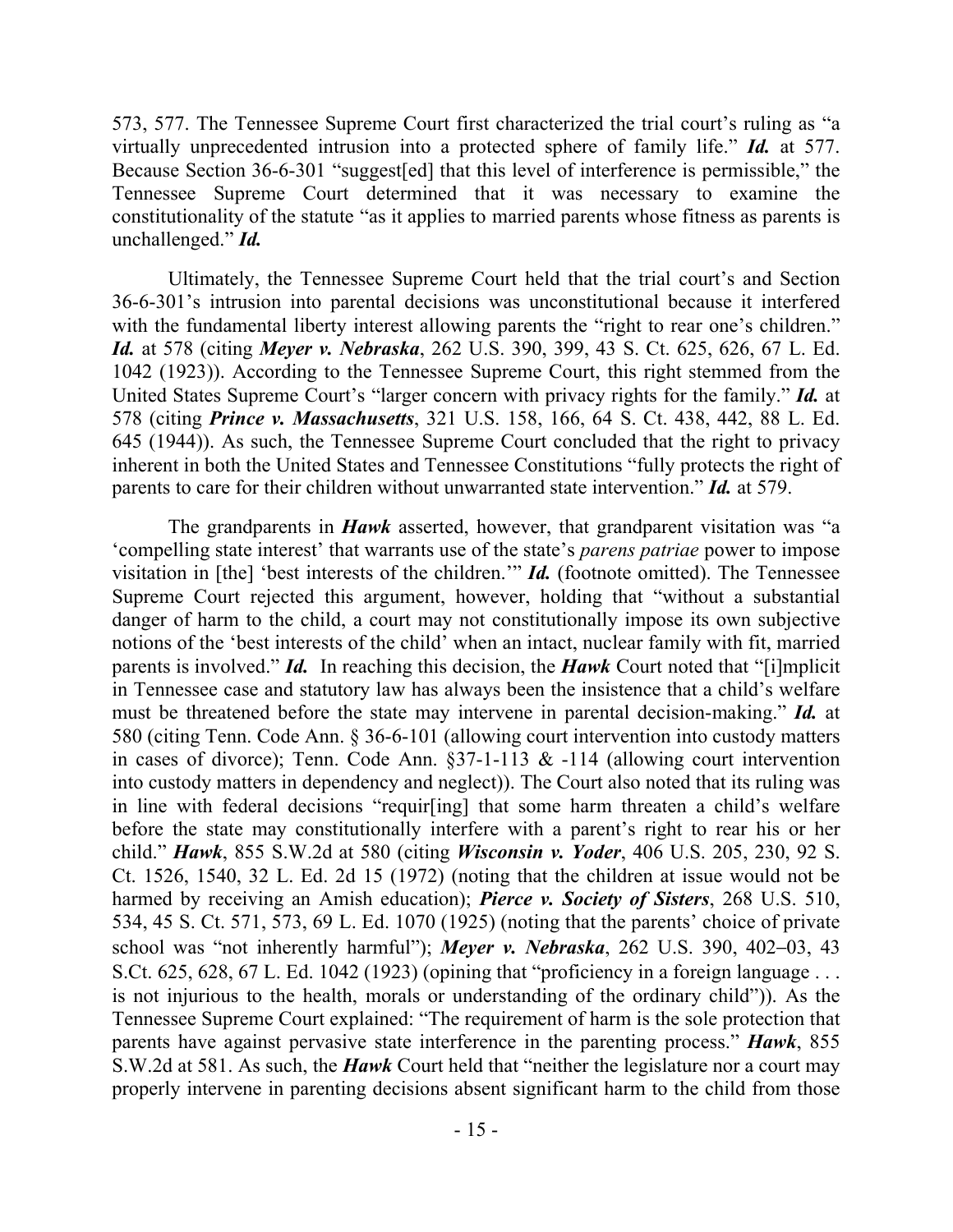573, 577. The Tennessee Supreme Court first characterized the trial court's ruling as "a virtually unprecedented intrusion into a protected sphere of family life." ***Id.*** at 577. Because Section 36-6-301 "suggest[ed] that this level of interference is permissible," the Tennessee Supreme Court determined that it was necessary to examine the constitutionality of the statute "as it applies to married parents whose fitness as parents is unchallenged." ***Id.***

Ultimately, the Tennessee Supreme Court held that the trial court's and Section 36-6-301's intrusion into parental decisions was unconstitutional because it interfered with the fundamental liberty interest allowing parents the "right to rear one's children." ***Id.*** at 578 (citing ***Meyer v. Nebraska***, 262 U.S. 390, 399, 43 S. Ct. 625, 626, 67 L. Ed. 1042 (1923)). According to the Tennessee Supreme Court, this right stemmed from the United States Supreme Court's "larger concern with privacy rights for the family." ***Id.*** at 578 (citing ***Prince v. Massachusetts***, 321 U.S. 158, 166, 64 S. Ct. 438, 442, 88 L. Ed. 645 (1944)). As such, the Tennessee Supreme Court concluded that the right to privacy inherent in both the United States and Tennessee Constitutions "fully protects the right of parents to care for their children without unwarranted state intervention." ***Id.*** at 579.

The grandparents in ***Hawk*** asserted, however, that grandparent visitation was "a 'compelling state interest' that warrants use of the state's *parens patriae* power to impose visitation in [the] 'best interests of the children.'" ***Id.*** (footnote omitted). The Tennessee Supreme Court rejected this argument, however, holding that "without a substantial danger of harm to the child, a court may not constitutionally impose its own subjective notions of the 'best interests of the child' when an intact, nuclear family with fit, married parents is involved." ***Id.*** In reaching this decision, the ***Hawk*** Court noted that "[i]mplicit in Tennessee case and statutory law has always been the insistence that a child's welfare must be threatened before the state may intervene in parental decision-making." ***Id.*** at 580 (citing Tenn. Code Ann. § 36-6-101 (allowing court intervention into custody matters in cases of divorce); Tenn. Code Ann. §37-1-113 & -114 (allowing court intervention into custody matters in dependency and neglect)). The Court also noted that its ruling was in line with federal decisions "requir[ing] that some harm threaten a child's welfare before the state may constitutionally interfere with a parent's right to rear his or her child." ***Hawk***, 855 S.W.2d at 580 (citing ***Wisconsin v. Yoder***, 406 U.S. 205, 230, 92 S. Ct. 1526, 1540, 32 L. Ed. 2d 15 (1972) (noting that the children at issue would not be harmed by receiving an Amish education); ***Pierce v. Society of Sisters***, 268 U.S. 510, 534, 45 S. Ct. 571, 573, 69 L. Ed. 1070 (1925) (noting that the parents' choice of private school was "not inherently harmful"); ***Meyer v. Nebraska***, 262 U.S. 390, 402–03, 43 S.Ct. 625, 628, 67 L. Ed. 1042 (1923) (opining that "proficiency in a foreign language . . . is not injurious to the health, morals or understanding of the ordinary child")). As the Tennessee Supreme Court explained: "The requirement of harm is the sole protection that parents have against pervasive state interference in the parenting process." ***Hawk***, 855 S.W.2d at 581. As such, the ***Hawk*** Court held that "neither the legislature nor a court may properly intervene in parenting decisions absent significant harm to the child from those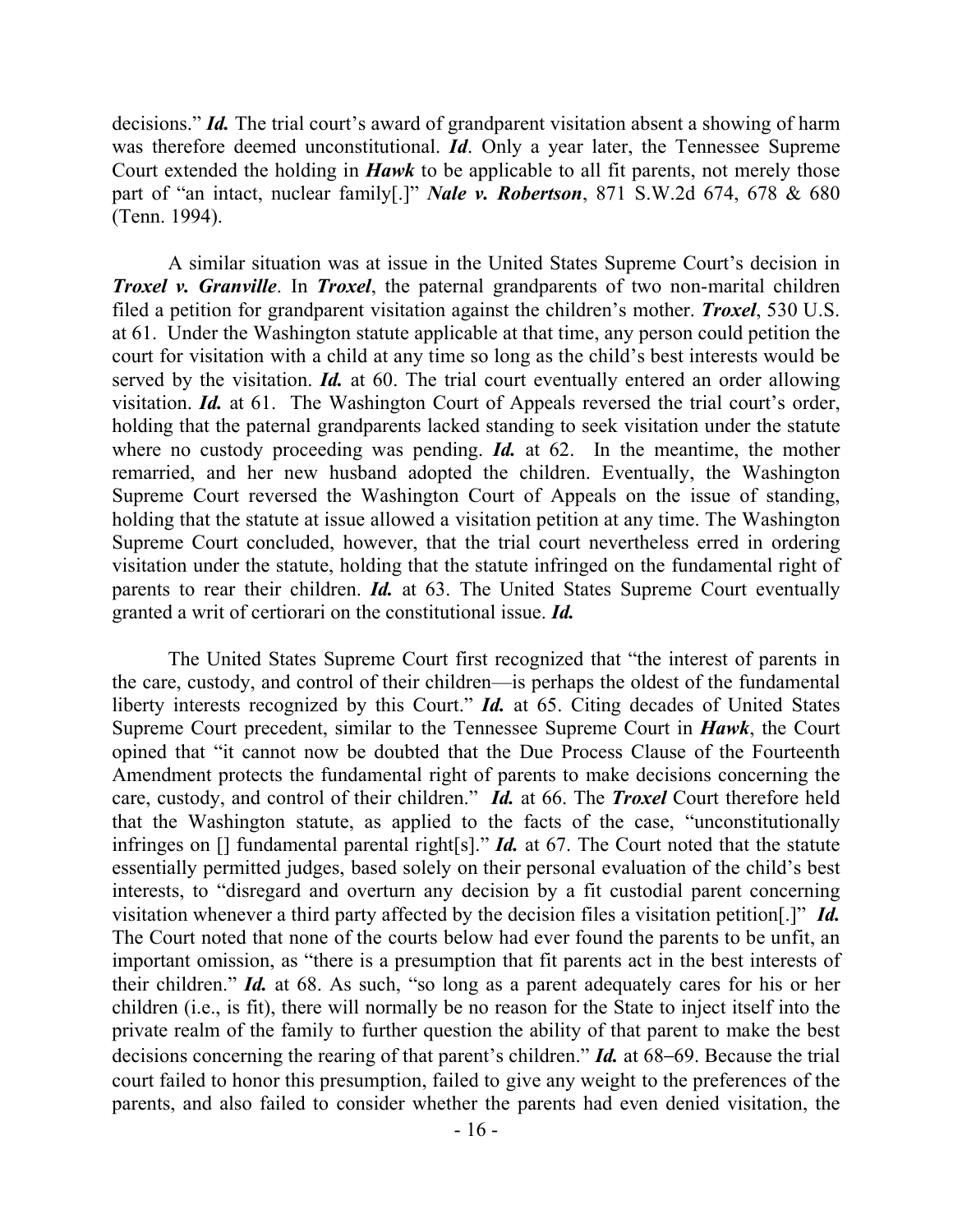decisions." ***Id.*** The trial court's award of grandparent visitation absent a showing of harm was therefore deemed unconstitutional. ***Id***. Only a year later, the Tennessee Supreme Court extended the holding in ***Hawk*** to be applicable to all fit parents, not merely those part of "an intact, nuclear family[.]" ***Nale v. Robertson***, 871 S.W.2d 674, 678 & 680 (Tenn. 1994).

A similar situation was at issue in the United States Supreme Court's decision in ***Troxel v. Granville***. In ***Troxel***, the paternal grandparents of two non-marital children filed a petition for grandparent visitation against the children's mother. ***Troxel***, 530 U.S. at 61. Under the Washington statute applicable at that time, any person could petition the court for visitation with a child at any time so long as the child's best interests would be served by the visitation. ***Id.*** at 60. The trial court eventually entered an order allowing visitation. ***Id.*** at 61. The Washington Court of Appeals reversed the trial court's order, holding that the paternal grandparents lacked standing to seek visitation under the statute where no custody proceeding was pending. ***Id.*** at 62. In the meantime, the mother remarried, and her new husband adopted the children. Eventually, the Washington Supreme Court reversed the Washington Court of Appeals on the issue of standing, holding that the statute at issue allowed a visitation petition at any time. The Washington Supreme Court concluded, however, that the trial court nevertheless erred in ordering visitation under the statute, holding that the statute infringed on the fundamental right of parents to rear their children. ***Id.*** at 63. The United States Supreme Court eventually granted a writ of certiorari on the constitutional issue. ***Id.***

The United States Supreme Court first recognized that "the interest of parents in the care, custody, and control of their children—is perhaps the oldest of the fundamental liberty interests recognized by this Court." ***Id.*** at 65. Citing decades of United States Supreme Court precedent, similar to the Tennessee Supreme Court in ***Hawk***, the Court opined that "it cannot now be doubted that the Due Process Clause of the Fourteenth Amendment protects the fundamental right of parents to make decisions concerning the care, custody, and control of their children." ***Id.*** at 66. The ***Troxel*** Court therefore held that the Washington statute, as applied to the facts of the case, "unconstitutionally infringes on [] fundamental parental right[s]." ***Id.*** at 67. The Court noted that the statute essentially permitted judges, based solely on their personal evaluation of the child's best interests, to "disregard and overturn any decision by a fit custodial parent concerning visitation whenever a third party affected by the decision files a visitation petition[.]" ***Id.*** The Court noted that none of the courts below had ever found the parents to be unfit, an important omission, as "there is a presumption that fit parents act in the best interests of their children." ***Id.*** at 68. As such, "so long as a parent adequately cares for his or her children (i.e., is fit), there will normally be no reason for the State to inject itself into the private realm of the family to further question the ability of that parent to make the best decisions concerning the rearing of that parent's children." ***Id.*** at 68–69. Because the trial court failed to honor this presumption, failed to give any weight to the preferences of the parents, and also failed to consider whether the parents had even denied visitation, the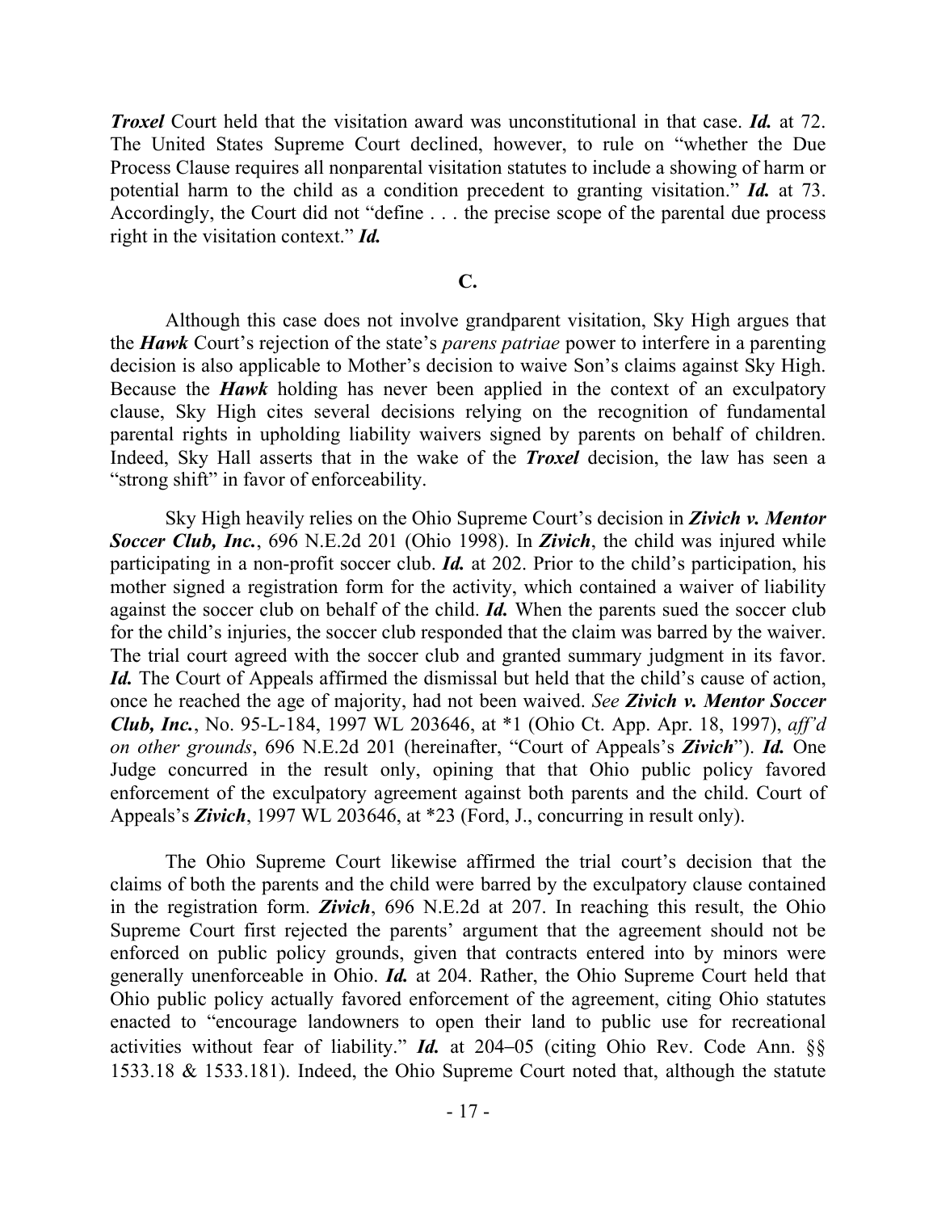***Troxel*** Court held that the visitation award was unconstitutional in that case. ***Id.*** at 72. The United States Supreme Court declined, however, to rule on "whether the Due Process Clause requires all nonparental visitation statutes to include a showing of harm or potential harm to the child as a condition precedent to granting visitation." ***Id.*** at 73. Accordingly, the Court did not "define . . . the precise scope of the parental due process right in the visitation context." ***Id.***

**C.**

Although this case does not involve grandparent visitation, Sky High argues that the ***Hawk*** Court's rejection of the state's *parens patriae* power to interfere in a parenting decision is also applicable to Mother's decision to waive Son's claims against Sky High. Because the ***Hawk*** holding has never been applied in the context of an exculpatory clause, Sky High cites several decisions relying on the recognition of fundamental parental rights in upholding liability waivers signed by parents on behalf of children. Indeed, Sky Hall asserts that in the wake of the ***Troxel*** decision, the law has seen a "strong shift" in favor of enforceability.

Sky High heavily relies on the Ohio Supreme Court's decision in ***Zivich v. Mentor Soccer Club, Inc.***, 696 N.E.2d 201 (Ohio 1998). In ***Zivich***, the child was injured while participating in a non-profit soccer club. ***Id.*** at 202. Prior to the child's participation, his mother signed a registration form for the activity, which contained a waiver of liability against the soccer club on behalf of the child. ***Id.*** When the parents sued the soccer club for the child's injuries, the soccer club responded that the claim was barred by the waiver. The trial court agreed with the soccer club and granted summary judgment in its favor. ***Id.*** The Court of Appeals affirmed the dismissal but held that the child's cause of action, once he reached the age of majority, had not been waived. *See* ***Zivich v. Mentor Soccer Club, Inc.***, No. 95-L-184, 1997 WL 203646, at *1 (Ohio Ct. App. Apr. 18, 1997), *aff'd on other grounds*, 696 N.E.2d 201 (hereinafter, "Court of Appeals's ***Zivich***"). ***Id.*** One Judge concurred in the result only, opining that that Ohio public policy favored enforcement of the exculpatory agreement against both parents and the child. Court of Appeals's ***Zivich***, 1997 WL 203646, at *23 (Ford, J., concurring in result only).

The Ohio Supreme Court likewise affirmed the trial court's decision that the claims of both the parents and the child were barred by the exculpatory clause contained in the registration form. ***Zivich***, 696 N.E.2d at 207. In reaching this result, the Ohio Supreme Court first rejected the parents' argument that the agreement should not be enforced on public policy grounds, given that contracts entered into by minors were generally unenforceable in Ohio. ***Id.*** at 204. Rather, the Ohio Supreme Court held that Ohio public policy actually favored enforcement of the agreement, citing Ohio statutes enacted to "encourage landowners to open their land to public use for recreational activities without fear of liability." ***Id.*** at 204–05 (citing Ohio Rev. Code Ann. §§ 1533.18 & 1533.181). Indeed, the Ohio Supreme Court noted that, although the statute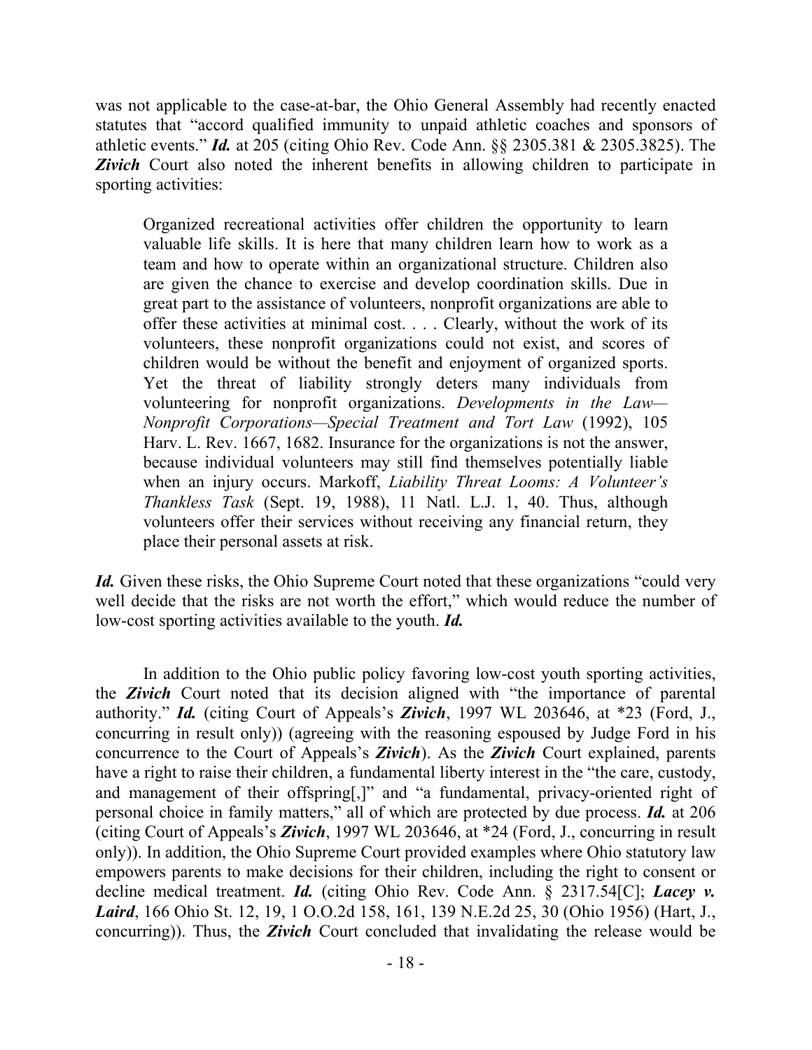was not applicable to the case-at-bar, the Ohio General Assembly had recently enacted statutes that "accord qualified immunity to unpaid athletic coaches and sponsors of athletic events." ***Id.*** at 205 (citing Ohio Rev. Code Ann. §§ 2305.381 & 2305.3825). The ***Zivich*** Court also noted the inherent benefits in allowing children to participate in sporting activities:

> Organized recreational activities offer children the opportunity to learn valuable life skills. It is here that many children learn how to work as a team and how to operate within an organizational structure. Children also are given the chance to exercise and develop coordination skills. Due in great part to the assistance of volunteers, nonprofit organizations are able to offer these activities at minimal cost. . . . Clearly, without the work of its volunteers, these nonprofit organizations could not exist, and scores of children would be without the benefit and enjoyment of organized sports. Yet the threat of liability strongly deters many individuals from volunteering for nonprofit organizations. *Developments in the Law—Nonprofit Corporations—Special Treatment and Tort Law* (1992), 105 Harv. L. Rev. 1667, 1682. Insurance for the organizations is not the answer, because individual volunteers may still find themselves potentially liable when an injury occurs. Markoff, *Liability Threat Looms: A Volunteer's Thankless Task* (Sept. 19, 1988), 11 Natl. L.J. 1, 40. Thus, although volunteers offer their services without receiving any financial return, they place their personal assets at risk.

***Id.*** Given these risks, the Ohio Supreme Court noted that these organizations "could very well decide that the risks are not worth the effort," which would reduce the number of low-cost sporting activities available to the youth. ***Id.***

In addition to the Ohio public policy favoring low-cost youth sporting activities, the ***Zivich*** Court noted that its decision aligned with "the importance of parental authority." ***Id.*** (citing Court of Appeals's ***Zivich***, 1997 WL 203646, at *23 (Ford, J., concurring in result only)) (agreeing with the reasoning espoused by Judge Ford in his concurrence to the Court of Appeals's ***Zivich***). As the ***Zivich*** Court explained, parents have a right to raise their children, a fundamental liberty interest in the "the care, custody, and management of their offspring[,]" and "a fundamental, privacy-oriented right of personal choice in family matters," all of which are protected by due process. ***Id.*** at 206 (citing Court of Appeals's ***Zivich***, 1997 WL 203646, at *24 (Ford, J., concurring in result only)). In addition, the Ohio Supreme Court provided examples where Ohio statutory law empowers parents to make decisions for their children, including the right to consent or decline medical treatment. ***Id.*** (citing Ohio Rev. Code Ann. § 2317.54[C]; ***Lacey v. Laird***, 166 Ohio St. 12, 19, 1 O.O.2d 158, 161, 139 N.E.2d 25, 30 (Ohio 1956) (Hart, J., concurring)). Thus, the ***Zivich*** Court concluded that invalidating the release would be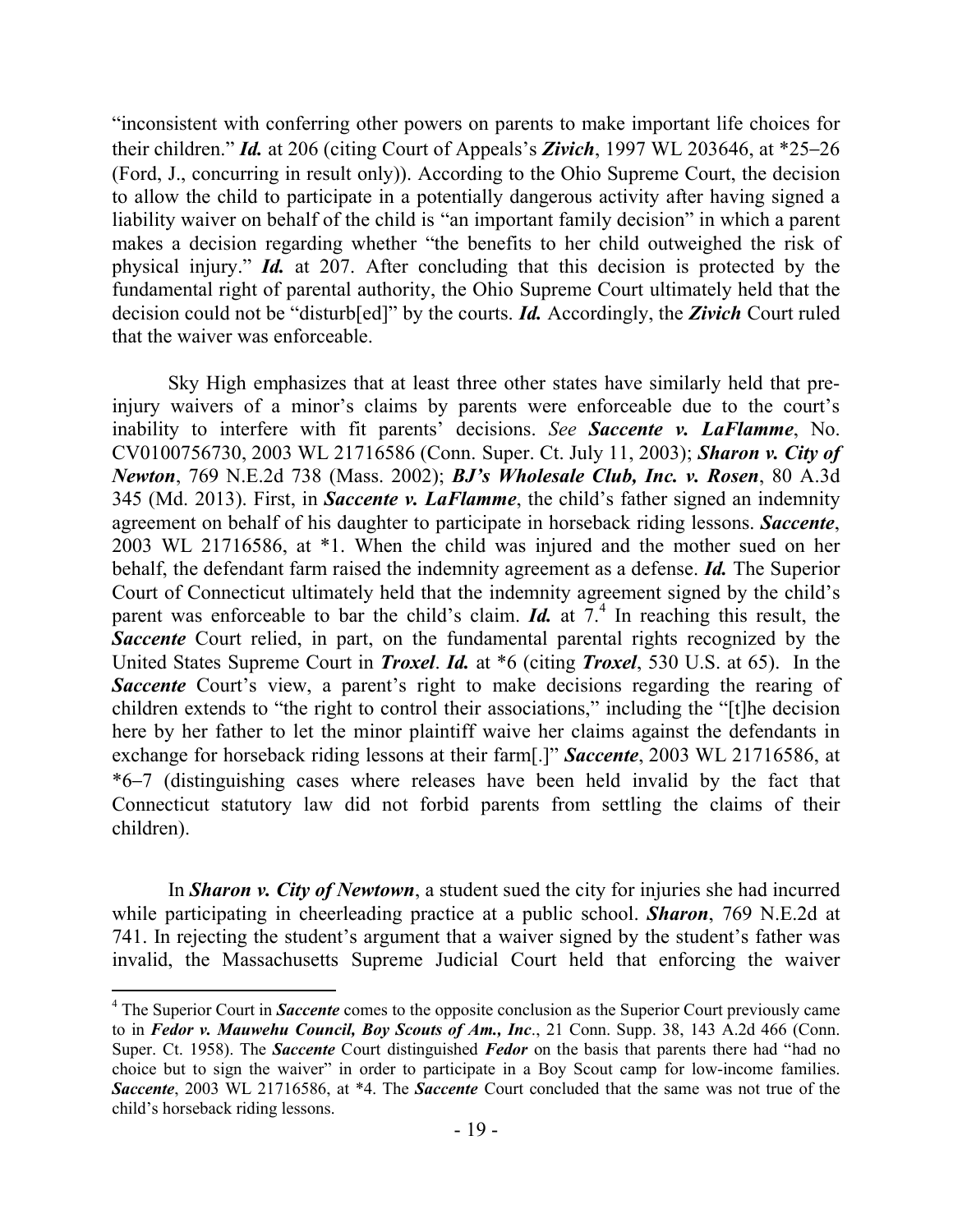"inconsistent with conferring other powers on parents to make important life choices for their children." ***Id.*** at 206 (citing Court of Appeals's ***Zivich***, 1997 WL 203646, at *25–26 (Ford, J., concurring in result only)). According to the Ohio Supreme Court, the decision to allow the child to participate in a potentially dangerous activity after having signed a liability waiver on behalf of the child is "an important family decision" in which a parent makes a decision regarding whether "the benefits to her child outweighed the risk of physical injury." ***Id.*** at 207. After concluding that this decision is protected by the fundamental right of parental authority, the Ohio Supreme Court ultimately held that the decision could not be "disturb[ed]" by the courts. ***Id.*** Accordingly, the ***Zivich*** Court ruled that the waiver was enforceable.

Sky High emphasizes that at least three other states have similarly held that pre-injury waivers of a minor's claims by parents were enforceable due to the court's inability to interfere with fit parents' decisions. *See* ***Saccente v. LaFlamme***, No. CV0100756730, 2003 WL 21716586 (Conn. Super. Ct. July 11, 2003); ***Sharon v. City of Newton***, 769 N.E.2d 738 (Mass. 2002); ***BJ's Wholesale Club, Inc. v. Rosen***, 80 A.3d 345 (Md. 2013). First, in ***Saccente v. LaFlamme***, the child's father signed an indemnity agreement on behalf of his daughter to participate in horseback riding lessons. ***Saccente***, 2003 WL 21716586, at *1. When the child was injured and the mother sued on her behalf, the defendant farm raised the indemnity agreement as a defense. ***Id.*** The Superior Court of Connecticut ultimately held that the indemnity agreement signed by the child's parent was enforceable to bar the child's claim. ***Id.*** at 7.[4] In reaching this result, the ***Saccente*** Court relied, in part, on the fundamental parental rights recognized by the United States Supreme Court in ***Troxel***. ***Id.*** at *6 (citing ***Troxel***, 530 U.S. at 65). In the ***Saccente*** Court's view, a parent's right to make decisions regarding the rearing of children extends to "the right to control their associations," including the "[t]he decision here by her father to let the minor plaintiff waive her claims against the defendants in exchange for horseback riding lessons at their farm[.]" ***Saccente***, 2003 WL 21716586, at *6–7 (distinguishing cases where releases have been held invalid by the fact that Connecticut statutory law did not forbid parents from settling the claims of their children).

In ***Sharon v. City of Newtown***, a student sued the city for injuries she had incurred while participating in cheerleading practice at a public school. ***Sharon***, 769 N.E.2d at 741. In rejecting the student's argument that a waiver signed by the student's father was invalid, the Massachusetts Supreme Judicial Court held that enforcing the waiver

---

[4] The Superior Court in ***Saccente*** comes to the opposite conclusion as the Superior Court previously came to in ***Fedor v. Mauwehu Council, Boy Scouts of Am., Inc***., 21 Conn. Supp. 38, 143 A.2d 466 (Conn. Super. Ct. 1958). The ***Saccente*** Court distinguished ***Fedor*** on the basis that parents there had "had no choice but to sign the waiver" in order to participate in a Boy Scout camp for low-income families. ***Saccente***, 2003 WL 21716586, at *4. The ***Saccente*** Court concluded that the same was not true of the child's horseback riding lessons.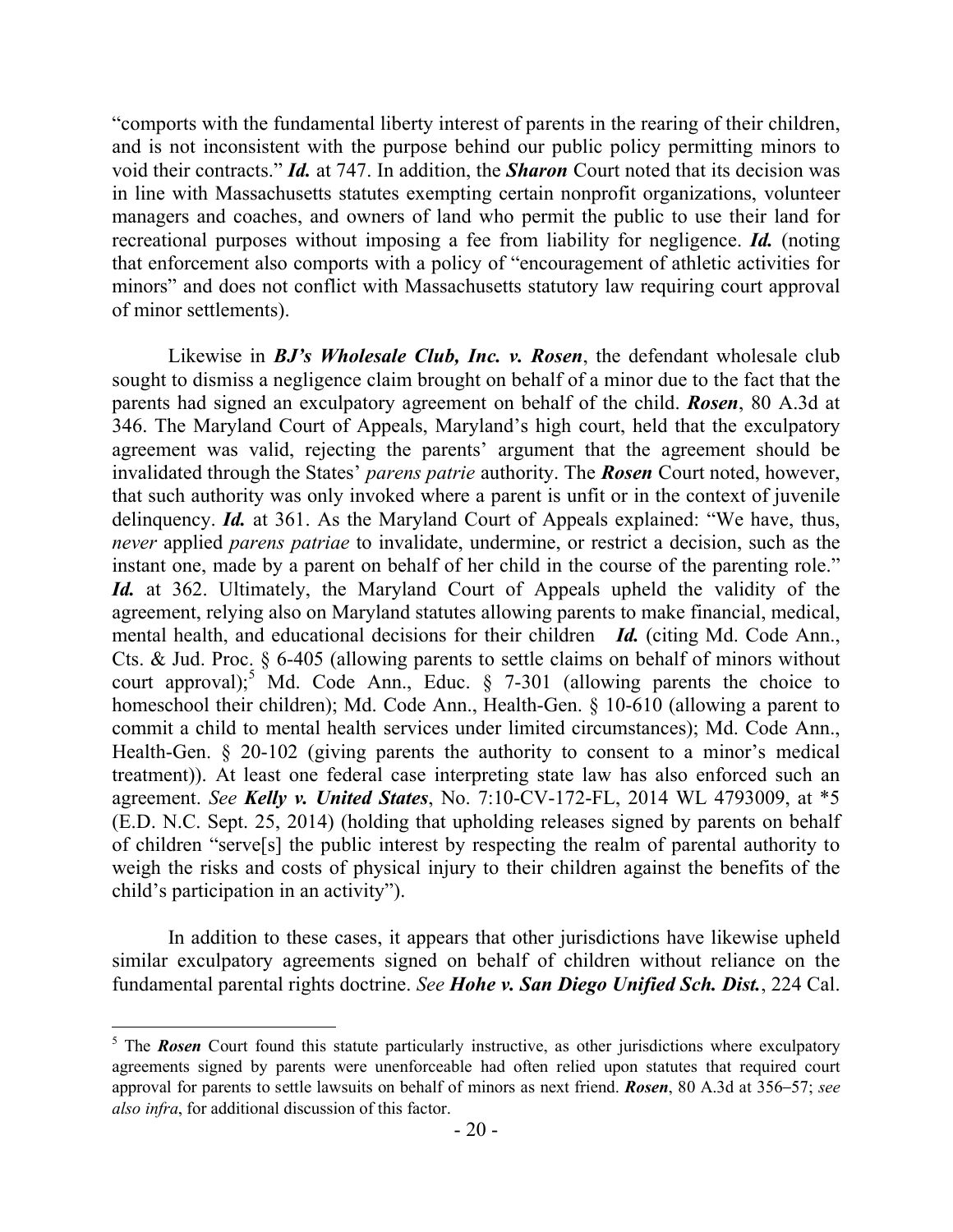"comports with the fundamental liberty interest of parents in the rearing of their children, and is not inconsistent with the purpose behind our public policy permitting minors to void their contracts." ***Id.*** at 747. In addition, the ***Sharon*** Court noted that its decision was in line with Massachusetts statutes exempting certain nonprofit organizations, volunteer managers and coaches, and owners of land who permit the public to use their land for recreational purposes without imposing a fee from liability for negligence. ***Id.*** (noting that enforcement also comports with a policy of "encouragement of athletic activities for minors" and does not conflict with Massachusetts statutory law requiring court approval of minor settlements).

Likewise in ***BJ's Wholesale Club, Inc. v. Rosen***, the defendant wholesale club sought to dismiss a negligence claim brought on behalf of a minor due to the fact that the parents had signed an exculpatory agreement on behalf of the child. ***Rosen***, 80 A.3d at 346. The Maryland Court of Appeals, Maryland's high court, held that the exculpatory agreement was valid, rejecting the parents' argument that the agreement should be invalidated through the States' *parens patrie* authority. The ***Rosen*** Court noted, however, that such authority was only invoked where a parent is unfit or in the context of juvenile delinquency. ***Id.*** at 361. As the Maryland Court of Appeals explained: "We have, thus, *never* applied *parens patriae* to invalidate, undermine, or restrict a decision, such as the instant one, made by a parent on behalf of her child in the course of the parenting role." ***Id.*** at 362. Ultimately, the Maryland Court of Appeals upheld the validity of the agreement, relying also on Maryland statutes allowing parents to make financial, medical, mental health, and educational decisions for their children ***Id.*** (citing Md. Code Ann., Cts. & Jud. Proc. § 6-405 (allowing parents to settle claims on behalf of minors without court approval);[5] Md. Code Ann., Educ. § 7-301 (allowing parents the choice to homeschool their children); Md. Code Ann., Health-Gen. § 10-610 (allowing a parent to commit a child to mental health services under limited circumstances); Md. Code Ann., Health-Gen. § 20-102 (giving parents the authority to consent to a minor's medical treatment)). At least one federal case interpreting state law has also enforced such an agreement. *See* ***Kelly v. United States***, No. 7:10-CV-172-FL, 2014 WL 4793009, at *5 (E.D. N.C. Sept. 25, 2014) (holding that upholding releases signed by parents on behalf of children "serve[s] the public interest by respecting the realm of parental authority to weigh the risks and costs of physical injury to their children against the benefits of the child's participation in an activity").

In addition to these cases, it appears that other jurisdictions have likewise upheld similar exculpatory agreements signed on behalf of children without reliance on the fundamental parental rights doctrine. *See* ***Hohe v. San Diego Unified Sch. Dist.***, 224 Cal.

---

[5] The ***Rosen*** Court found this statute particularly instructive, as other jurisdictions where exculpatory agreements signed by parents were unenforceable had often relied upon statutes that required court approval for parents to settle lawsuits on behalf of minors as next friend. ***Rosen***, 80 A.3d at 356–57; *see also infra*, for additional discussion of this factor.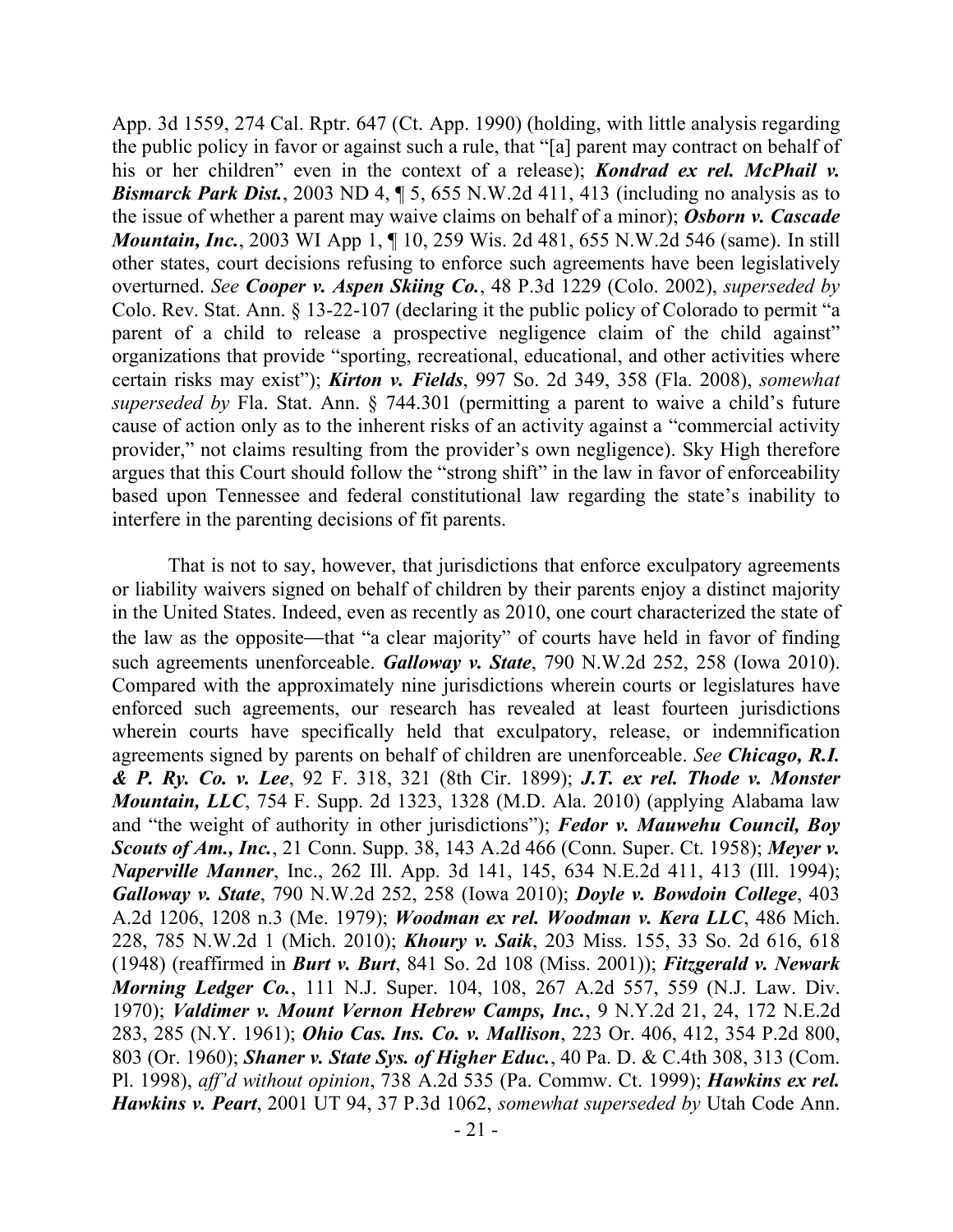App. 3d 1559, 274 Cal. Rptr. 647 (Ct. App. 1990) (holding, with little analysis regarding the public policy in favor or against such a rule, that "[a] parent may contract on behalf of his or her children" even in the context of a release); ***Kondrad ex rel. McPhail v. Bismarck Park Dist.***, 2003 ND 4, ¶ 5, 655 N.W.2d 411, 413 (including no analysis as to the issue of whether a parent may waive claims on behalf of a minor); ***Osborn v. Cascade Mountain, Inc.***, 2003 WI App 1, ¶ 10, 259 Wis. 2d 481, 655 N.W.2d 546 (same). In still other states, court decisions refusing to enforce such agreements have been legislatively overturned. *See* ***Cooper v. Aspen Skiing Co.***, 48 P.3d 1229 (Colo. 2002), *superseded by* Colo. Rev. Stat. Ann. § 13-22-107 (declaring it the public policy of Colorado to permit "a parent of a child to release a prospective negligence claim of the child against" organizations that provide "sporting, recreational, educational, and other activities where certain risks may exist"); ***Kirton v. Fields***, 997 So. 2d 349, 358 (Fla. 2008), *somewhat superseded by* Fla. Stat. Ann. § 744.301 (permitting a parent to waive a child's future cause of action only as to the inherent risks of an activity against a "commercial activity provider," not claims resulting from the provider's own negligence). Sky High therefore argues that this Court should follow the "strong shift" in the law in favor of enforceability based upon Tennessee and federal constitutional law regarding the state's inability to interfere in the parenting decisions of fit parents.

That is not to say, however, that jurisdictions that enforce exculpatory agreements or liability waivers signed on behalf of children by their parents enjoy a distinct majority in the United States. Indeed, even as recently as 2010, one court characterized the state of the law as the opposite—that "a clear majority" of courts have held in favor of finding such agreements unenforceable. ***Galloway v. State***, 790 N.W.2d 252, 258 (Iowa 2010). Compared with the approximately nine jurisdictions wherein courts or legislatures have enforced such agreements, our research has revealed at least fourteen jurisdictions wherein courts have specifically held that exculpatory, release, or indemnification agreements signed by parents on behalf of children are unenforceable. *See* ***Chicago, R.I. & P. Ry. Co. v. Lee***, 92 F. 318, 321 (8th Cir. 1899); ***J.T. ex rel. Thode v. Monster Mountain, LLC***, 754 F. Supp. 2d 1323, 1328 (M.D. Ala. 2010) (applying Alabama law and "the weight of authority in other jurisdictions"); ***Fedor v. Mauwehu Council, Boy Scouts of Am., Inc.***, 21 Conn. Supp. 38, 143 A.2d 466 (Conn. Super. Ct. 1958); ***Meyer v. Naperville Manner***, Inc., 262 Ill. App. 3d 141, 145, 634 N.E.2d 411, 413 (Ill. 1994); ***Galloway v. State***, 790 N.W.2d 252, 258 (Iowa 2010); ***Doyle v. Bowdoin College***, 403 A.2d 1206, 1208 n.3 (Me. 1979); ***Woodman ex rel. Woodman v. Kera LLC***, 486 Mich. 228, 785 N.W.2d 1 (Mich. 2010); ***Khoury v. Saik***, 203 Miss. 155, 33 So. 2d 616, 618 (1948) (reaffirmed in ***Burt v. Burt***, 841 So. 2d 108 (Miss. 2001)); ***Fitzgerald v. Newark Morning Ledger Co.***, 111 N.J. Super. 104, 108, 267 A.2d 557, 559 (N.J. Law. Div. 1970); ***Valdimer v. Mount Vernon Hebrew Camps, Inc.***, 9 N.Y.2d 21, 24, 172 N.E.2d 283, 285 (N.Y. 1961); ***Ohio Cas. Ins. Co. v. Mallison***, 223 Or. 406, 412, 354 P.2d 800, 803 (Or. 1960); ***Shaner v. State Sys. of Higher Educ.***, 40 Pa. D. & C.4th 308, 313 (Com. Pl. 1998), *aff'd without opinion*, 738 A.2d 535 (Pa. Commw. Ct. 1999); ***Hawkins ex rel. Hawkins v. Peart***, 2001 UT 94, 37 P.3d 1062, *somewhat superseded by* Utah Code Ann.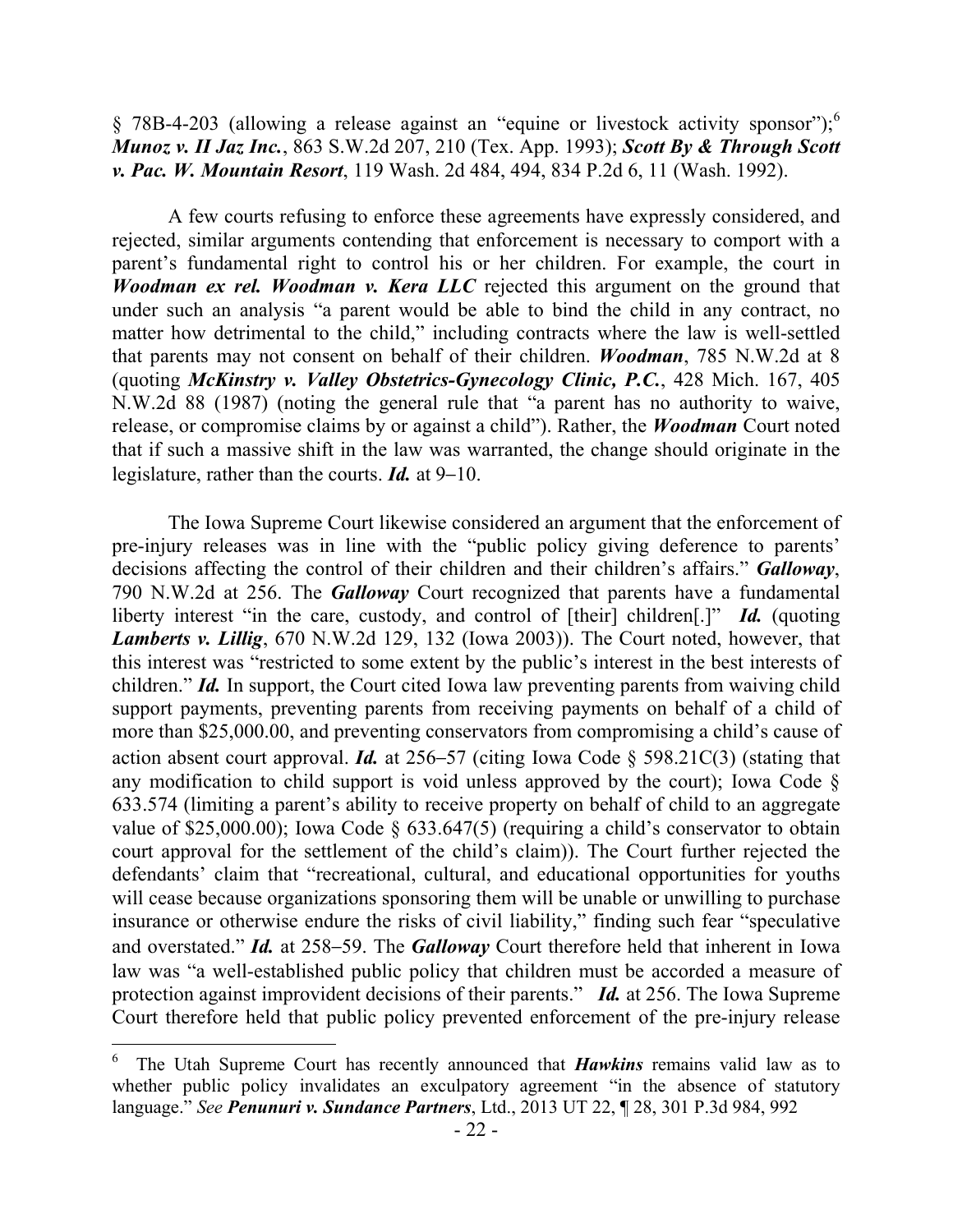§ 78B-4-203 (allowing a release against an "equine or livestock activity sponsor");[6] ***Munoz v. II Jaz Inc.***, 863 S.W.2d 207, 210 (Tex. App. 1993); ***Scott By & Through Scott v. Pac. W. Mountain Resort***, 119 Wash. 2d 484, 494, 834 P.2d 6, 11 (Wash. 1992).

A few courts refusing to enforce these agreements have expressly considered, and rejected, similar arguments contending that enforcement is necessary to comport with a parent's fundamental right to control his or her children. For example, the court in ***Woodman ex rel. Woodman v. Kera LLC*** rejected this argument on the ground that under such an analysis "a parent would be able to bind the child in any contract, no matter how detrimental to the child," including contracts where the law is well-settled that parents may not consent on behalf of their children. ***Woodman***, 785 N.W.2d at 8 (quoting ***McKinstry v. Valley Obstetrics-Gynecology Clinic, P.C.***, 428 Mich. 167, 405 N.W.2d 88 (1987) (noting the general rule that "a parent has no authority to waive, release, or compromise claims by or against a child"). Rather, the ***Woodman*** Court noted that if such a massive shift in the law was warranted, the change should originate in the legislature, rather than the courts. ***Id.*** at 9–10.

The Iowa Supreme Court likewise considered an argument that the enforcement of pre-injury releases was in line with the "public policy giving deference to parents' decisions affecting the control of their children and their children's affairs." ***Galloway***, 790 N.W.2d at 256. The ***Galloway*** Court recognized that parents have a fundamental liberty interest "in the care, custody, and control of [their] children[.]" ***Id.*** (quoting ***Lamberts v. Lillig***, 670 N.W.2d 129, 132 (Iowa 2003)). The Court noted, however, that this interest was "restricted to some extent by the public's interest in the best interests of children." ***Id.*** In support, the Court cited Iowa law preventing parents from waiving child support payments, preventing parents from receiving payments on behalf of a child of more than $25,000.00, and preventing conservators from compromising a child's cause of action absent court approval. ***Id.*** at 256–57 (citing Iowa Code § 598.21C(3) (stating that any modification to child support is void unless approved by the court); Iowa Code § 633.574 (limiting a parent's ability to receive property on behalf of child to an aggregate value of $25,000.00); Iowa Code § 633.647(5) (requiring a child's conservator to obtain court approval for the settlement of the child's claim)). The Court further rejected the defendants' claim that "recreational, cultural, and educational opportunities for youths will cease because organizations sponsoring them will be unable or unwilling to purchase insurance or otherwise endure the risks of civil liability," finding such fear "speculative and overstated." ***Id.*** at 258–59. The ***Galloway*** Court therefore held that inherent in Iowa law was "a well-established public policy that children must be accorded a measure of protection against improvident decisions of their parents." ***Id.*** at 256. The Iowa Supreme Court therefore held that public policy prevented enforcement of the pre-injury release

[6] The Utah Supreme Court has recently announced that ***Hawkins*** remains valid law as to whether public policy invalidates an exculpatory agreement "in the absence of statutory language." *See* ***Penunuri v. Sundance Partners***, Ltd., 2013 UT 22, ¶ 28, 301 P.3d 984, 992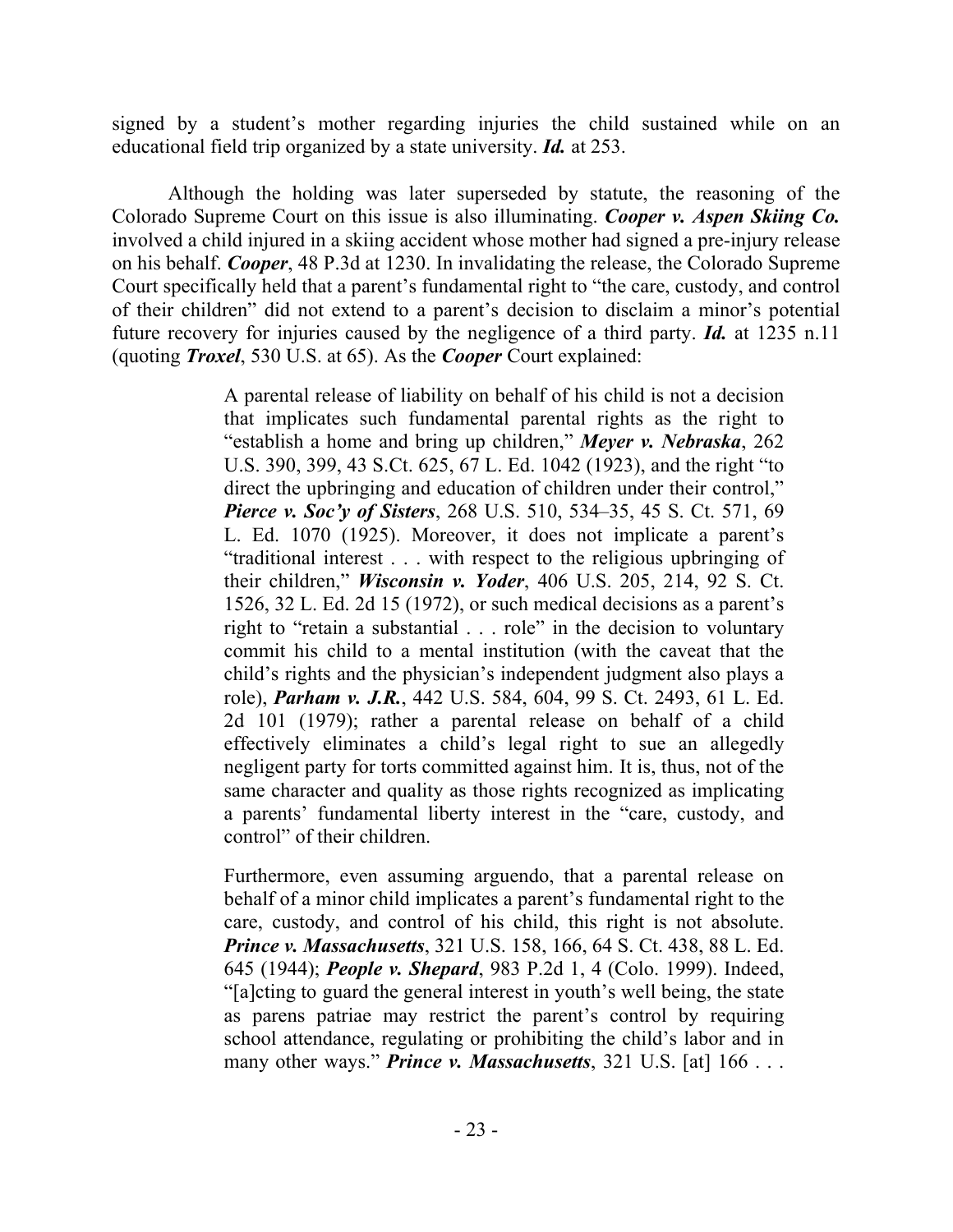signed by a student's mother regarding injuries the child sustained while on an educational field trip organized by a state university. ***Id.*** at 253.

Although the holding was later superseded by statute, the reasoning of the Colorado Supreme Court on this issue is also illuminating. ***Cooper v. Aspen Skiing Co.*** involved a child injured in a skiing accident whose mother had signed a pre-injury release on his behalf. ***Cooper***, 48 P.3d at 1230. In invalidating the release, the Colorado Supreme Court specifically held that a parent's fundamental right to "the care, custody, and control of their children" did not extend to a parent's decision to disclaim a minor's potential future recovery for injuries caused by the negligence of a third party. ***Id.*** at 1235 n.11 (quoting ***Troxel***, 530 U.S. at 65). As the ***Cooper*** Court explained:

> A parental release of liability on behalf of his child is not a decision that implicates such fundamental parental rights as the right to "establish a home and bring up children," ***Meyer v. Nebraska***, 262 U.S. 390, 399, 43 S.Ct. 625, 67 L. Ed. 1042 (1923), and the right "to direct the upbringing and education of children under their control," ***Pierce v. Soc'y of Sisters***, 268 U.S. 510, 534–35, 45 S. Ct. 571, 69 L. Ed. 1070 (1925). Moreover, it does not implicate a parent's "traditional interest . . . with respect to the religious upbringing of their children," ***Wisconsin v. Yoder***, 406 U.S. 205, 214, 92 S. Ct. 1526, 32 L. Ed. 2d 15 (1972), or such medical decisions as a parent's right to "retain a substantial . . . role" in the decision to voluntary commit his child to a mental institution (with the caveat that the child's rights and the physician's independent judgment also plays a role), ***Parham v. J.R.***, 442 U.S. 584, 604, 99 S. Ct. 2493, 61 L. Ed. 2d 101 (1979); rather a parental release on behalf of a child effectively eliminates a child's legal right to sue an allegedly negligent party for torts committed against him. It is, thus, not of the same character and quality as those rights recognized as implicating a parents' fundamental liberty interest in the "care, custody, and control" of their children.
>
> Furthermore, even assuming arguendo, that a parental release on behalf of a minor child implicates a parent's fundamental right to the care, custody, and control of his child, this right is not absolute. ***Prince v. Massachusetts***, 321 U.S. 158, 166, 64 S. Ct. 438, 88 L. Ed. 645 (1944); ***People v. Shepard***, 983 P.2d 1, 4 (Colo. 1999). Indeed, "[a]cting to guard the general interest in youth's well being, the state as parens patriae may restrict the parent's control by requiring school attendance, regulating or prohibiting the child's labor and in many other ways." ***Prince v. Massachusetts***, 321 U.S. [at] 166 . . .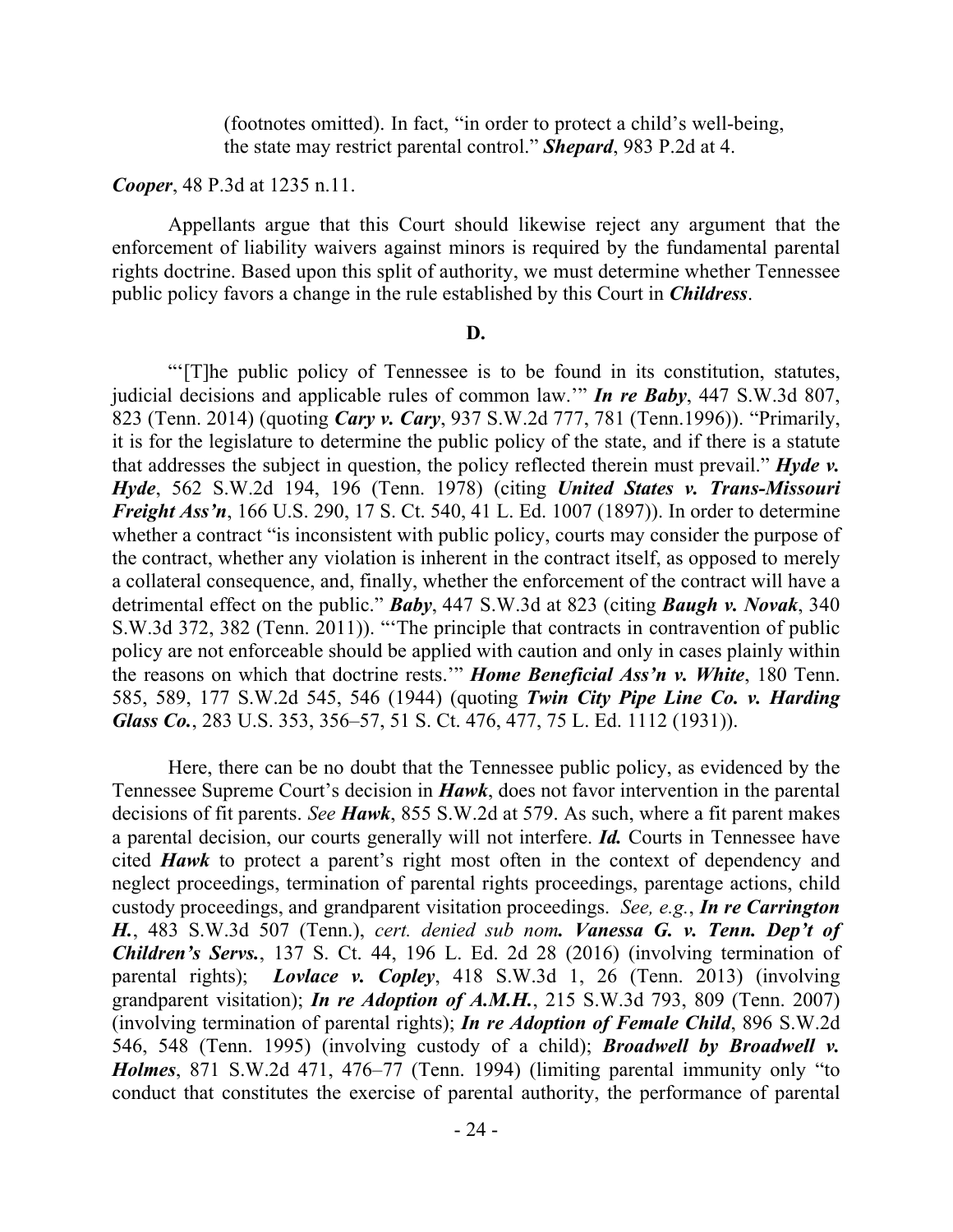> (footnotes omitted). In fact, "in order to protect a child's well-being, the state may restrict parental control." ***Shepard***, 983 P.2d at 4.

***Cooper***, 48 P.3d at 1235 n.11.

Appellants argue that this Court should likewise reject any argument that the enforcement of liability waivers against minors is required by the fundamental parental rights doctrine. Based upon this split of authority, we must determine whether Tennessee public policy favors a change in the rule established by this Court in ***Childress***.

**D.**

"'[T]he public policy of Tennessee is to be found in its constitution, statutes, judicial decisions and applicable rules of common law.'" ***In re Baby***, 447 S.W.3d 807, 823 (Tenn. 2014) (quoting ***Cary v. Cary***, 937 S.W.2d 777, 781 (Tenn.1996)). "Primarily, it is for the legislature to determine the public policy of the state, and if there is a statute that addresses the subject in question, the policy reflected therein must prevail." ***Hyde v. Hyde***, 562 S.W.2d 194, 196 (Tenn. 1978) (citing ***United States v. Trans-Missouri Freight Ass'n***, 166 U.S. 290, 17 S. Ct. 540, 41 L. Ed. 1007 (1897)). In order to determine whether a contract "is inconsistent with public policy, courts may consider the purpose of the contract, whether any violation is inherent in the contract itself, as opposed to merely a collateral consequence, and, finally, whether the enforcement of the contract will have a detrimental effect on the public." ***Baby***, 447 S.W.3d at 823 (citing ***Baugh v. Novak***, 340 S.W.3d 372, 382 (Tenn. 2011)). "'The principle that contracts in contravention of public policy are not enforceable should be applied with caution and only in cases plainly within the reasons on which that doctrine rests.'" ***Home Beneficial Ass'n v. White***, 180 Tenn. 585, 589, 177 S.W.2d 545, 546 (1944) (quoting ***Twin City Pipe Line Co. v. Harding Glass Co.***, 283 U.S. 353, 356–57, 51 S. Ct. 476, 477, 75 L. Ed. 1112 (1931)).

Here, there can be no doubt that the Tennessee public policy, as evidenced by the Tennessee Supreme Court's decision in ***Hawk***, does not favor intervention in the parental decisions of fit parents. *See* ***Hawk***, 855 S.W.2d at 579. As such, where a fit parent makes a parental decision, our courts generally will not interfere. ***Id.*** Courts in Tennessee have cited ***Hawk*** to protect a parent's right most often in the context of dependency and neglect proceedings, termination of parental rights proceedings, parentage actions, child custody proceedings, and grandparent visitation proceedings. *See, e.g.*, ***In re Carrington H.***, 483 S.W.3d 507 (Tenn.), *cert. denied sub nom.* ***Vanessa G. v. Tenn. Dep't of Children's Servs.***, 137 S. Ct. 44, 196 L. Ed. 2d 28 (2016) (involving termination of parental rights); ***Lovlace v. Copley***, 418 S.W.3d 1, 26 (Tenn. 2013) (involving grandparent visitation); ***In re Adoption of A.M.H.***, 215 S.W.3d 793, 809 (Tenn. 2007) (involving termination of parental rights); ***In re Adoption of Female Child***, 896 S.W.2d 546, 548 (Tenn. 1995) (involving custody of a child); ***Broadwell by Broadwell v. Holmes***, 871 S.W.2d 471, 476–77 (Tenn. 1994) (limiting parental immunity only "to conduct that constitutes the exercise of parental authority, the performance of parental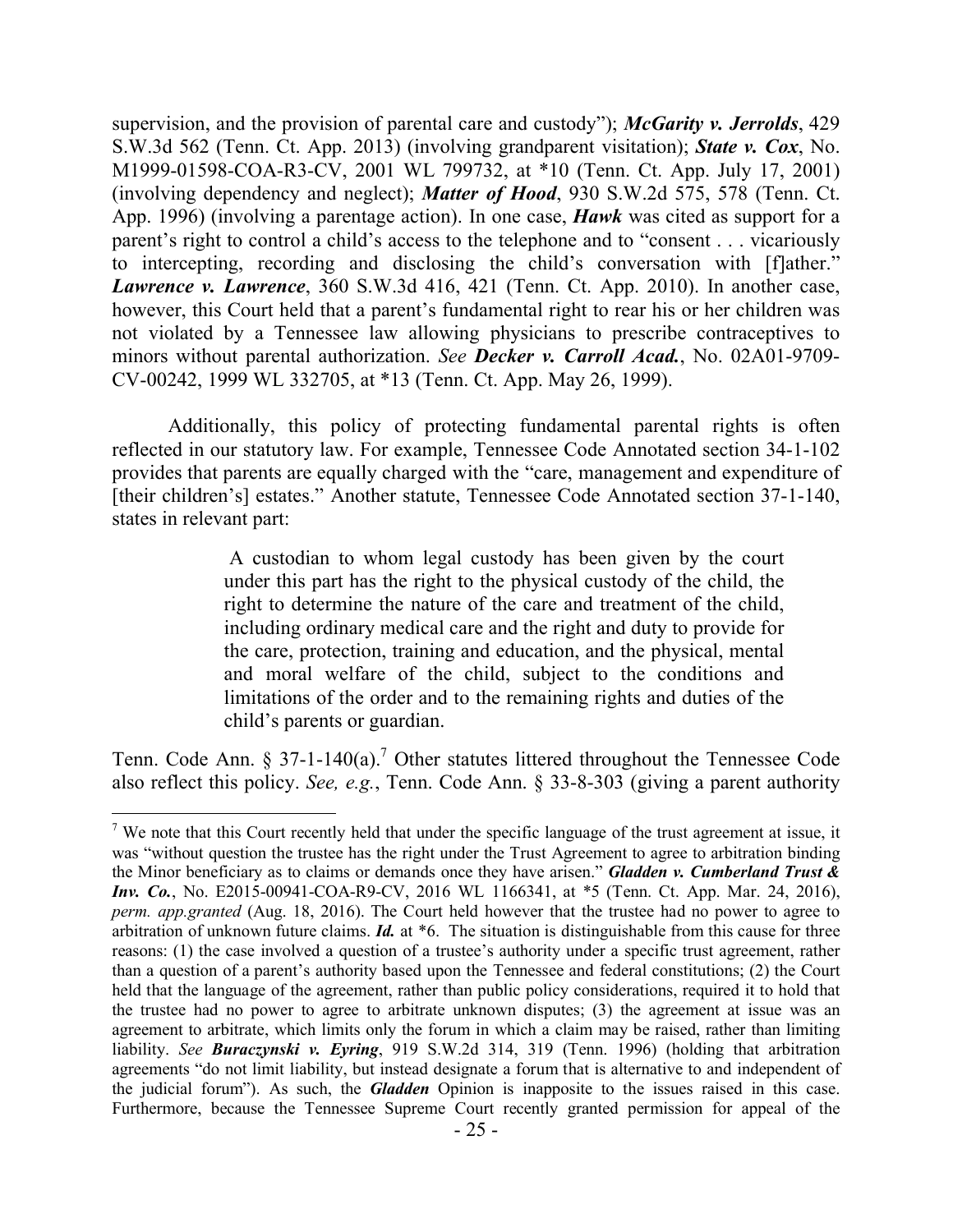supervision, and the provision of parental care and custody"); ***McGarity v. Jerrolds***, 429 S.W.3d 562 (Tenn. Ct. App. 2013) (involving grandparent visitation); ***State v. Cox***, No. M1999-01598-COA-R3-CV, 2001 WL 799732, at *10 (Tenn. Ct. App. July 17, 2001) (involving dependency and neglect); ***Matter of Hood***, 930 S.W.2d 575, 578 (Tenn. Ct. App. 1996) (involving a parentage action). In one case, ***Hawk*** was cited as support for a parent's right to control a child's access to the telephone and to "consent . . . vicariously to intercepting, recording and disclosing the child's conversation with [f]ather." ***Lawrence v. Lawrence***, 360 S.W.3d 416, 421 (Tenn. Ct. App. 2010). In another case, however, this Court held that a parent's fundamental right to rear his or her children was not violated by a Tennessee law allowing physicians to prescribe contraceptives to minors without parental authorization. *See* ***Decker v. Carroll Acad.***, No. 02A01-9709-CV-00242, 1999 WL 332705, at *13 (Tenn. Ct. App. May 26, 1999).

Additionally, this policy of protecting fundamental parental rights is often reflected in our statutory law. For example, Tennessee Code Annotated section 34-1-102 provides that parents are equally charged with the "care, management and expenditure of [their children's] estates." Another statute, Tennessee Code Annotated section 37-1-140, states in relevant part:

> A custodian to whom legal custody has been given by the court under this part has the right to the physical custody of the child, the right to determine the nature of the care and treatment of the child, including ordinary medical care and the right and duty to provide for the care, protection, training and education, and the physical, mental and moral welfare of the child, subject to the conditions and limitations of the order and to the remaining rights and duties of the child's parents or guardian.

Tenn. Code Ann. § 37-1-140(a).[7] Other statutes littered throughout the Tennessee Code also reflect this policy. *See, e.g.*, Tenn. Code Ann. § 33-8-303 (giving a parent authority

---

[7] We note that this Court recently held that under the specific language of the trust agreement at issue, it was "without question the trustee has the right under the Trust Agreement to agree to arbitration binding the Minor beneficiary as to claims or demands once they have arisen." ***Gladden v. Cumberland Trust & Inv. Co.***, No. E2015-00941-COA-R9-CV, 2016 WL 1166341, at *5 (Tenn. Ct. App. Mar. 24, 2016), *perm. app.granted* (Aug. 18, 2016). The Court held however that the trustee had no power to agree to arbitration of unknown future claims. ***Id.*** at *6. The situation is distinguishable from this cause for three reasons: (1) the case involved a question of a trustee's authority under a specific trust agreement, rather than a question of a parent's authority based upon the Tennessee and federal constitutions; (2) the Court held that the language of the agreement, rather than public policy considerations, required it to hold that the trustee had no power to agree to arbitrate unknown disputes; (3) the agreement at issue was an agreement to arbitrate, which limits only the forum in which a claim may be raised, rather than limiting liability. *See* ***Buraczynski v. Eyring***, 919 S.W.2d 314, 319 (Tenn. 1996) (holding that arbitration agreements "do not limit liability, but instead designate a forum that is alternative to and independent of the judicial forum"). As such, the ***Gladden*** Opinion is inapposite to the issues raised in this case. Furthermore, because the Tennessee Supreme Court recently granted permission for appeal of the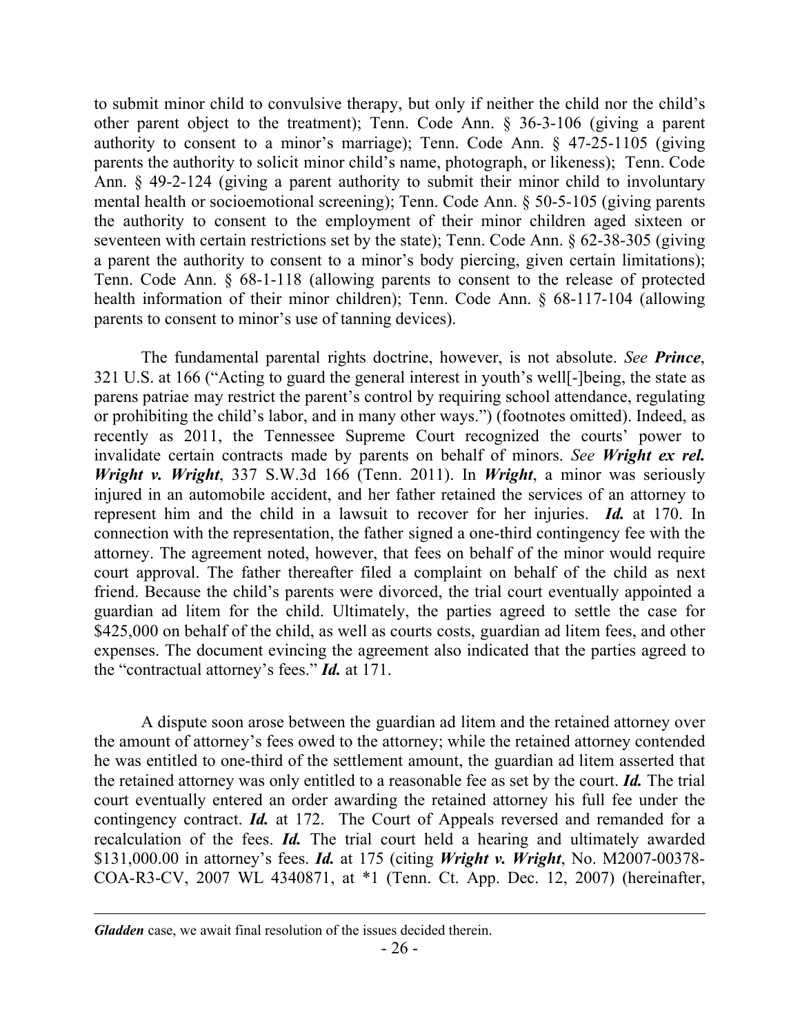to submit minor child to convulsive therapy, but only if neither the child nor the child's other parent object to the treatment); Tenn. Code Ann. § 36-3-106 (giving a parent authority to consent to a minor's marriage); Tenn. Code Ann. § 47-25-1105 (giving parents the authority to solicit minor child's name, photograph, or likeness); Tenn. Code Ann. § 49-2-124 (giving a parent authority to submit their minor child to involuntary mental health or socioemotional screening); Tenn. Code Ann. § 50-5-105 (giving parents the authority to consent to the employment of their minor children aged sixteen or seventeen with certain restrictions set by the state); Tenn. Code Ann. § 62-38-305 (giving a parent the authority to consent to a minor's body piercing, given certain limitations); Tenn. Code Ann. § 68-1-118 (allowing parents to consent to the release of protected health information of their minor children); Tenn. Code Ann. § 68-117-104 (allowing parents to consent to minor's use of tanning devices).

The fundamental parental rights doctrine, however, is not absolute. *See* ***Prince***, 321 U.S. at 166 ("Acting to guard the general interest in youth's well[-]being, the state as parens patriae may restrict the parent's control by requiring school attendance, regulating or prohibiting the child's labor, and in many other ways.") (footnotes omitted). Indeed, as recently as 2011, the Tennessee Supreme Court recognized the courts' power to invalidate certain contracts made by parents on behalf of minors. *See* ***Wright ex rel. Wright v. Wright***, 337 S.W.3d 166 (Tenn. 2011). In ***Wright***, a minor was seriously injured in an automobile accident, and her father retained the services of an attorney to represent him and the child in a lawsuit to recover for her injuries. ***Id.*** at 170. In connection with the representation, the father signed a one-third contingency fee with the attorney. The agreement noted, however, that fees on behalf of the minor would require court approval. The father thereafter filed a complaint on behalf of the child as next friend. Because the child's parents were divorced, the trial court eventually appointed a guardian ad litem for the child. Ultimately, the parties agreed to settle the case for $425,000 on behalf of the child, as well as courts costs, guardian ad litem fees, and other expenses. The document evincing the agreement also indicated that the parties agreed to the "contractual attorney's fees." ***Id.*** at 171.

A dispute soon arose between the guardian ad litem and the retained attorney over the amount of attorney's fees owed to the attorney; while the retained attorney contended he was entitled to one-third of the settlement amount, the guardian ad litem asserted that the retained attorney was only entitled to a reasonable fee as set by the court. ***Id.*** The trial court eventually entered an order awarding the retained attorney his full fee under the contingency contract. ***Id.*** at 172. The Court of Appeals reversed and remanded for a recalculation of the fees. ***Id.*** The trial court held a hearing and ultimately awarded $131,000.00 in attorney's fees. ***Id.*** at 175 (citing ***Wright v. Wright***, No. M2007-00378-COA-R3-CV, 2007 WL 4340871, at *1 (Tenn. Ct. App. Dec. 12, 2007) (hereinafter,

***Gladden*** case, we await final resolution of the issues decided therein.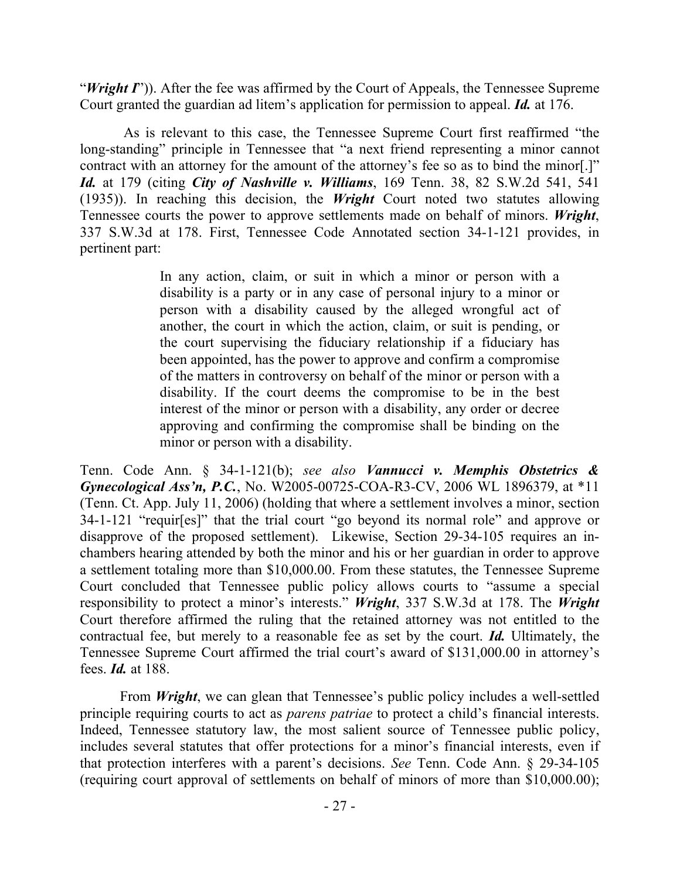"***Wright I***")). After the fee was affirmed by the Court of Appeals, the Tennessee Supreme Court granted the guardian ad litem's application for permission to appeal. ***Id.*** at 176.

As is relevant to this case, the Tennessee Supreme Court first reaffirmed "the long-standing" principle in Tennessee that "a next friend representing a minor cannot contract with an attorney for the amount of the attorney's fee so as to bind the minor[.]" ***Id.*** at 179 (citing ***City of Nashville v. Williams***, 169 Tenn. 38, 82 S.W.2d 541, 541 (1935)). In reaching this decision, the ***Wright*** Court noted two statutes allowing Tennessee courts the power to approve settlements made on behalf of minors. ***Wright***, 337 S.W.3d at 178. First, Tennessee Code Annotated section 34-1-121 provides, in pertinent part:

> In any action, claim, or suit in which a minor or person with a disability is a party or in any case of personal injury to a minor or person with a disability caused by the alleged wrongful act of another, the court in which the action, claim, or suit is pending, or the court supervising the fiduciary relationship if a fiduciary has been appointed, has the power to approve and confirm a compromise of the matters in controversy on behalf of the minor or person with a disability. If the court deems the compromise to be in the best interest of the minor or person with a disability, any order or decree approving and confirming the compromise shall be binding on the minor or person with a disability.

Tenn. Code Ann. § 34-1-121(b); *see also* ***Vannucci v. Memphis Obstetrics & Gynecological Ass'n, P.C.***, No. W2005-00725-COA-R3-CV, 2006 WL 1896379, at *11 (Tenn. Ct. App. July 11, 2006) (holding that where a settlement involves a minor, section 34-1-121 "requir[es]" that the trial court "go beyond its normal role" and approve or disapprove of the proposed settlement). Likewise, Section 29-34-105 requires an in-chambers hearing attended by both the minor and his or her guardian in order to approve a settlement totaling more than $10,000.00. From these statutes, the Tennessee Supreme Court concluded that Tennessee public policy allows courts to "assume a special responsibility to protect a minor's interests." ***Wright***, 337 S.W.3d at 178. The ***Wright*** Court therefore affirmed the ruling that the retained attorney was not entitled to the contractual fee, but merely to a reasonable fee as set by the court. ***Id.*** Ultimately, the Tennessee Supreme Court affirmed the trial court's award of $131,000.00 in attorney's fees. ***Id.*** at 188.

From ***Wright***, we can glean that Tennessee's public policy includes a well-settled principle requiring courts to act as *parens patriae* to protect a child's financial interests. Indeed, Tennessee statutory law, the most salient source of Tennessee public policy, includes several statutes that offer protections for a minor's financial interests, even if that protection interferes with a parent's decisions. *See* Tenn. Code Ann. § 29-34-105 (requiring court approval of settlements on behalf of minors of more than $10,000.00);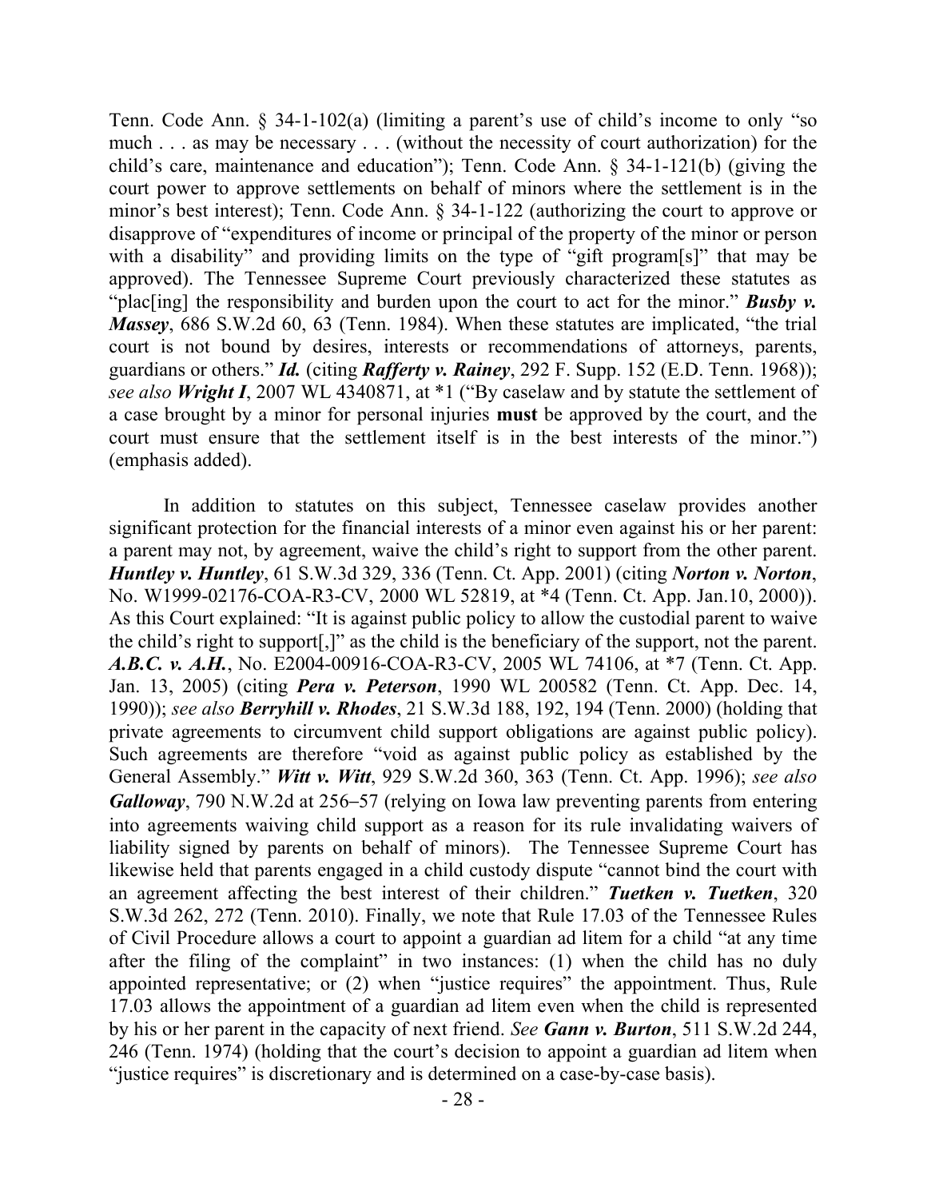Tenn. Code Ann. § 34-1-102(a) (limiting a parent's use of child's income to only "so much . . . as may be necessary . . . (without the necessity of court authorization) for the child's care, maintenance and education"); Tenn. Code Ann. § 34-1-121(b) (giving the court power to approve settlements on behalf of minors where the settlement is in the minor's best interest); Tenn. Code Ann. § 34-1-122 (authorizing the court to approve or disapprove of "expenditures of income or principal of the property of the minor or person with a disability" and providing limits on the type of "gift program[s]" that may be approved). The Tennessee Supreme Court previously characterized these statutes as "plac[ing] the responsibility and burden upon the court to act for the minor." ***Busby v. Massey***, 686 S.W.2d 60, 63 (Tenn. 1984). When these statutes are implicated, "the trial court is not bound by desires, interests or recommendations of attorneys, parents, guardians or others." ***Id.*** (citing ***Rafferty v. Rainey***, 292 F. Supp. 152 (E.D. Tenn. 1968)); *see also* ***Wright I***, 2007 WL 4340871, at *1 ("By caselaw and by statute the settlement of a case brought by a minor for personal injuries **must** be approved by the court, and the court must ensure that the settlement itself is in the best interests of the minor.") (emphasis added).

In addition to statutes on this subject, Tennessee caselaw provides another significant protection for the financial interests of a minor even against his or her parent: a parent may not, by agreement, waive the child's right to support from the other parent. ***Huntley v. Huntley***, 61 S.W.3d 329, 336 (Tenn. Ct. App. 2001) (citing ***Norton v. Norton***, No. W1999-02176-COA-R3-CV, 2000 WL 52819, at *4 (Tenn. Ct. App. Jan.10, 2000)). As this Court explained: "It is against public policy to allow the custodial parent to waive the child's right to support[,]" as the child is the beneficiary of the support, not the parent. ***A.B.C. v. A.H.***, No. E2004-00916-COA-R3-CV, 2005 WL 74106, at *7 (Tenn. Ct. App. Jan. 13, 2005) (citing ***Pera v. Peterson***, 1990 WL 200582 (Tenn. Ct. App. Dec. 14, 1990)); *see also* ***Berryhill v. Rhodes***, 21 S.W.3d 188, 192, 194 (Tenn. 2000) (holding that private agreements to circumvent child support obligations are against public policy). Such agreements are therefore "void as against public policy as established by the General Assembly." ***Witt v. Witt***, 929 S.W.2d 360, 363 (Tenn. Ct. App. 1996); *see also* ***Galloway***, 790 N.W.2d at 256–57 (relying on Iowa law preventing parents from entering into agreements waiving child support as a reason for its rule invalidating waivers of liability signed by parents on behalf of minors). The Tennessee Supreme Court has likewise held that parents engaged in a child custody dispute "cannot bind the court with an agreement affecting the best interest of their children." ***Tuetken v. Tuetken***, 320 S.W.3d 262, 272 (Tenn. 2010). Finally, we note that Rule 17.03 of the Tennessee Rules of Civil Procedure allows a court to appoint a guardian ad litem for a child "at any time after the filing of the complaint" in two instances: (1) when the child has no duly appointed representative; or (2) when "justice requires" the appointment. Thus, Rule 17.03 allows the appointment of a guardian ad litem even when the child is represented by his or her parent in the capacity of next friend. *See* ***Gann v. Burton***, 511 S.W.2d 244, 246 (Tenn. 1974) (holding that the court's decision to appoint a guardian ad litem when "justice requires" is discretionary and is determined on a case-by-case basis).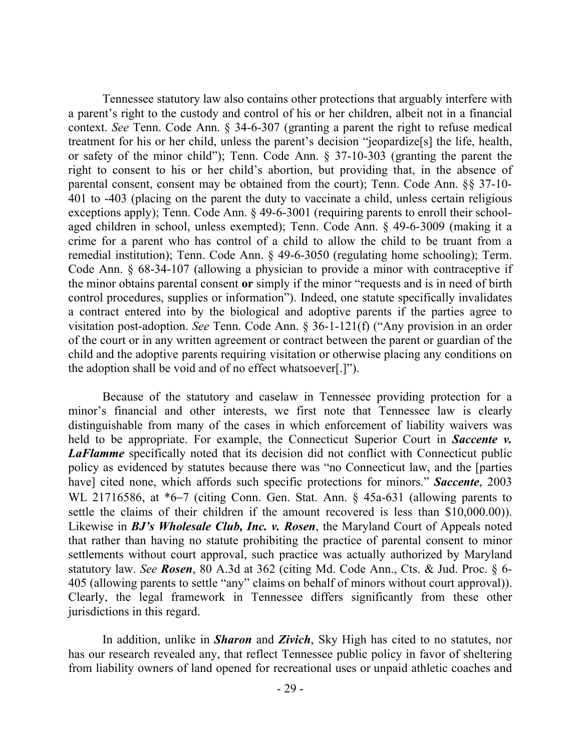Tennessee statutory law also contains other protections that arguably interfere with a parent's right to the custody and control of his or her children, albeit not in a financial context. *See* Tenn. Code Ann. § 34-6-307 (granting a parent the right to refuse medical treatment for his or her child, unless the parent's decision "jeopardize[s] the life, health, or safety of the minor child"); Tenn. Code Ann. § 37-10-303 (granting the parent the right to consent to his or her child's abortion, but providing that, in the absence of parental consent, consent may be obtained from the court); Tenn. Code Ann. §§ 37-10-401 to -403 (placing on the parent the duty to vaccinate a child, unless certain religious exceptions apply); Tenn. Code Ann. § 49-6-3001 (requiring parents to enroll their school-aged children in school, unless exempted); Tenn. Code Ann. § 49-6-3009 (making it a crime for a parent who has control of a child to allow the child to be truant from a remedial institution); Tenn. Code Ann. § 49-6-3050 (regulating home schooling); Term. Code Ann. § 68-34-107 (allowing a physician to provide a minor with contraceptive if the minor obtains parental consent **or** simply if the minor "requests and is in need of birth control procedures, supplies or information"). Indeed, one statute specifically invalidates a contract entered into by the biological and adoptive parents if the parties agree to visitation post-adoption. *See* Tenn. Code Ann. § 36-1-121(f) ("Any provision in an order of the court or in any written agreement or contract between the parent or guardian of the child and the adoptive parents requiring visitation or otherwise placing any conditions on the adoption shall be void and of no effect whatsoever[.]").

Because of the statutory and caselaw in Tennessee providing protection for a minor's financial and other interests, we first note that Tennessee law is clearly distinguishable from many of the cases in which enforcement of liability waivers was held to be appropriate. For example, the Connecticut Superior Court in ***Saccente v. LaFlamme*** specifically noted that its decision did not conflict with Connecticut public policy as evidenced by statutes because there was "no Connecticut law, and the [parties have] cited none, which affords such specific protections for minors." ***Saccente***, 2003 WL 21716586, at *6–7 (citing Conn. Gen. Stat. Ann. § 45a-631 (allowing parents to settle the claims of their children if the amount recovered is less than $10,000.00)). Likewise in ***BJ's Wholesale Club, Inc. v. Rosen***, the Maryland Court of Appeals noted that rather than having no statute prohibiting the practice of parental consent to minor settlements without court approval, such practice was actually authorized by Maryland statutory law. *See* ***Rosen***, 80 A.3d at 362 (citing Md. Code Ann., Cts. & Jud. Proc. § 6-405 (allowing parents to settle "any" claims on behalf of minors without court approval)). Clearly, the legal framework in Tennessee differs significantly from these other jurisdictions in this regard.

In addition, unlike in ***Sharon*** and ***Zivich***, Sky High has cited to no statutes, nor has our research revealed any, that reflect Tennessee public policy in favor of sheltering from liability owners of land opened for recreational uses or unpaid athletic coaches and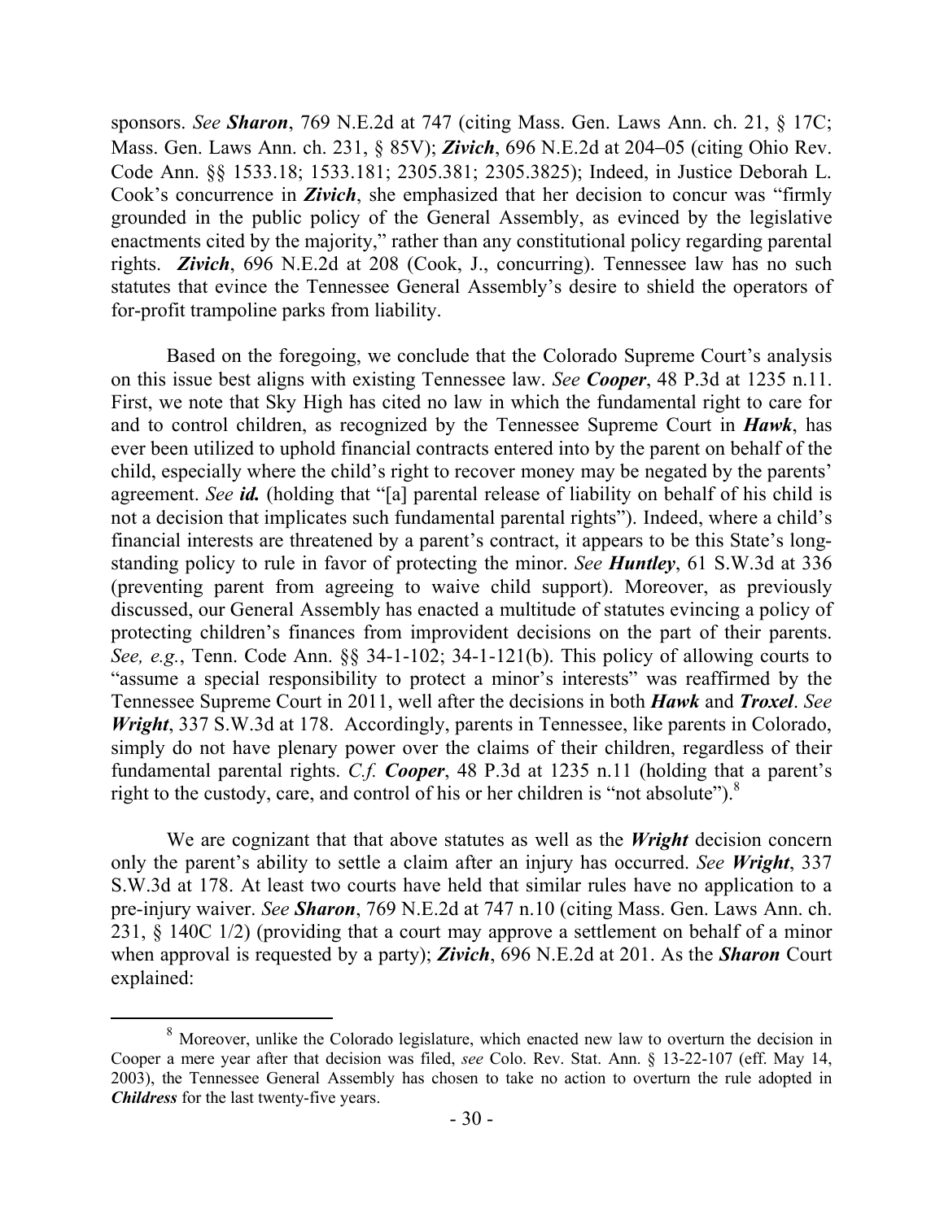sponsors. *See* ***Sharon***, 769 N.E.2d at 747 (citing Mass. Gen. Laws Ann. ch. 21, § 17C; Mass. Gen. Laws Ann. ch. 231, § 85V); ***Zivich***, 696 N.E.2d at 204–05 (citing Ohio Rev. Code Ann. §§ 1533.18; 1533.181; 2305.381; 2305.3825); Indeed, in Justice Deborah L. Cook's concurrence in ***Zivich***, she emphasized that her decision to concur was "firmly grounded in the public policy of the General Assembly, as evinced by the legislative enactments cited by the majority," rather than any constitutional policy regarding parental rights. ***Zivich***, 696 N.E.2d at 208 (Cook, J., concurring). Tennessee law has no such statutes that evince the Tennessee General Assembly's desire to shield the operators of for-profit trampoline parks from liability.

Based on the foregoing, we conclude that the Colorado Supreme Court's analysis on this issue best aligns with existing Tennessee law. *See* ***Cooper***, 48 P.3d at 1235 n.11. First, we note that Sky High has cited no law in which the fundamental right to care for and to control children, as recognized by the Tennessee Supreme Court in ***Hawk***, has ever been utilized to uphold financial contracts entered into by the parent on behalf of the child, especially where the child's right to recover money may be negated by the parents' agreement. *See* ***id.*** (holding that "[a] parental release of liability on behalf of his child is not a decision that implicates such fundamental parental rights"). Indeed, where a child's financial interests are threatened by a parent's contract, it appears to be this State's long-standing policy to rule in favor of protecting the minor. *See* ***Huntley***, 61 S.W.3d at 336 (preventing parent from agreeing to waive child support). Moreover, as previously discussed, our General Assembly has enacted a multitude of statutes evincing a policy of protecting children's finances from improvident decisions on the part of their parents. *See, e.g.*, Tenn. Code Ann. §§ 34-1-102; 34-1-121(b). This policy of allowing courts to "assume a special responsibility to protect a minor's interests" was reaffirmed by the Tennessee Supreme Court in 2011, well after the decisions in both ***Hawk*** and ***Troxel***. *See* ***Wright***, 337 S.W.3d at 178. Accordingly, parents in Tennessee, like parents in Colorado, simply do not have plenary power over the claims of their children, regardless of their fundamental parental rights. *C.f.* ***Cooper***, 48 P.3d at 1235 n.11 (holding that a parent's right to the custody, care, and control of his or her children is "not absolute").[8]

We are cognizant that that above statutes as well as the ***Wright*** decision concern only the parent's ability to settle a claim after an injury has occurred. *See* ***Wright***, 337 S.W.3d at 178. At least two courts have held that similar rules have no application to a pre-injury waiver. *See* ***Sharon***, 769 N.E.2d at 747 n.10 (citing Mass. Gen. Laws Ann. ch. 231, § 140C 1/2) (providing that a court may approve a settlement on behalf of a minor when approval is requested by a party); ***Zivich***, 696 N.E.2d at 201. As the ***Sharon*** Court explained:

---

[8] Moreover, unlike the Colorado legislature, which enacted new law to overturn the decision in Cooper a mere year after that decision was filed, *see* Colo. Rev. Stat. Ann. § 13-22-107 (eff. May 14, 2003), the Tennessee General Assembly has chosen to take no action to overturn the rule adopted in ***Childress*** for the last twenty-five years.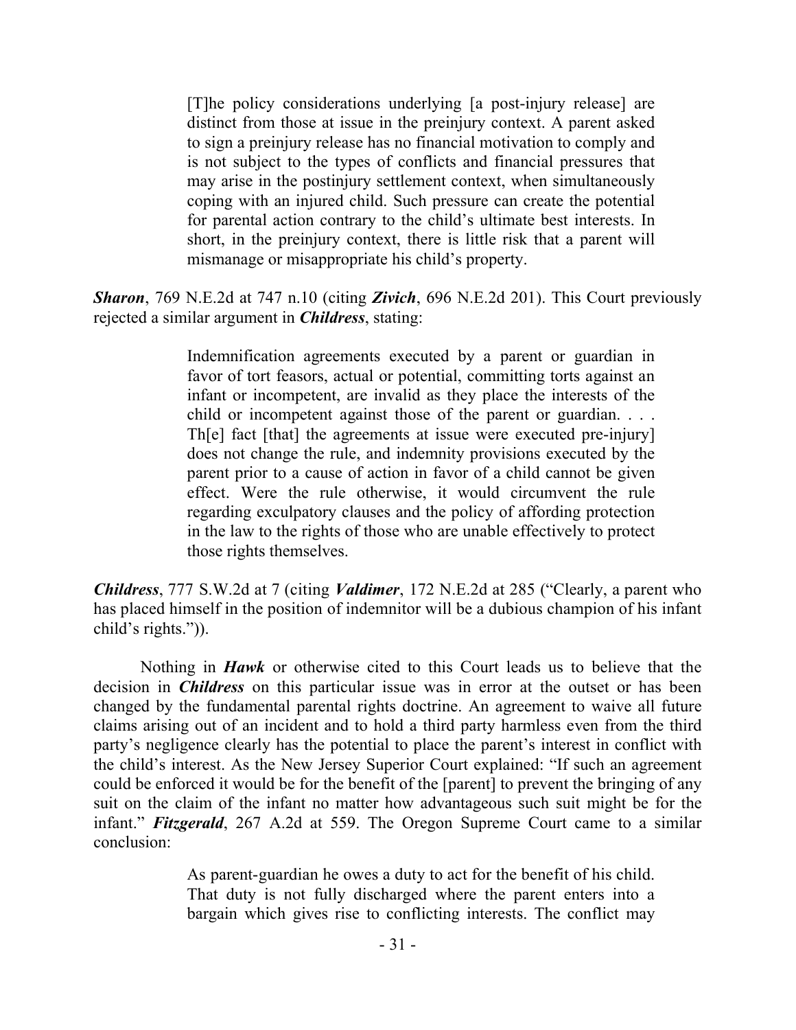> [T]he policy considerations underlying [a post-injury release] are distinct from those at issue in the preinjury context. A parent asked to sign a preinjury release has no financial motivation to comply and is not subject to the types of conflicts and financial pressures that may arise in the postinjury settlement context, when simultaneously coping with an injured child. Such pressure can create the potential for parental action contrary to the child's ultimate best interests. In short, in the preinjury context, there is little risk that a parent will mismanage or misappropriate his child's property.

***Sharon***, 769 N.E.2d at 747 n.10 (citing ***Zivich***, 696 N.E.2d 201). This Court previously rejected a similar argument in ***Childress***, stating:

> Indemnification agreements executed by a parent or guardian in favor of tort feasors, actual or potential, committing torts against an infant or incompetent, are invalid as they place the interests of the child or incompetent against those of the parent or guardian. . . . Th[e] fact [that] the agreements at issue were executed pre-injury] does not change the rule, and indemnity provisions executed by the parent prior to a cause of action in favor of a child cannot be given effect. Were the rule otherwise, it would circumvent the rule regarding exculpatory clauses and the policy of affording protection in the law to the rights of those who are unable effectively to protect those rights themselves.

***Childress***, 777 S.W.2d at 7 (citing ***Valdimer***, 172 N.E.2d at 285 ("Clearly, a parent who has placed himself in the position of indemnitor will be a dubious champion of his infant child's rights.")).

Nothing in ***Hawk*** or otherwise cited to this Court leads us to believe that the decision in ***Childress*** on this particular issue was in error at the outset or has been changed by the fundamental parental rights doctrine. An agreement to waive all future claims arising out of an incident and to hold a third party harmless even from the third party's negligence clearly has the potential to place the parent's interest in conflict with the child's interest. As the New Jersey Superior Court explained: "If such an agreement could be enforced it would be for the benefit of the [parent] to prevent the bringing of any suit on the claim of the infant no matter how advantageous such suit might be for the infant." ***Fitzgerald***, 267 A.2d at 559. The Oregon Supreme Court came to a similar conclusion:

> As parent-guardian he owes a duty to act for the benefit of his child. That duty is not fully discharged where the parent enters into a bargain which gives rise to conflicting interests. The conflict may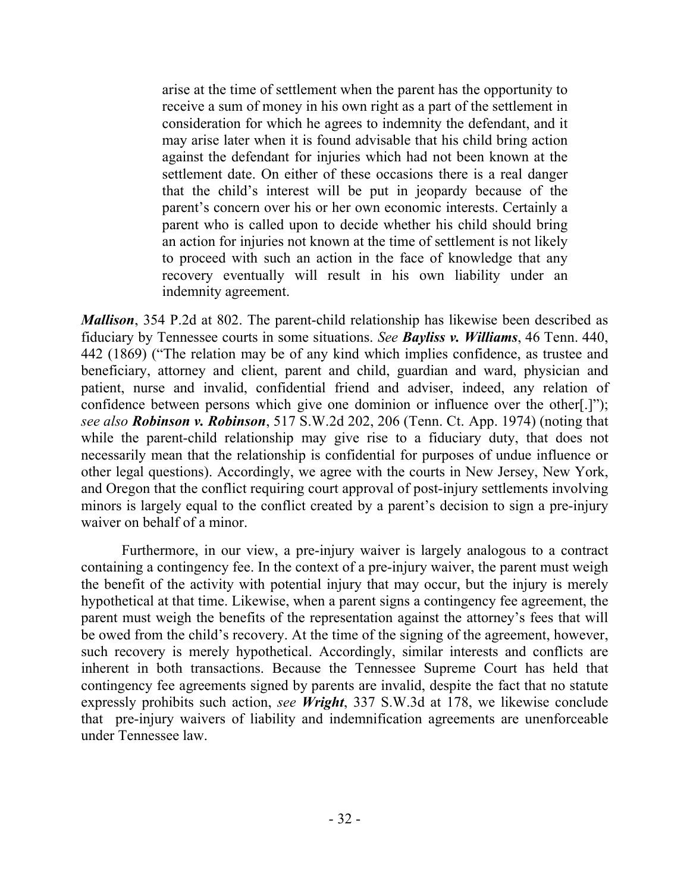> arise at the time of settlement when the parent has the opportunity to receive a sum of money in his own right as a part of the settlement in consideration for which he agrees to indemnity the defendant, and it may arise later when it is found advisable that his child bring action against the defendant for injuries which had not been known at the settlement date. On either of these occasions there is a real danger that the child's interest will be put in jeopardy because of the parent's concern over his or her own economic interests. Certainly a parent who is called upon to decide whether his child should bring an action for injuries not known at the time of settlement is not likely to proceed with such an action in the face of knowledge that any recovery eventually will result in his own liability under an indemnity agreement.

***Mallison***, 354 P.2d at 802. The parent-child relationship has likewise been described as fiduciary by Tennessee courts in some situations. *See **Bayliss v. Williams***, 46 Tenn. 440, 442 (1869) ("The relation may be of any kind which implies confidence, as trustee and beneficiary, attorney and client, parent and child, guardian and ward, physician and patient, nurse and invalid, confidential friend and adviser, indeed, any relation of confidence between persons which give one dominion or influence over the other[.]"); *see also **Robinson v. Robinson***, 517 S.W.2d 202, 206 (Tenn. Ct. App. 1974) (noting that while the parent-child relationship may give rise to a fiduciary duty, that does not necessarily mean that the relationship is confidential for purposes of undue influence or other legal questions). Accordingly, we agree with the courts in New Jersey, New York, and Oregon that the conflict requiring court approval of post-injury settlements involving minors is largely equal to the conflict created by a parent's decision to sign a pre-injury waiver on behalf of a minor.

Furthermore, in our view, a pre-injury waiver is largely analogous to a contract containing a contingency fee. In the context of a pre-injury waiver, the parent must weigh the benefit of the activity with potential injury that may occur, but the injury is merely hypothetical at that time. Likewise, when a parent signs a contingency fee agreement, the parent must weigh the benefits of the representation against the attorney's fees that will be owed from the child's recovery. At the time of the signing of the agreement, however, such recovery is merely hypothetical. Accordingly, similar interests and conflicts are inherent in both transactions. Because the Tennessee Supreme Court has held that contingency fee agreements signed by parents are invalid, despite the fact that no statute expressly prohibits such action, *see **Wright***, 337 S.W.3d at 178, we likewise conclude that pre-injury waivers of liability and indemnification agreements are unenforceable under Tennessee law.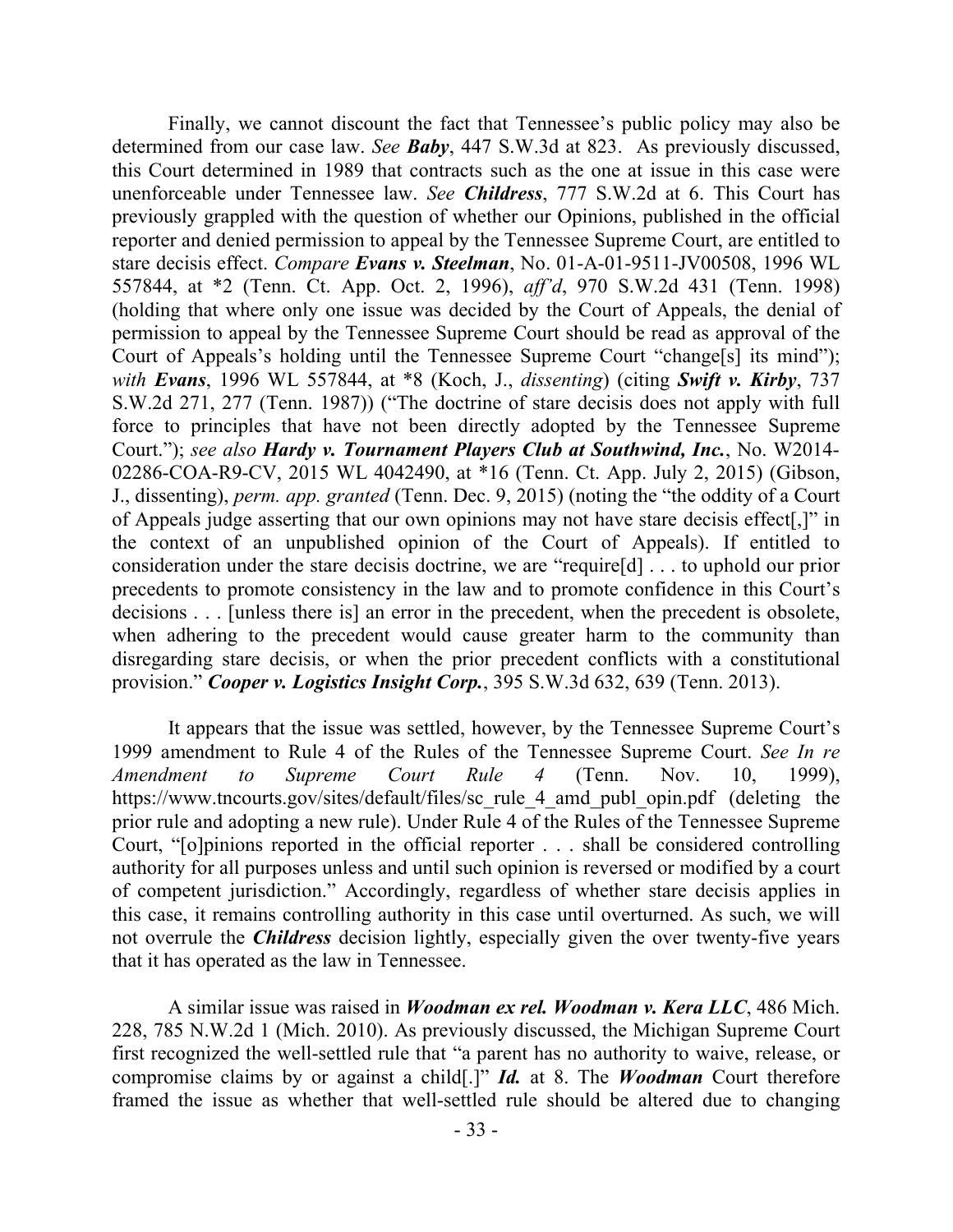Finally, we cannot discount the fact that Tennessee's public policy may also be determined from our case law. *See* ***Baby***, 447 S.W.3d at 823. As previously discussed, this Court determined in 1989 that contracts such as the one at issue in this case were unenforceable under Tennessee law. *See* ***Childress***, 777 S.W.2d at 6. This Court has previously grappled with the question of whether our Opinions, published in the official reporter and denied permission to appeal by the Tennessee Supreme Court, are entitled to stare decisis effect. *Compare* ***Evans v. Steelman***, No. 01-A-01-9511-JV00508, 1996 WL 557844, at *2 (Tenn. Ct. App. Oct. 2, 1996), *aff'd*, 970 S.W.2d 431 (Tenn. 1998) (holding that where only one issue was decided by the Court of Appeals, the denial of permission to appeal by the Tennessee Supreme Court should be read as approval of the Court of Appeals's holding until the Tennessee Supreme Court "change[s] its mind"); *with* ***Evans***, 1996 WL 557844, at *8 (Koch, J., *dissenting*) (citing ***Swift v. Kirby***, 737 S.W.2d 271, 277 (Tenn. 1987)) ("The doctrine of stare decisis does not apply with full force to principles that have not been directly adopted by the Tennessee Supreme Court."); *see also* ***Hardy v. Tournament Players Club at Southwind, Inc.***, No. W2014-02286-COA-R9-CV, 2015 WL 4042490, at *16 (Tenn. Ct. App. July 2, 2015) (Gibson, J., dissenting), *perm. app. granted* (Tenn. Dec. 9, 2015) (noting the "the oddity of a Court of Appeals judge asserting that our own opinions may not have stare decisis effect[,]" in the context of an unpublished opinion of the Court of Appeals). If entitled to consideration under the stare decisis doctrine, we are "require[d] . . . to uphold our prior precedents to promote consistency in the law and to promote confidence in this Court's decisions . . . [unless there is] an error in the precedent, when the precedent is obsolete, when adhering to the precedent would cause greater harm to the community than disregarding stare decisis, or when the prior precedent conflicts with a constitutional provision." ***Cooper v. Logistics Insight Corp.***, 395 S.W.3d 632, 639 (Tenn. 2013).

It appears that the issue was settled, however, by the Tennessee Supreme Court's 1999 amendment to Rule 4 of the Rules of the Tennessee Supreme Court. *See In re Amendment to Supreme Court Rule 4* (Tenn. Nov. 10, 1999), https://www.tncourts.gov/sites/default/files/sc_rule_4_amd_publ_opin.pdf (deleting the prior rule and adopting a new rule). Under Rule 4 of the Rules of the Tennessee Supreme Court, "[o]pinions reported in the official reporter . . . shall be considered controlling authority for all purposes unless and until such opinion is reversed or modified by a court of competent jurisdiction." Accordingly, regardless of whether stare decisis applies in this case, it remains controlling authority in this case until overturned. As such, we will not overrule the ***Childress*** decision lightly, especially given the over twenty-five years that it has operated as the law in Tennessee.

A similar issue was raised in ***Woodman ex rel. Woodman v. Kera LLC***, 486 Mich. 228, 785 N.W.2d 1 (Mich. 2010). As previously discussed, the Michigan Supreme Court first recognized the well-settled rule that "a parent has no authority to waive, release, or compromise claims by or against a child[.]" ***Id.*** at 8. The ***Woodman*** Court therefore framed the issue as whether that well-settled rule should be altered due to changing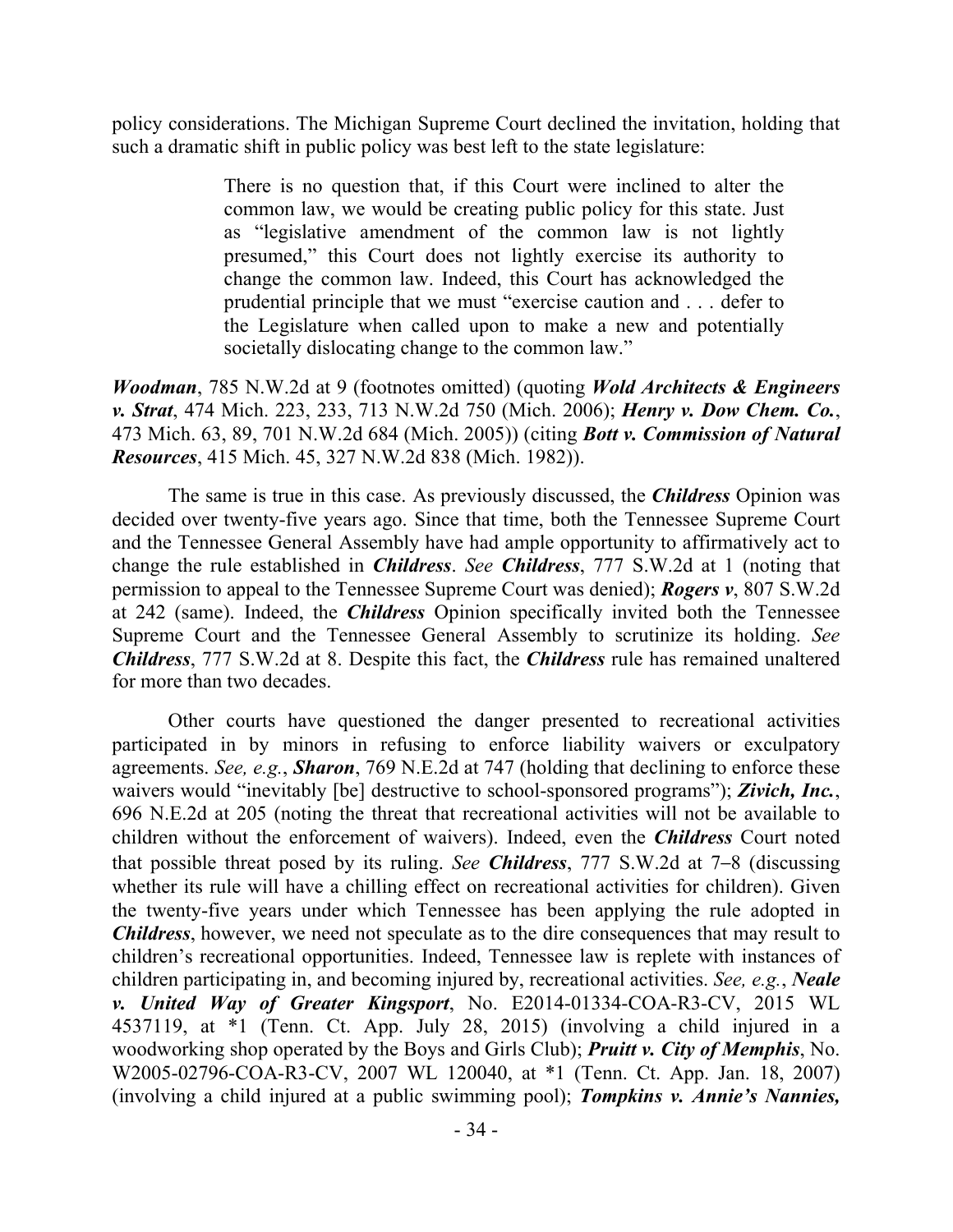policy considerations. The Michigan Supreme Court declined the invitation, holding that such a dramatic shift in public policy was best left to the state legislature:

> There is no question that, if this Court were inclined to alter the common law, we would be creating public policy for this state. Just as "legislative amendment of the common law is not lightly presumed," this Court does not lightly exercise its authority to change the common law. Indeed, this Court has acknowledged the prudential principle that we must "exercise caution and . . . defer to the Legislature when called upon to make a new and potentially societally dislocating change to the common law."

***Woodman***, 785 N.W.2d at 9 (footnotes omitted) (quoting ***Wold Architects & Engineers v. Strat***, 474 Mich. 223, 233, 713 N.W.2d 750 (Mich. 2006); ***Henry v. Dow Chem. Co.***, 473 Mich. 63, 89, 701 N.W.2d 684 (Mich. 2005)) (citing ***Bott v. Commission of Natural Resources***, 415 Mich. 45, 327 N.W.2d 838 (Mich. 1982)).

The same is true in this case. As previously discussed, the ***Childress*** Opinion was decided over twenty-five years ago. Since that time, both the Tennessee Supreme Court and the Tennessee General Assembly have had ample opportunity to affirmatively act to change the rule established in ***Childress***. *See* ***Childress***, 777 S.W.2d at 1 (noting that permission to appeal to the Tennessee Supreme Court was denied); ***Rogers v***, 807 S.W.2d at 242 (same). Indeed, the ***Childress*** Opinion specifically invited both the Tennessee Supreme Court and the Tennessee General Assembly to scrutinize its holding. *See* ***Childress***, 777 S.W.2d at 8. Despite this fact, the ***Childress*** rule has remained unaltered for more than two decades.

Other courts have questioned the danger presented to recreational activities participated in by minors in refusing to enforce liability waivers or exculpatory agreements. *See, e.g.*, ***Sharon***, 769 N.E.2d at 747 (holding that declining to enforce these waivers would "inevitably [be] destructive to school-sponsored programs"); ***Zivich, Inc.***, 696 N.E.2d at 205 (noting the threat that recreational activities will not be available to children without the enforcement of waivers). Indeed, even the ***Childress*** Court noted that possible threat posed by its ruling. *See* ***Childress***, 777 S.W.2d at 7–8 (discussing whether its rule will have a chilling effect on recreational activities for children). Given the twenty-five years under which Tennessee has been applying the rule adopted in ***Childress***, however, we need not speculate as to the dire consequences that may result to children's recreational opportunities. Indeed, Tennessee law is replete with instances of children participating in, and becoming injured by, recreational activities. *See, e.g.*, ***Neale v. United Way of Greater Kingsport***, No. E2014-01334-COA-R3-CV, 2015 WL 4537119, at *1 (Tenn. Ct. App. July 28, 2015) (involving a child injured in a woodworking shop operated by the Boys and Girls Club); ***Pruitt v. City of Memphis***, No. W2005-02796-COA-R3-CV, 2007 WL 120040, at *1 (Tenn. Ct. App. Jan. 18, 2007) (involving a child injured at a public swimming pool); ***Tompkins v. Annie's Nannies,***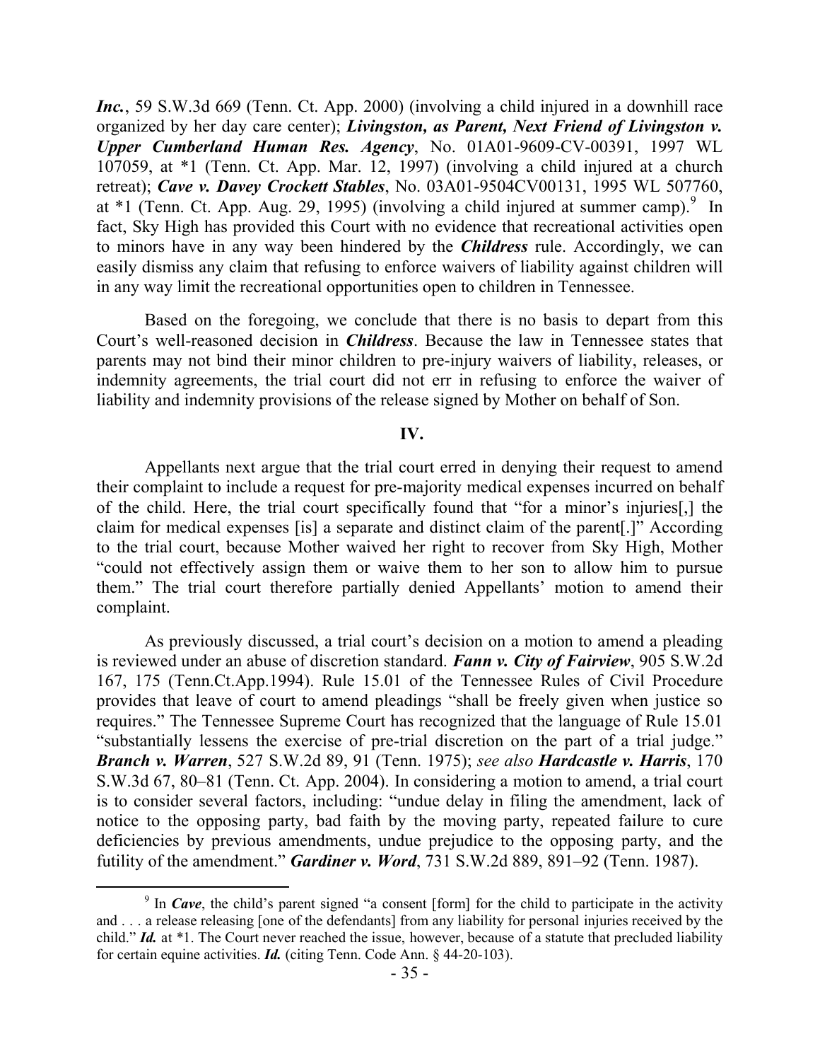***Inc.***, 59 S.W.3d 669 (Tenn. Ct. App. 2000) (involving a child injured in a downhill race organized by her day care center); ***Livingston, as Parent, Next Friend of Livingston v. Upper Cumberland Human Res. Agency***, No. 01A01-9609-CV-00391, 1997 WL 107059, at *1 (Tenn. Ct. App. Mar. 12, 1997) (involving a child injured at a church retreat); ***Cave v. Davey Crockett Stables***, No. 03A01-9504CV00131, 1995 WL 507760, at *1 (Tenn. Ct. App. Aug. 29, 1995) (involving a child injured at summer camp).[9] In fact, Sky High has provided this Court with no evidence that recreational activities open to minors have in any way been hindered by the ***Childress*** rule. Accordingly, we can easily dismiss any claim that refusing to enforce waivers of liability against children will in any way limit the recreational opportunities open to children in Tennessee.

Based on the foregoing, we conclude that there is no basis to depart from this Court's well-reasoned decision in ***Childress***. Because the law in Tennessee states that parents may not bind their minor children to pre-injury waivers of liability, releases, or indemnity agreements, the trial court did not err in refusing to enforce the waiver of liability and indemnity provisions of the release signed by Mother on behalf of Son.

**IV.**

Appellants next argue that the trial court erred in denying their request to amend their complaint to include a request for pre-majority medical expenses incurred on behalf of the child. Here, the trial court specifically found that "for a minor's injuries[,] the claim for medical expenses [is] a separate and distinct claim of the parent[.]" According to the trial court, because Mother waived her right to recover from Sky High, Mother "could not effectively assign them or waive them to her son to allow him to pursue them." The trial court therefore partially denied Appellants' motion to amend their complaint.

As previously discussed, a trial court's decision on a motion to amend a pleading is reviewed under an abuse of discretion standard. ***Fann v. City of Fairview***, 905 S.W.2d 167, 175 (Tenn.Ct.App.1994). Rule 15.01 of the Tennessee Rules of Civil Procedure provides that leave of court to amend pleadings "shall be freely given when justice so requires." The Tennessee Supreme Court has recognized that the language of Rule 15.01 "substantially lessens the exercise of pre-trial discretion on the part of a trial judge." ***Branch v. Warren***, 527 S.W.2d 89, 91 (Tenn. 1975); *see also* ***Hardcastle v. Harris***, 170 S.W.3d 67, 80–81 (Tenn. Ct. App. 2004). In considering a motion to amend, a trial court is to consider several factors, including: "undue delay in filing the amendment, lack of notice to the opposing party, bad faith by the moving party, repeated failure to cure deficiencies by previous amendments, undue prejudice to the opposing party, and the futility of the amendment." ***Gardiner v. Word***, 731 S.W.2d 889, 891–92 (Tenn. 1987).

---

[9] In ***Cave***, the child's parent signed "a consent [form] for the child to participate in the activity and . . . a release releasing [one of the defendants] from any liability for personal injuries received by the child." ***Id.*** at *1. The Court never reached the issue, however, because of a statute that precluded liability for certain equine activities. ***Id.*** (citing Tenn. Code Ann. § 44-20-103).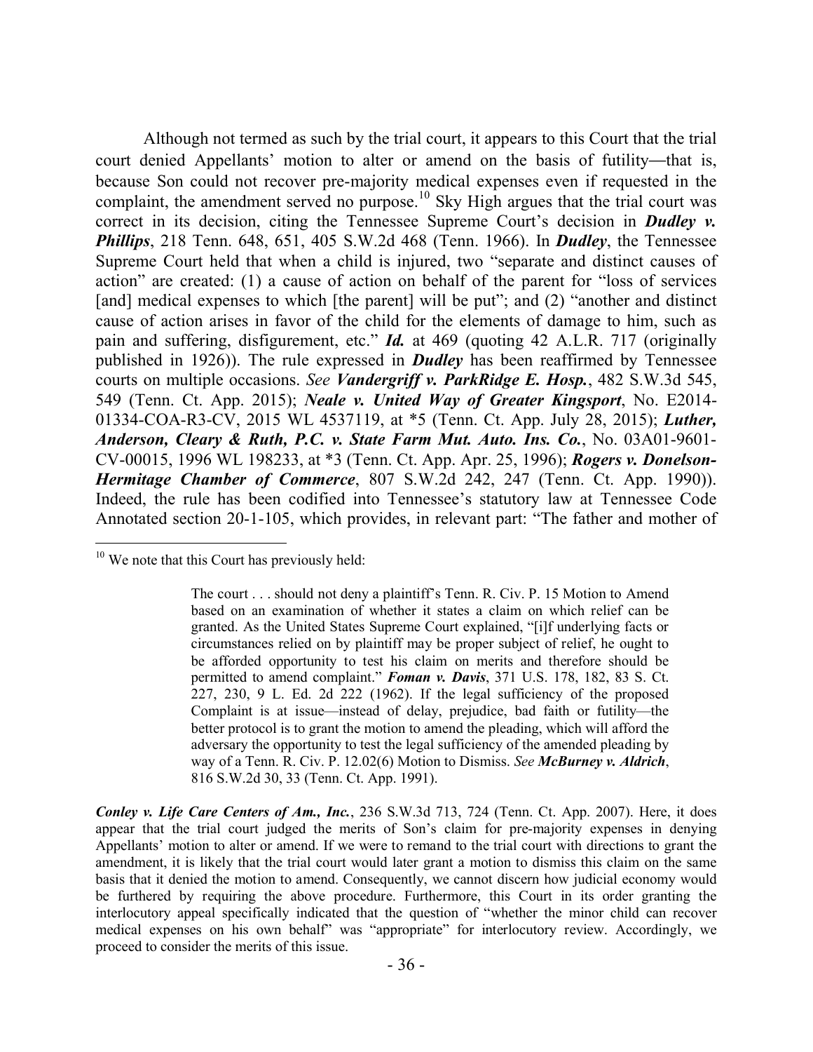Although not termed as such by the trial court, it appears to this Court that the trial court denied Appellants' motion to alter or amend on the basis of futility—that is, because Son could not recover pre-majority medical expenses even if requested in the complaint, the amendment served no purpose.[10] Sky High argues that the trial court was correct in its decision, citing the Tennessee Supreme Court's decision in ***Dudley v. Phillips***, 218 Tenn. 648, 651, 405 S.W.2d 468 (Tenn. 1966). In ***Dudley***, the Tennessee Supreme Court held that when a child is injured, two "separate and distinct causes of action" are created: (1) a cause of action on behalf of the parent for "loss of services [and] medical expenses to which [the parent] will be put"; and (2) "another and distinct cause of action arises in favor of the child for the elements of damage to him, such as pain and suffering, disfigurement, etc." ***Id.*** at 469 (quoting 42 A.L.R. 717 (originally published in 1926)). The rule expressed in ***Dudley*** has been reaffirmed by Tennessee courts on multiple occasions. *See* ***Vandergriff v. ParkRidge E. Hosp.***, 482 S.W.3d 545, 549 (Tenn. Ct. App. 2015); ***Neale v. United Way of Greater Kingsport***, No. E2014-01334-COA-R3-CV, 2015 WL 4537119, at *5 (Tenn. Ct. App. July 28, 2015); ***Luther, Anderson, Cleary & Ruth, P.C. v. State Farm Mut. Auto. Ins. Co.***, No. 03A01-9601-CV-00015, 1996 WL 198233, at *3 (Tenn. Ct. App. Apr. 25, 1996); ***Rogers v. Donelson-Hermitage Chamber of Commerce***, 807 S.W.2d 242, 247 (Tenn. Ct. App. 1990)). Indeed, the rule has been codified into Tennessee's statutory law at Tennessee Code Annotated section 20-1-105, which provides, in relevant part: "The father and mother of

---

[10] We note that this Court has previously held:

> The court . . . should not deny a plaintiff's Tenn. R. Civ. P. 15 Motion to Amend based on an examination of whether it states a claim on which relief can be granted. As the United States Supreme Court explained, "[i]f underlying facts or circumstances relied on by plaintiff may be proper subject of relief, he ought to be afforded opportunity to test his claim on merits and therefore should be permitted to amend complaint." ***Foman v. Davis***, 371 U.S. 178, 182, 83 S. Ct. 227, 230, 9 L. Ed. 2d 222 (1962). If the legal sufficiency of the proposed Complaint is at issue—instead of delay, prejudice, bad faith or futility—the better protocol is to grant the motion to amend the pleading, which will afford the adversary the opportunity to test the legal sufficiency of the amended pleading by way of a Tenn. R. Civ. P. 12.02(6) Motion to Dismiss. *See* ***McBurney v. Aldrich***, 816 S.W.2d 30, 33 (Tenn. Ct. App. 1991).

***Conley v. Life Care Centers of Am., Inc.***, 236 S.W.3d 713, 724 (Tenn. Ct. App. 2007). Here, it does appear that the trial court judged the merits of Son's claim for pre-majority expenses in denying Appellants' motion to alter or amend. If we were to remand to the trial court with directions to grant the amendment, it is likely that the trial court would later grant a motion to dismiss this claim on the same basis that it denied the motion to amend. Consequently, we cannot discern how judicial economy would be furthered by requiring the above procedure. Furthermore, this Court in its order granting the interlocutory appeal specifically indicated that the question of "whether the minor child can recover medical expenses on his own behalf" was "appropriate" for interlocutory review. Accordingly, we proceed to consider the merits of this issue.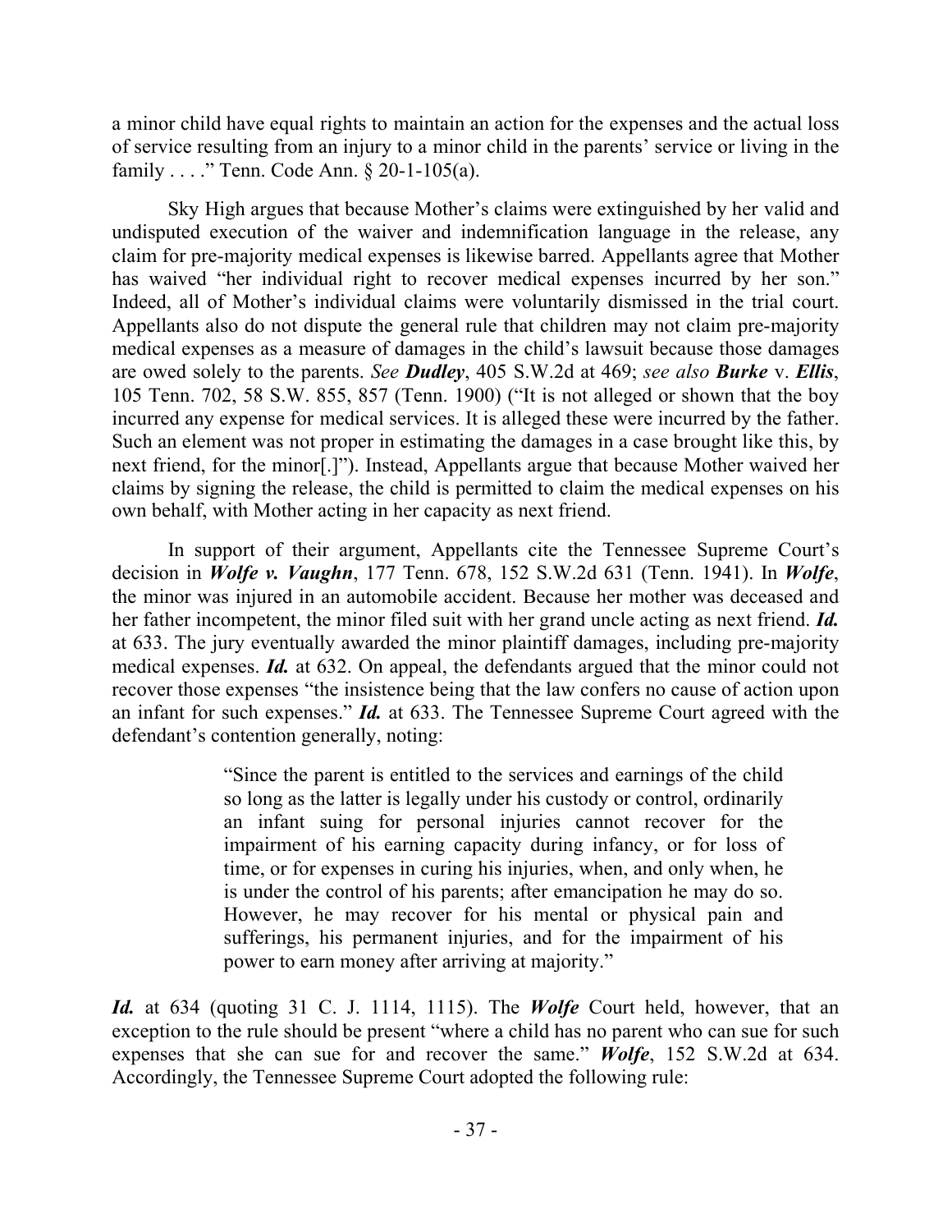a minor child have equal rights to maintain an action for the expenses and the actual loss of service resulting from an injury to a minor child in the parents' service or living in the family . . . ." Tenn. Code Ann. § 20-1-105(a).

Sky High argues that because Mother's claims were extinguished by her valid and undisputed execution of the waiver and indemnification language in the release, any claim for pre-majority medical expenses is likewise barred. Appellants agree that Mother has waived "her individual right to recover medical expenses incurred by her son." Indeed, all of Mother's individual claims were voluntarily dismissed in the trial court. Appellants also do not dispute the general rule that children may not claim pre-majority medical expenses as a measure of damages in the child's lawsuit because those damages are owed solely to the parents. *See* ***Dudley***, 405 S.W.2d at 469; *see also* ***Burke*** v. ***Ellis***, 105 Tenn. 702, 58 S.W. 855, 857 (Tenn. 1900) ("It is not alleged or shown that the boy incurred any expense for medical services. It is alleged these were incurred by the father. Such an element was not proper in estimating the damages in a case brought like this, by next friend, for the minor[.]"). Instead, Appellants argue that because Mother waived her claims by signing the release, the child is permitted to claim the medical expenses on his own behalf, with Mother acting in her capacity as next friend.

In support of their argument, Appellants cite the Tennessee Supreme Court's decision in ***Wolfe v. Vaughn***, 177 Tenn. 678, 152 S.W.2d 631 (Tenn. 1941). In ***Wolfe***, the minor was injured in an automobile accident. Because her mother was deceased and her father incompetent, the minor filed suit with her grand uncle acting as next friend. ***Id.*** at 633. The jury eventually awarded the minor plaintiff damages, including pre-majority medical expenses. ***Id.*** at 632. On appeal, the defendants argued that the minor could not recover those expenses "the insistence being that the law confers no cause of action upon an infant for such expenses." ***Id.*** at 633. The Tennessee Supreme Court agreed with the defendant's contention generally, noting:

> "Since the parent is entitled to the services and earnings of the child so long as the latter is legally under his custody or control, ordinarily an infant suing for personal injuries cannot recover for the impairment of his earning capacity during infancy, or for loss of time, or for expenses in curing his injuries, when, and only when, he is under the control of his parents; after emancipation he may do so. However, he may recover for his mental or physical pain and sufferings, his permanent injuries, and for the impairment of his power to earn money after arriving at majority."

***Id.*** at 634 (quoting 31 C. J. 1114, 1115). The ***Wolfe*** Court held, however, that an exception to the rule should be present "where a child has no parent who can sue for such expenses that she can sue for and recover the same." ***Wolfe***, 152 S.W.2d at 634. Accordingly, the Tennessee Supreme Court adopted the following rule: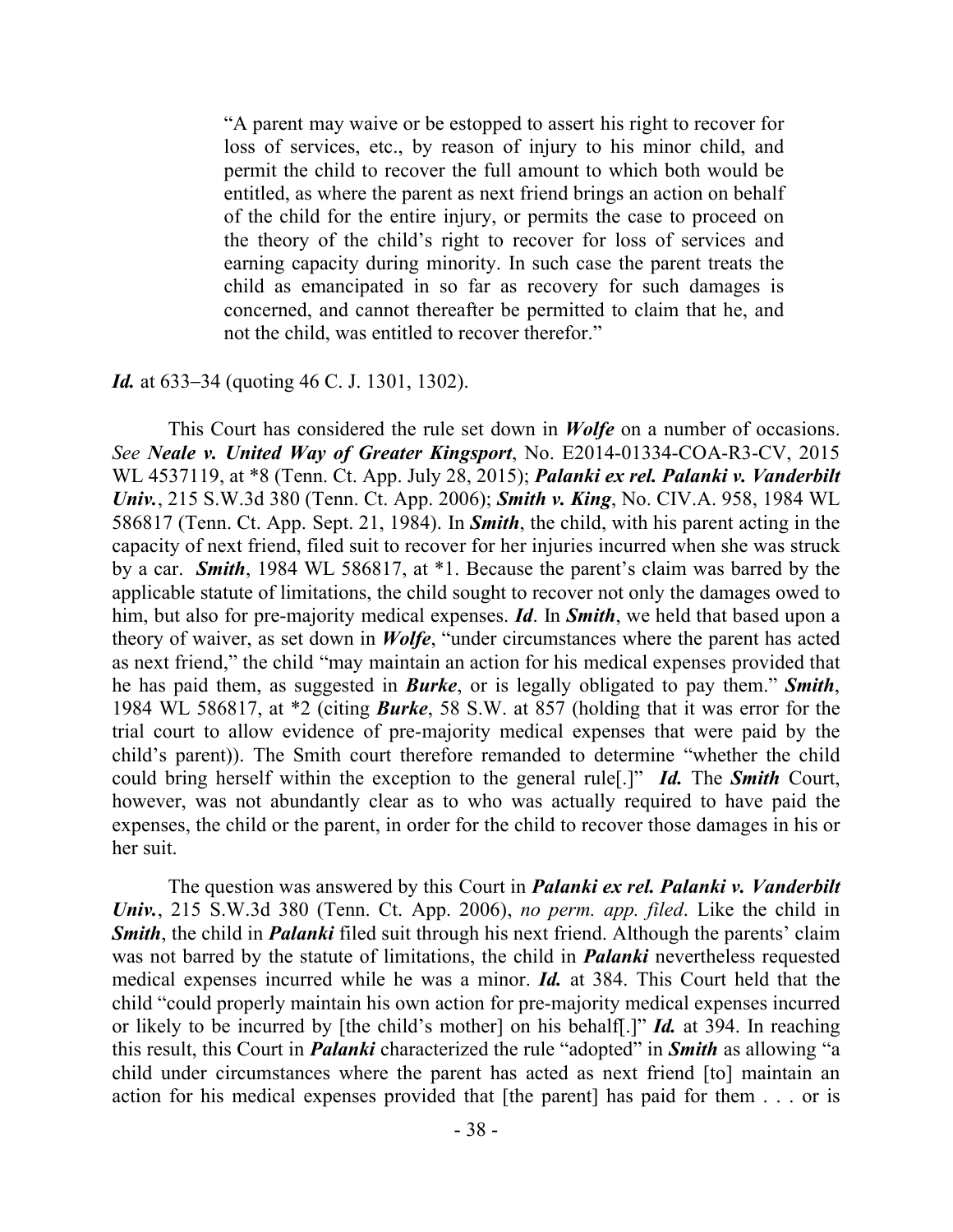> "A parent may waive or be estopped to assert his right to recover for loss of services, etc., by reason of injury to his minor child, and permit the child to recover the full amount to which both would be entitled, as where the parent as next friend brings an action on behalf of the child for the entire injury, or permits the case to proceed on the theory of the child's right to recover for loss of services and earning capacity during minority. In such case the parent treats the child as emancipated in so far as recovery for such damages is concerned, and cannot thereafter be permitted to claim that he, and not the child, was entitled to recover therefor."

***Id.*** at 633–34 (quoting 46 C. J. 1301, 1302).

This Court has considered the rule set down in ***Wolfe*** on a number of occasions. *See* ***Neale v. United Way of Greater Kingsport***, No. E2014-01334-COA-R3-CV, 2015 WL 4537119, at *8 (Tenn. Ct. App. July 28, 2015); ***Palanki ex rel. Palanki v. Vanderbilt Univ.***, 215 S.W.3d 380 (Tenn. Ct. App. 2006); ***Smith v. King***, No. CIV.A. 958, 1984 WL 586817 (Tenn. Ct. App. Sept. 21, 1984). In ***Smith***, the child, with his parent acting in the capacity of next friend, filed suit to recover for her injuries incurred when she was struck by a car. ***Smith***, 1984 WL 586817, at *1. Because the parent's claim was barred by the applicable statute of limitations, the child sought to recover not only the damages owed to him, but also for pre-majority medical expenses. ***Id***. In ***Smith***, we held that based upon a theory of waiver, as set down in ***Wolfe***, "under circumstances where the parent has acted as next friend," the child "may maintain an action for his medical expenses provided that he has paid them, as suggested in ***Burke***, or is legally obligated to pay them." ***Smith***, 1984 WL 586817, at *2 (citing ***Burke***, 58 S.W. at 857 (holding that it was error for the trial court to allow evidence of pre-majority medical expenses that were paid by the child's parent)). The Smith court therefore remanded to determine "whether the child could bring herself within the exception to the general rule[.]" ***Id.*** The ***Smith*** Court, however, was not abundantly clear as to who was actually required to have paid the expenses, the child or the parent, in order for the child to recover those damages in his or her suit.

The question was answered by this Court in ***Palanki ex rel. Palanki v. Vanderbilt Univ.***, 215 S.W.3d 380 (Tenn. Ct. App. 2006), *no perm. app. filed*. Like the child in ***Smith***, the child in ***Palanki*** filed suit through his next friend. Although the parents' claim was not barred by the statute of limitations, the child in ***Palanki*** nevertheless requested medical expenses incurred while he was a minor. ***Id.*** at 384. This Court held that the child "could properly maintain his own action for pre-majority medical expenses incurred or likely to be incurred by [the child's mother] on his behalf[.]" ***Id.*** at 394. In reaching this result, this Court in ***Palanki*** characterized the rule "adopted" in ***Smith*** as allowing "a child under circumstances where the parent has acted as next friend [to] maintain an action for his medical expenses provided that [the parent] has paid for them . . . or is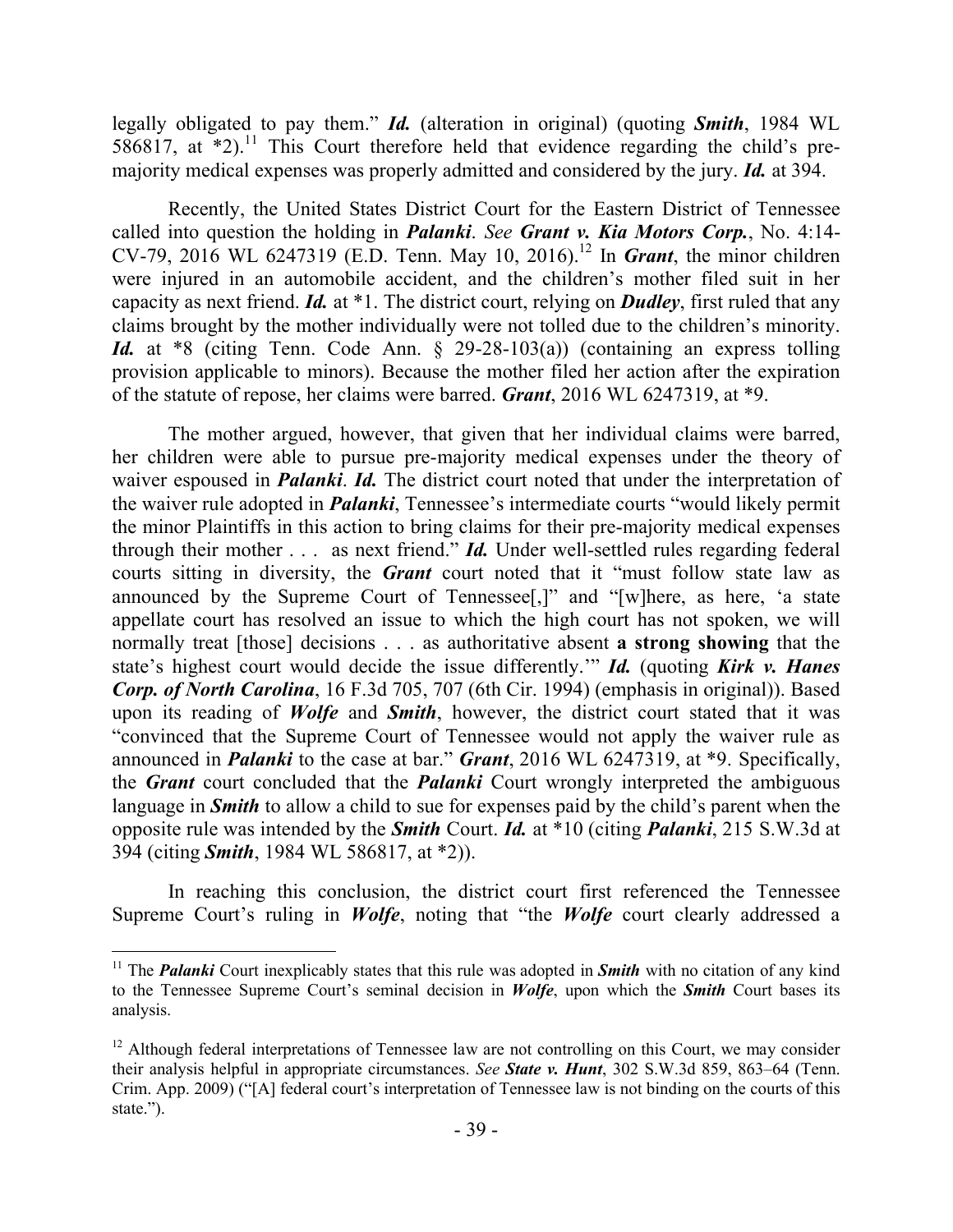legally obligated to pay them." ***Id.*** (alteration in original) (quoting ***Smith***, 1984 WL 586817, at *2).[11] This Court therefore held that evidence regarding the child's pre-majority medical expenses was properly admitted and considered by the jury. ***Id.*** at 394.

Recently, the United States District Court for the Eastern District of Tennessee called into question the holding in ***Palanki***. *See* ***Grant v. Kia Motors Corp.***, No. 4:14-CV-79, 2016 WL 6247319 (E.D. Tenn. May 10, 2016).[12] In ***Grant***, the minor children were injured in an automobile accident, and the children's mother filed suit in her capacity as next friend. ***Id.*** at *1. The district court, relying on ***Dudley***, first ruled that any claims brought by the mother individually were not tolled due to the children's minority. ***Id.*** at *8 (citing Tenn. Code Ann. § 29-28-103(a)) (containing an express tolling provision applicable to minors). Because the mother filed her action after the expiration of the statute of repose, her claims were barred. ***Grant***, 2016 WL 6247319, at *9.

The mother argued, however, that given that her individual claims were barred, her children were able to pursue pre-majority medical expenses under the theory of waiver espoused in ***Palanki***. ***Id.*** The district court noted that under the interpretation of the waiver rule adopted in ***Palanki***, Tennessee's intermediate courts "would likely permit the minor Plaintiffs in this action to bring claims for their pre-majority medical expenses through their mother . . . as next friend." ***Id.*** Under well-settled rules regarding federal courts sitting in diversity, the ***Grant*** court noted that it "must follow state law as announced by the Supreme Court of Tennessee[,]" and "[w]here, as here, 'a state appellate court has resolved an issue to which the high court has not spoken, we will normally treat [those] decisions . . . as authoritative absent **a strong showing** that the state's highest court would decide the issue differently.'" ***Id.*** (quoting ***Kirk v. Hanes Corp. of North Carolina***, 16 F.3d 705, 707 (6th Cir. 1994) (emphasis in original)). Based upon its reading of ***Wolfe*** and ***Smith***, however, the district court stated that it was "convinced that the Supreme Court of Tennessee would not apply the waiver rule as announced in ***Palanki*** to the case at bar." ***Grant***, 2016 WL 6247319, at *9. Specifically, the ***Grant*** court concluded that the ***Palanki*** Court wrongly interpreted the ambiguous language in ***Smith*** to allow a child to sue for expenses paid by the child's parent when the opposite rule was intended by the ***Smith*** Court. ***Id.*** at *10 (citing ***Palanki***, 215 S.W.3d at 394 (citing ***Smith***, 1984 WL 586817, at *2)).

In reaching this conclusion, the district court first referenced the Tennessee Supreme Court's ruling in ***Wolfe***, noting that "the ***Wolfe*** court clearly addressed a

---

[11] The ***Palanki*** Court inexplicably states that this rule was adopted in ***Smith*** with no citation of any kind to the Tennessee Supreme Court's seminal decision in ***Wolfe***, upon which the ***Smith*** Court bases its analysis.

[12] Although federal interpretations of Tennessee law are not controlling on this Court, we may consider their analysis helpful in appropriate circumstances. *See* ***State v. Hunt***, 302 S.W.3d 859, 863–64 (Tenn. Crim. App. 2009) ("[A] federal court's interpretation of Tennessee law is not binding on the courts of this state.").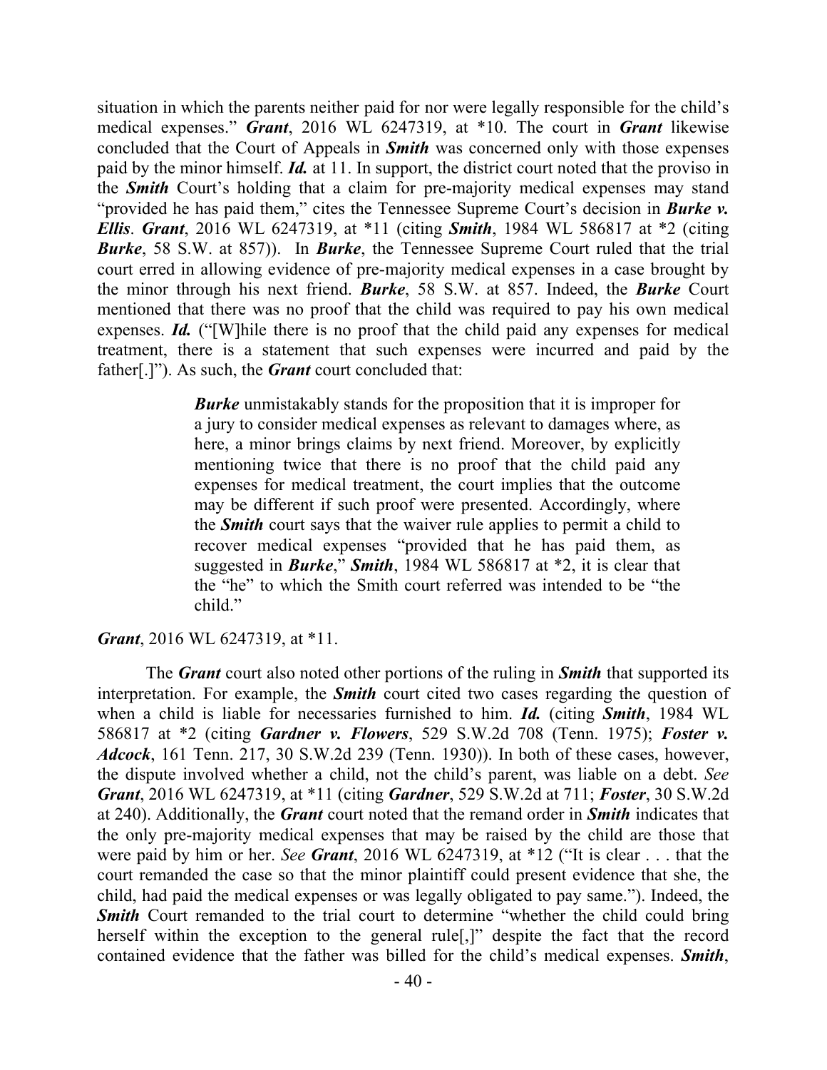situation in which the parents neither paid for nor were legally responsible for the child's medical expenses." ***Grant***, 2016 WL 6247319, at \*10. The court in ***Grant*** likewise concluded that the Court of Appeals in ***Smith*** was concerned only with those expenses paid by the minor himself. ***Id.*** at 11. In support, the district court noted that the proviso in the ***Smith*** Court's holding that a claim for pre-majority medical expenses may stand "provided he has paid them," cites the Tennessee Supreme Court's decision in ***Burke v. Ellis***. ***Grant***, 2016 WL 6247319, at \*11 (citing ***Smith***, 1984 WL 586817 at \*2 (citing ***Burke***, 58 S.W. at 857)). In ***Burke***, the Tennessee Supreme Court ruled that the trial court erred in allowing evidence of pre-majority medical expenses in a case brought by the minor through his next friend. ***Burke***, 58 S.W. at 857. Indeed, the ***Burke*** Court mentioned that there was no proof that the child was required to pay his own medical expenses. ***Id.*** ("[W]hile there is no proof that the child paid any expenses for medical treatment, there is a statement that such expenses were incurred and paid by the father[.]"). As such, the ***Grant*** court concluded that:

> ***Burke*** unmistakably stands for the proposition that it is improper for a jury to consider medical expenses as relevant to damages where, as here, a minor brings claims by next friend. Moreover, by explicitly mentioning twice that there is no proof that the child paid any expenses for medical treatment, the court implies that the outcome may be different if such proof were presented. Accordingly, where the ***Smith*** court says that the waiver rule applies to permit a child to recover medical expenses "provided that he has paid them, as suggested in ***Burke***," ***Smith***, 1984 WL 586817 at \*2, it is clear that the "he" to which the Smith court referred was intended to be "the child."

***Grant***, 2016 WL 6247319, at \*11.

The ***Grant*** court also noted other portions of the ruling in ***Smith*** that supported its interpretation. For example, the ***Smith*** court cited two cases regarding the question of when a child is liable for necessaries furnished to him. ***Id.*** (citing ***Smith***, 1984 WL 586817 at \*2 (citing ***Gardner v. Flowers***, 529 S.W.2d 708 (Tenn. 1975); ***Foster v. Adcock***, 161 Tenn. 217, 30 S.W.2d 239 (Tenn. 1930)). In both of these cases, however, the dispute involved whether a child, not the child's parent, was liable on a debt. *See* ***Grant***, 2016 WL 6247319, at \*11 (citing ***Gardner***, 529 S.W.2d at 711; ***Foster***, 30 S.W.2d at 240). Additionally, the ***Grant*** court noted that the remand order in ***Smith*** indicates that the only pre-majority medical expenses that may be raised by the child are those that were paid by him or her. *See* ***Grant***, 2016 WL 6247319, at \*12 ("It is clear . . . that the court remanded the case so that the minor plaintiff could present evidence that she, the child, had paid the medical expenses or was legally obligated to pay same."). Indeed, the ***Smith*** Court remanded to the trial court to determine "whether the child could bring herself within the exception to the general rule[,]" despite the fact that the record contained evidence that the father was billed for the child's medical expenses. ***Smith***,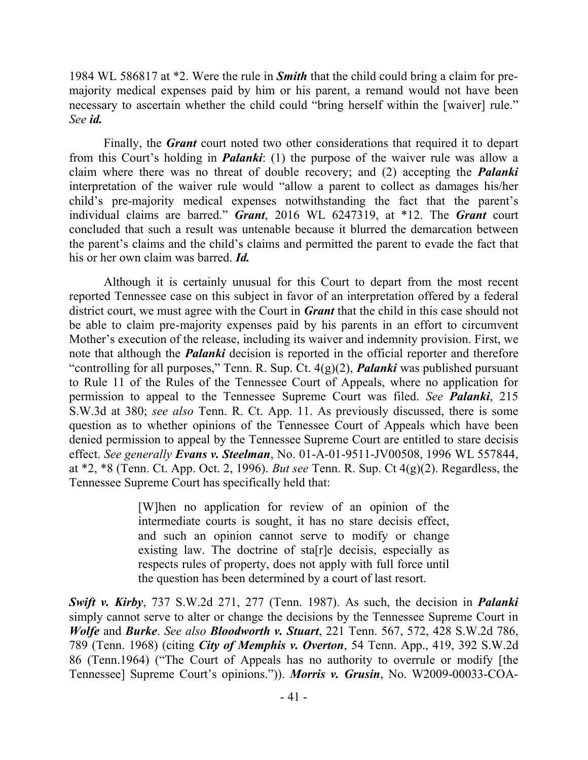1984 WL 586817 at *2. Were the rule in ***Smith*** that the child could bring a claim for pre-majority medical expenses paid by him or his parent, a remand would not have been necessary to ascertain whether the child could "bring herself within the [waiver] rule." *See* ***id.***

Finally, the ***Grant*** court noted two other considerations that required it to depart from this Court's holding in ***Palanki***: (1) the purpose of the waiver rule was allow a claim where there was no threat of double recovery; and (2) accepting the ***Palanki*** interpretation of the waiver rule would "allow a parent to collect as damages his/her child's pre-majority medical expenses notwithstanding the fact that the parent's individual claims are barred." ***Grant***, 2016 WL 6247319, at *12. The ***Grant*** court concluded that such a result was untenable because it blurred the demarcation between the parent's claims and the child's claims and permitted the parent to evade the fact that his or her own claim was barred. ***Id.***

Although it is certainly unusual for this Court to depart from the most recent reported Tennessee case on this subject in favor of an interpretation offered by a federal district court, we must agree with the Court in ***Grant*** that the child in this case should not be able to claim pre-majority expenses paid by his parents in an effort to circumvent Mother's execution of the release, including its waiver and indemnity provision. First, we note that although the ***Palanki*** decision is reported in the official reporter and therefore "controlling for all purposes," Tenn. R. Sup. Ct. 4(g)(2), ***Palanki*** was published pursuant to Rule 11 of the Rules of the Tennessee Court of Appeals, where no application for permission to appeal to the Tennessee Supreme Court was filed. *See* ***Palanki***, 215 S.W.3d at 380; *see also* Tenn. R. Ct. App. 11. As previously discussed, there is some question as to whether opinions of the Tennessee Court of Appeals which have been denied permission to appeal by the Tennessee Supreme Court are entitled to stare decisis effect. *See generally* ***Evans v. Steelman***, No. 01-A-01-9511-JV00508, 1996 WL 557844, at *2, *8 (Tenn. Ct. App. Oct. 2, 1996). *But see* Tenn. R. Sup. Ct 4(g)(2). Regardless, the Tennessee Supreme Court has specifically held that:

> [W]hen no application for review of an opinion of the intermediate courts is sought, it has no stare decisis effect, and such an opinion cannot serve to modify or change existing law. The doctrine of sta[r]e decisis, especially as respects rules of property, does not apply with full force until the question has been determined by a court of last resort.

***Swift v. Kirby***, 737 S.W.2d 271, 277 (Tenn. 1987). As such, the decision in ***Palanki*** simply cannot serve to alter or change the decisions by the Tennessee Supreme Court in ***Wolfe*** and ***Burke***. *See also* ***Bloodworth v. Stuart***, 221 Tenn. 567, 572, 428 S.W.2d 786, 789 (Tenn. 1968) (citing ***City of Memphis v. Overton***, 54 Tenn. App., 419, 392 S.W.2d 86 (Tenn.1964) ("The Court of Appeals has no authority to overrule or modify [the Tennessee] Supreme Court's opinions.")). ***Morris v. Grusin***, No. W2009-00033-COA-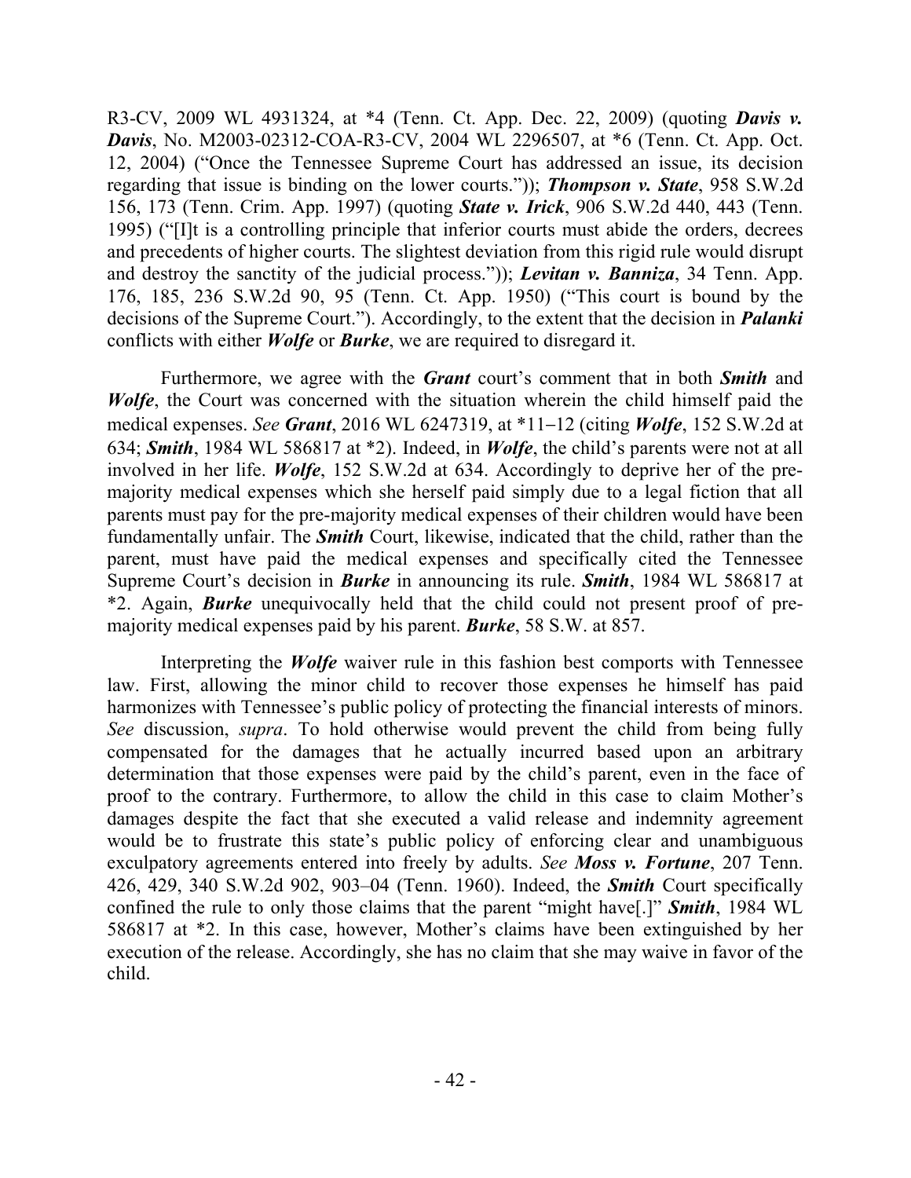R3-CV, 2009 WL 4931324, at *4 (Tenn. Ct. App. Dec. 22, 2009) (quoting ***Davis v. Davis***, No. M2003-02312-COA-R3-CV, 2004 WL 2296507, at *6 (Tenn. Ct. App. Oct. 12, 2004) ("Once the Tennessee Supreme Court has addressed an issue, its decision regarding that issue is binding on the lower courts.")); ***Thompson v. State***, 958 S.W.2d 156, 173 (Tenn. Crim. App. 1997) (quoting ***State v. Irick***, 906 S.W.2d 440, 443 (Tenn. 1995) ("[I]t is a controlling principle that inferior courts must abide the orders, decrees and precedents of higher courts. The slightest deviation from this rigid rule would disrupt and destroy the sanctity of the judicial process.")); ***Levitan v. Banniza***, 34 Tenn. App. 176, 185, 236 S.W.2d 90, 95 (Tenn. Ct. App. 1950) ("This court is bound by the decisions of the Supreme Court."). Accordingly, to the extent that the decision in ***Palanki*** conflicts with either ***Wolfe*** or ***Burke***, we are required to disregard it.

Furthermore, we agree with the ***Grant*** court's comment that in both ***Smith*** and ***Wolfe***, the Court was concerned with the situation wherein the child himself paid the medical expenses. *See* ***Grant***, 2016 WL 6247319, at *11–12 (citing ***Wolfe***, 152 S.W.2d at 634; ***Smith***, 1984 WL 586817 at *2). Indeed, in ***Wolfe***, the child's parents were not at all involved in her life. ***Wolfe***, 152 S.W.2d at 634. Accordingly to deprive her of the pre-majority medical expenses which she herself paid simply due to a legal fiction that all parents must pay for the pre-majority medical expenses of their children would have been fundamentally unfair. The ***Smith*** Court, likewise, indicated that the child, rather than the parent, must have paid the medical expenses and specifically cited the Tennessee Supreme Court's decision in ***Burke*** in announcing its rule. ***Smith***, 1984 WL 586817 at *2. Again, ***Burke*** unequivocally held that the child could not present proof of pre-majority medical expenses paid by his parent. ***Burke***, 58 S.W. at 857.

Interpreting the ***Wolfe*** waiver rule in this fashion best comports with Tennessee law. First, allowing the minor child to recover those expenses he himself has paid harmonizes with Tennessee's public policy of protecting the financial interests of minors. *See* discussion, *supra*. To hold otherwise would prevent the child from being fully compensated for the damages that he actually incurred based upon an arbitrary determination that those expenses were paid by the child's parent, even in the face of proof to the contrary. Furthermore, to allow the child in this case to claim Mother's damages despite the fact that she executed a valid release and indemnity agreement would be to frustrate this state's public policy of enforcing clear and unambiguous exculpatory agreements entered into freely by adults. *See* ***Moss v. Fortune***, 207 Tenn. 426, 429, 340 S.W.2d 902, 903–04 (Tenn. 1960). Indeed, the ***Smith*** Court specifically confined the rule to only those claims that the parent "might have[.]" ***Smith***, 1984 WL 586817 at *2. In this case, however, Mother's claims have been extinguished by her execution of the release. Accordingly, she has no claim that she may waive in favor of the child.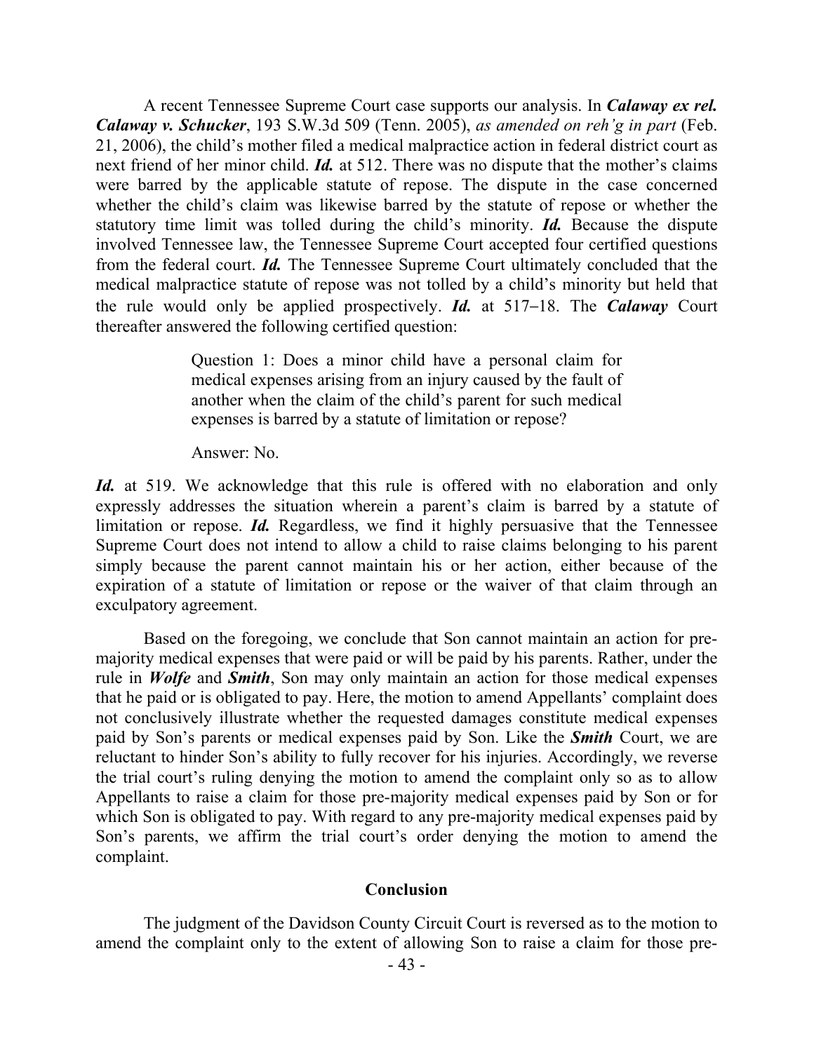A recent Tennessee Supreme Court case supports our analysis. In ***Calaway ex rel. Calaway v. Schucker***, 193 S.W.3d 509 (Tenn. 2005), *as amended on reh'g in part* (Feb. 21, 2006), the child's mother filed a medical malpractice action in federal district court as next friend of her minor child. ***Id.*** at 512. There was no dispute that the mother's claims were barred by the applicable statute of repose. The dispute in the case concerned whether the child's claim was likewise barred by the statute of repose or whether the statutory time limit was tolled during the child's minority. ***Id.*** Because the dispute involved Tennessee law, the Tennessee Supreme Court accepted four certified questions from the federal court. ***Id.*** The Tennessee Supreme Court ultimately concluded that the medical malpractice statute of repose was not tolled by a child's minority but held that the rule would only be applied prospectively. ***Id.*** at 517–18. The ***Calaway*** Court thereafter answered the following certified question:

> Question 1: Does a minor child have a personal claim for medical expenses arising from an injury caused by the fault of another when the claim of the child's parent for such medical expenses is barred by a statute of limitation or repose?
>
> Answer: No.

***Id.*** at 519. We acknowledge that this rule is offered with no elaboration and only expressly addresses the situation wherein a parent's claim is barred by a statute of limitation or repose. ***Id.*** Regardless, we find it highly persuasive that the Tennessee Supreme Court does not intend to allow a child to raise claims belonging to his parent simply because the parent cannot maintain his or her action, either because of the expiration of a statute of limitation or repose or the waiver of that claim through an exculpatory agreement.

Based on the foregoing, we conclude that Son cannot maintain an action for pre-majority medical expenses that were paid or will be paid by his parents. Rather, under the rule in ***Wolfe*** and ***Smith***, Son may only maintain an action for those medical expenses that he paid or is obligated to pay. Here, the motion to amend Appellants' complaint does not conclusively illustrate whether the requested damages constitute medical expenses paid by Son's parents or medical expenses paid by Son. Like the ***Smith*** Court, we are reluctant to hinder Son's ability to fully recover for his injuries. Accordingly, we reverse the trial court's ruling denying the motion to amend the complaint only so as to allow Appellants to raise a claim for those pre-majority medical expenses paid by Son or for which Son is obligated to pay. With regard to any pre-majority medical expenses paid by Son's parents, we affirm the trial court's order denying the motion to amend the complaint.

## Conclusion

The judgment of the Davidson County Circuit Court is reversed as to the motion to amend the complaint only to the extent of allowing Son to raise a claim for those pre-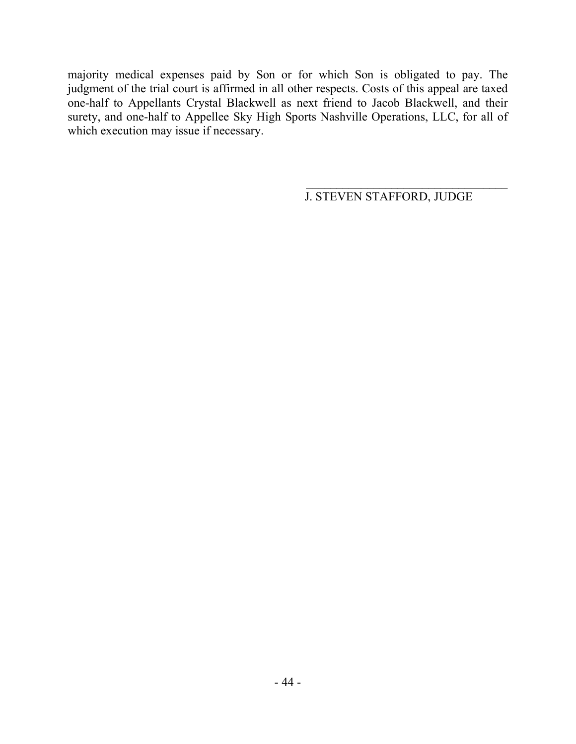majority medical expenses paid by Son or for which Son is obligated to pay. The judgment of the trial court is affirmed in all other respects. Costs of this appeal are taxed one-half to Appellants Crystal Blackwell as next friend to Jacob Blackwell, and their surety, and one-half to Appellee Sky High Sports Nashville Operations, LLC, for all of which execution may issue if necessary.

\_\_\_\_\_\_\_\_\_\_\_\_\_\_\_\_\_\_\_\_\_\_\_\_\_\_\_\_\_\_\_\_\_\_\_\_

J. STEVEN STAFFORD, JUDGE